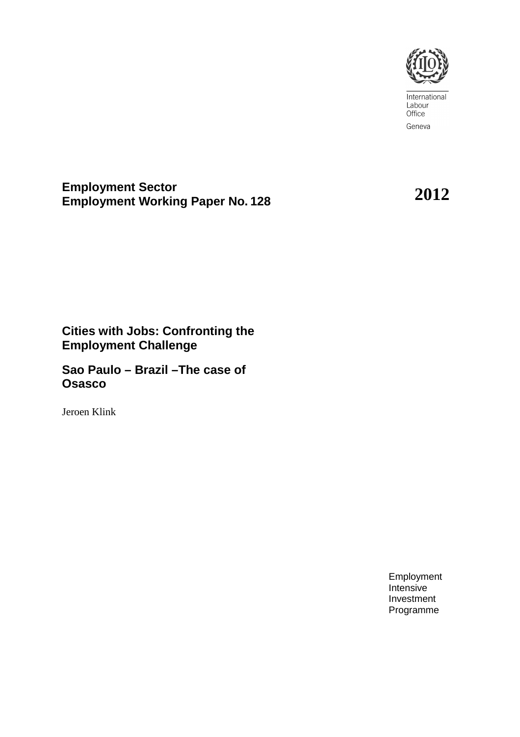International Labour Office

Geneva

**Employment Sector**
**Employment Working Paper No. 128**

**2012**

# Cities with Jobs: Confronting the Employment Challenge

## Sao Paulo – Brazil –The case of Osasco

Jeroen Klink

Employment Intensive Investment Programme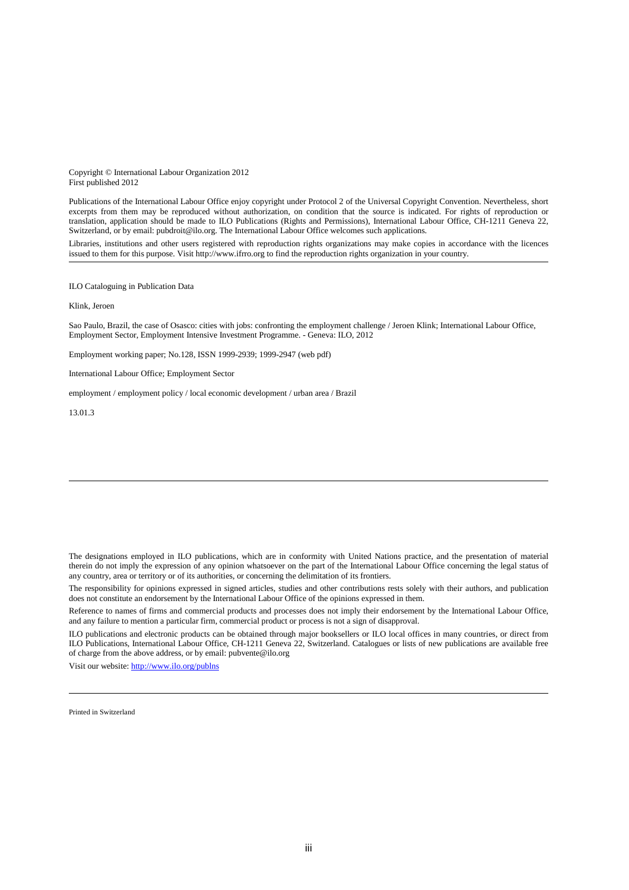Copyright © International Labour Organization 2012
First published 2012

Publications of the International Labour Office enjoy copyright under Protocol 2 of the Universal Copyright Convention. Nevertheless, short excerpts from them may be reproduced without authorization, on condition that the source is indicated. For rights of reproduction or translation, application should be made to ILO Publications (Rights and Permissions), International Labour Office, CH-1211 Geneva 22, Switzerland, or by email: pubdroit@ilo.org. The International Labour Office welcomes such applications.

Libraries, institutions and other users registered with reproduction rights organizations may make copies in accordance with the licences issued to them for this purpose. Visit http://www.ifrro.org to find the reproduction rights organization in your country.

---

ILO Cataloguing in Publication Data

Klink, Jeroen

Sao Paulo, Brazil, the case of Osasco: cities with jobs: confronting the employment challenge / Jeroen Klink; International Labour Office, Employment Sector, Employment Intensive Investment Programme. - Geneva: ILO, 2012

Employment working paper; No.128, ISSN 1999-2939; 1999-2947 (web pdf)

International Labour Office; Employment Sector

employment / employment policy / local economic development / urban area / Brazil

13.01.3

---

The designations employed in ILO publications, which are in conformity with United Nations practice, and the presentation of material therein do not imply the expression of any opinion whatsoever on the part of the International Labour Office concerning the legal status of any country, area or territory or of its authorities, or concerning the delimitation of its frontiers.

The responsibility for opinions expressed in signed articles, studies and other contributions rests solely with their authors, and publication does not constitute an endorsement by the International Labour Office of the opinions expressed in them.

Reference to names of firms and commercial products and processes does not imply their endorsement by the International Labour Office, and any failure to mention a particular firm, commercial product or process is not a sign of disapproval.

ILO publications and electronic products can be obtained through major booksellers or ILO local offices in many countries, or direct from ILO Publications, International Labour Office, CH-1211 Geneva 22, Switzerland. Catalogues or lists of new publications are available free of charge from the above address, or by email: pubvente@ilo.org

Visit our website: http://www.ilo.org/publns

---

Printed in Switzerland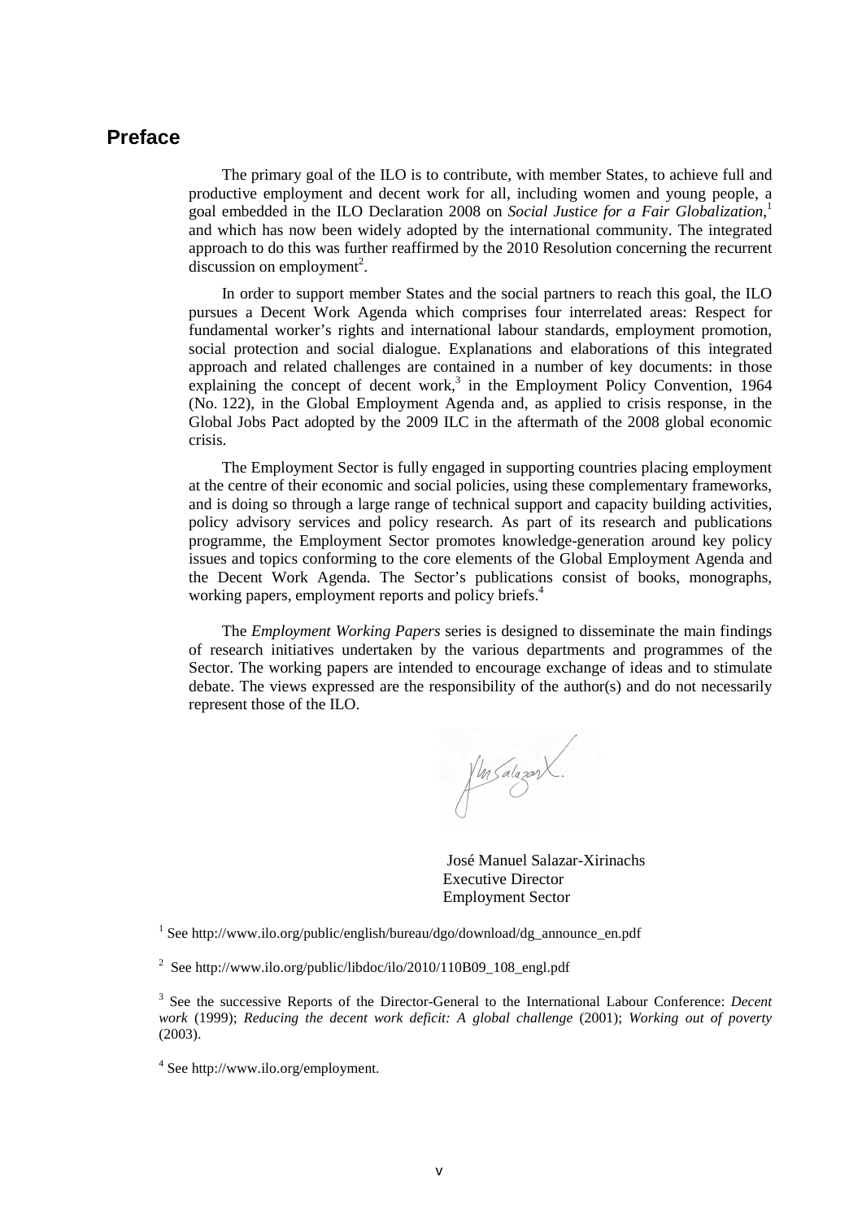## Preface

The primary goal of the ILO is to contribute, with member States, to achieve full and productive employment and decent work for all, including women and young people, a goal embedded in the ILO Declaration 2008 on *Social Justice for a Fair Globalization*,[1] and which has now been widely adopted by the international community. The integrated approach to do this was further reaffirmed by the 2010 Resolution concerning the recurrent discussion on employment[2].

In order to support member States and the social partners to reach this goal, the ILO pursues a Decent Work Agenda which comprises four interrelated areas: Respect for fundamental worker's rights and international labour standards, employment promotion, social protection and social dialogue. Explanations and elaborations of this integrated approach and related challenges are contained in a number of key documents: in those explaining the concept of decent work,[3] in the Employment Policy Convention, 1964 (No. 122), in the Global Employment Agenda and, as applied to crisis response, in the Global Jobs Pact adopted by the 2009 ILC in the aftermath of the 2008 global economic crisis.

The Employment Sector is fully engaged in supporting countries placing employment at the centre of their economic and social policies, using these complementary frameworks, and is doing so through a large range of technical support and capacity building activities, policy advisory services and policy research. As part of its research and publications programme, the Employment Sector promotes knowledge-generation around key policy issues and topics conforming to the core elements of the Global Employment Agenda and the Decent Work Agenda. The Sector's publications consist of books, monographs, working papers, employment reports and policy briefs.[4]

The *Employment Working Papers* series is designed to disseminate the main findings of research initiatives undertaken by the various departments and programmes of the Sector. The working papers are intended to encourage exchange of ideas and to stimulate debate. The views expressed are the responsibility of the author(s) and do not necessarily represent those of the ILO.

José Manuel Salazar-Xirinachs
Executive Director
Employment Sector

[1] See http://www.ilo.org/public/english/bureau/dgo/download/dg_announce_en.pdf

[2] See http://www.ilo.org/public/libdoc/ilo/2010/110B09_108_engl.pdf

[3] See the successive Reports of the Director-General to the International Labour Conference: *Decent work* (1999); *Reducing the decent work deficit: A global challenge* (2001); *Working out of poverty* (2003).

[4] See http://www.ilo.org/employment.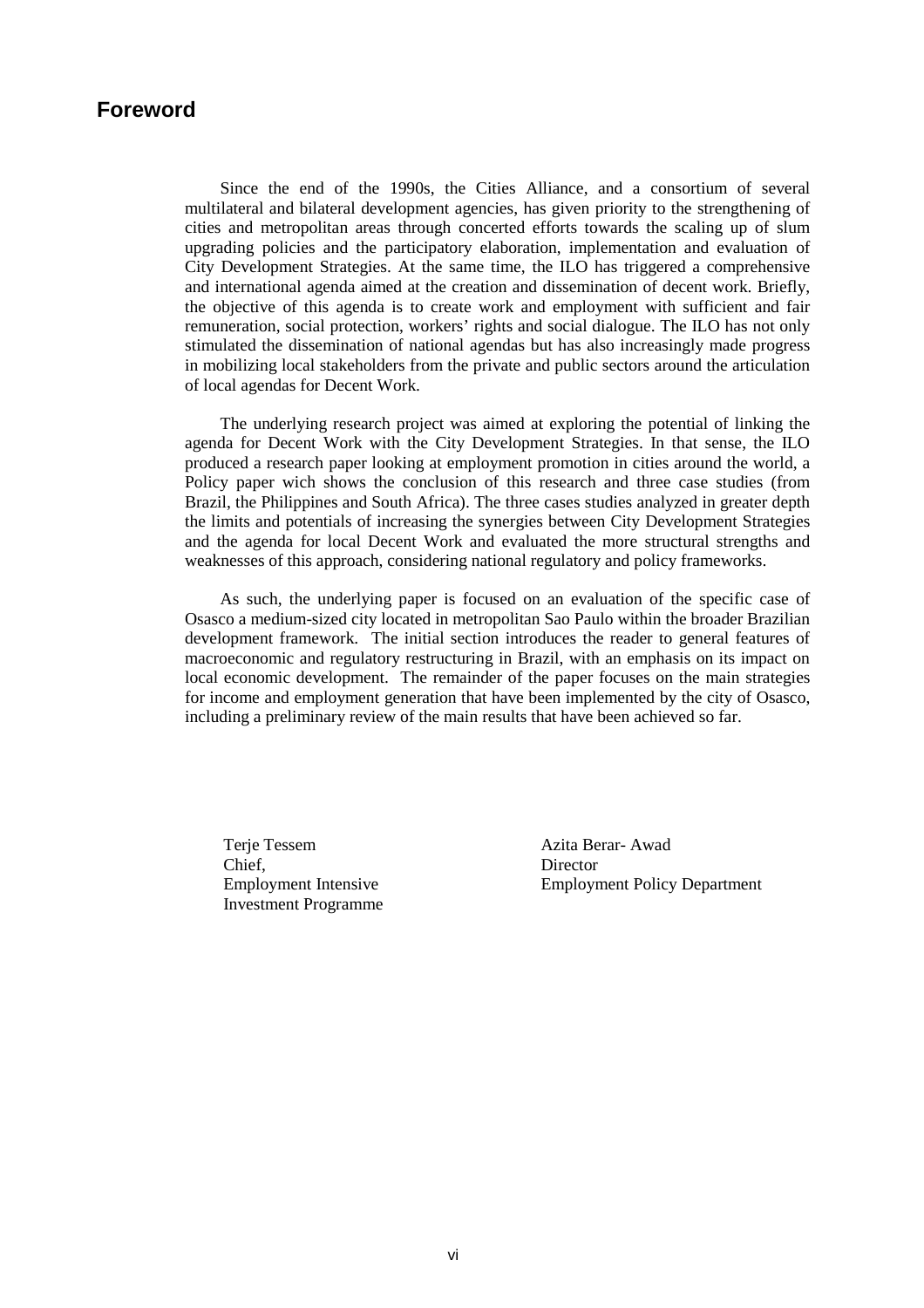## Foreword

Since the end of the 1990s, the Cities Alliance, and a consortium of several multilateral and bilateral development agencies, has given priority to the strengthening of cities and metropolitan areas through concerted efforts towards the scaling up of slum upgrading policies and the participatory elaboration, implementation and evaluation of City Development Strategies. At the same time, the ILO has triggered a comprehensive and international agenda aimed at the creation and dissemination of decent work. Briefly, the objective of this agenda is to create work and employment with sufficient and fair remuneration, social protection, workers' rights and social dialogue. The ILO has not only stimulated the dissemination of national agendas but has also increasingly made progress in mobilizing local stakeholders from the private and public sectors around the articulation of local agendas for Decent Work.

The underlying research project was aimed at exploring the potential of linking the agenda for Decent Work with the City Development Strategies. In that sense, the ILO produced a research paper looking at employment promotion in cities around the world, a Policy paper wich shows the conclusion of this research and three case studies (from Brazil, the Philippines and South Africa). The three cases studies analyzed in greater depth the limits and potentials of increasing the synergies between City Development Strategies and the agenda for local Decent Work and evaluated the more structural strengths and weaknesses of this approach, considering national regulatory and policy frameworks.

As such, the underlying paper is focused on an evaluation of the specific case of Osasco a medium-sized city located in metropolitan Sao Paulo within the broader Brazilian development framework. The initial section introduces the reader to general features of macroeconomic and regulatory restructuring in Brazil, with an emphasis on its impact on local economic development. The remainder of the paper focuses on the main strategies for income and employment generation that have been implemented by the city of Osasco, including a preliminary review of the main results that have been achieved so far.

Terje Tessem
Chief,
Employment Intensive
Investment Programme

Azita Berar- Awad
Director
Employment Policy Department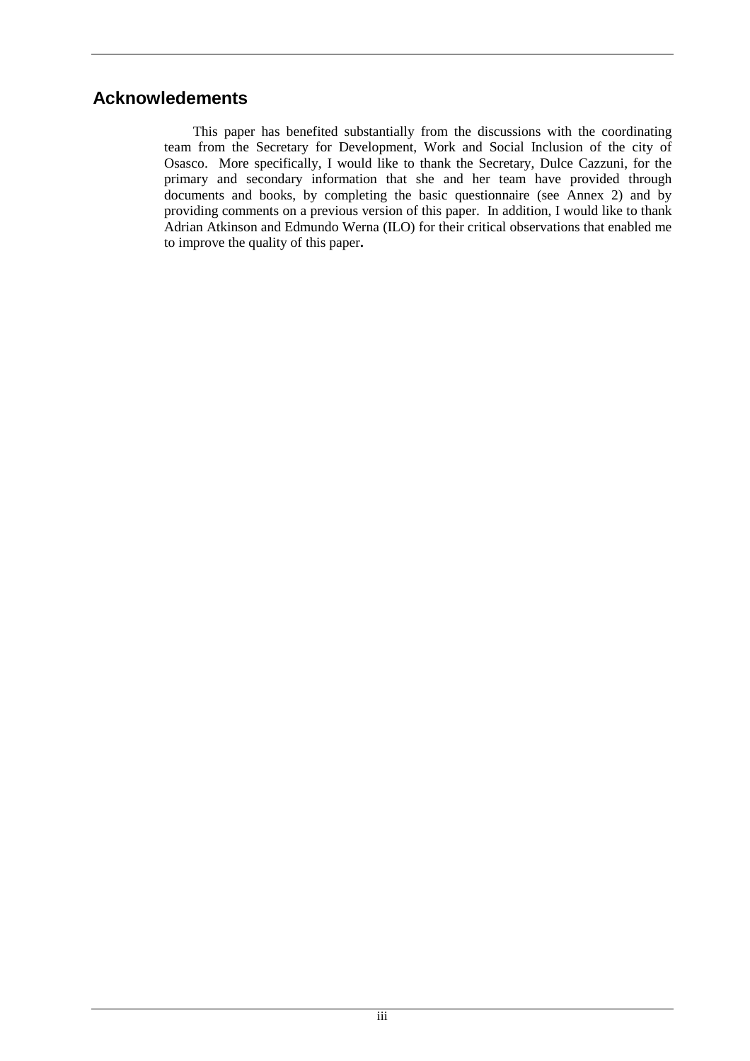## Acknowledements

This paper has benefited substantially from the discussions with the coordinating team from the Secretary for Development, Work and Social Inclusion of the city of Osasco. More specifically, I would like to thank the Secretary, Dulce Cazzuni, for the primary and secondary information that she and her team have provided through documents and books, by completing the basic questionnaire (see Annex 2) and by providing comments on a previous version of this paper. In addition, I would like to thank Adrian Atkinson and Edmundo Werna (ILO) for their critical observations that enabled me to improve the quality of this paper**.**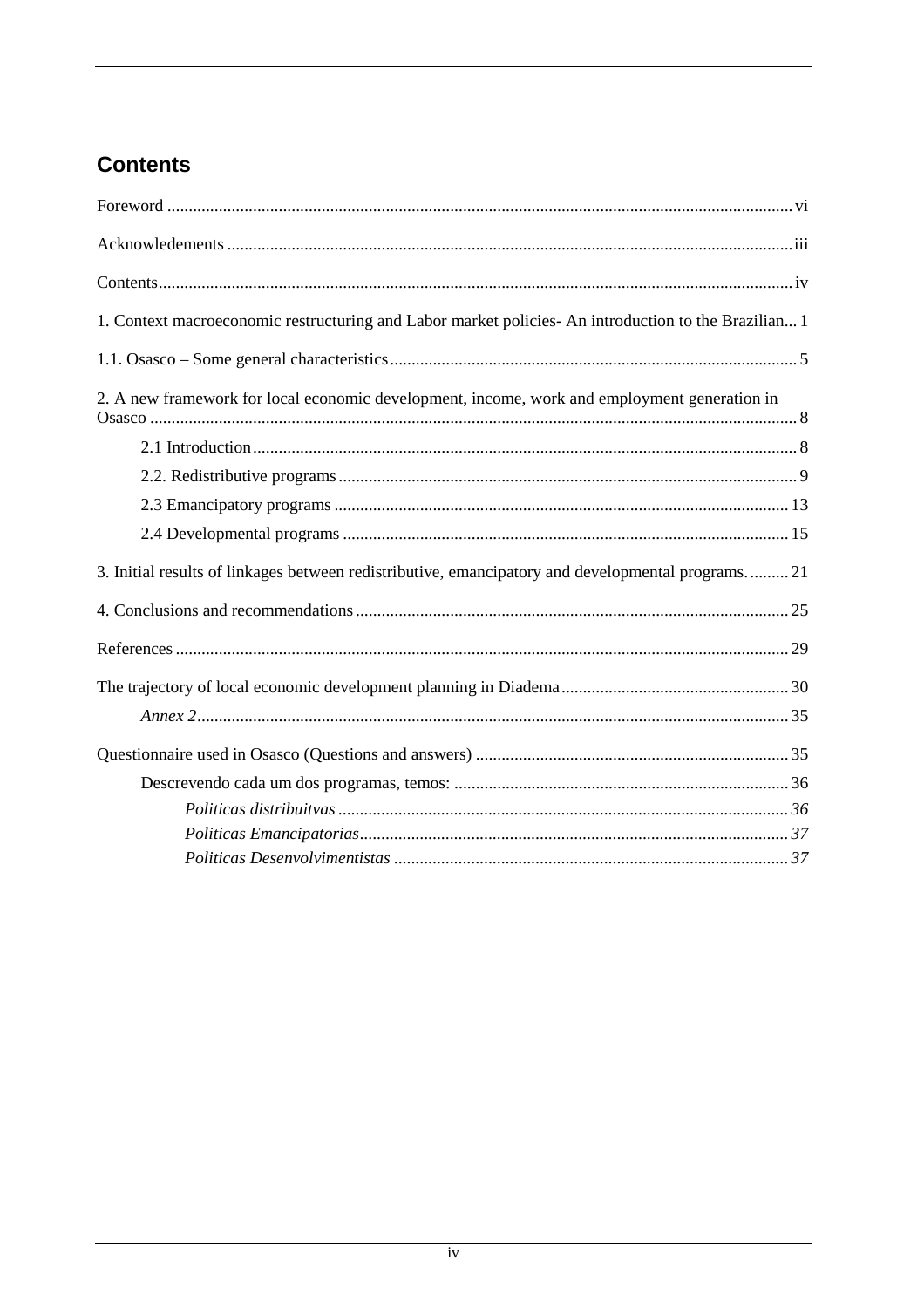## Contents

Foreword ................................................................................................................................................ vi

Acknowledements ................................................................................................................................... iii

Contents.................................................................................................................................................. iv

1. Context macroeconomic restructuring and Labor market policies- An introduction to the Brazilian... 1

1.1. Osasco – Some general characteristics.............................................................................................. 5

2. A new framework for local economic development, income, work and employment generation in Osasco ..................................................................................................................................................... 8

  2.1 Introduction............................................................................................................................. 8

  2.2. Redistributive programs ......................................................................................................... 9

  2.3 Emancipatory programs ........................................................................................................ 13

  2.4 Developmental programs ...................................................................................................... 15

3. Initial results of linkages between redistributive, emancipatory and developmental programs. ......... 21

4. Conclusions and recommendations .................................................................................................... 25

References ............................................................................................................................................. 29

The trajectory of local economic development planning in Diadema.................................................... 30

  *Annex 2*......................................................................................................................................... 35

Questionnaire used in Osasco (Questions and answers) ........................................................................ 35

  Descrevendo cada um dos programas, temos: ............................................................................ 36

    *Politicas distribuitvas* ........................................................................................................ *36*

    *Politicas Emancipatorias*................................................................................................... *37*

    *Politicas Desenvolvimentistas* .......................................................................................... *37*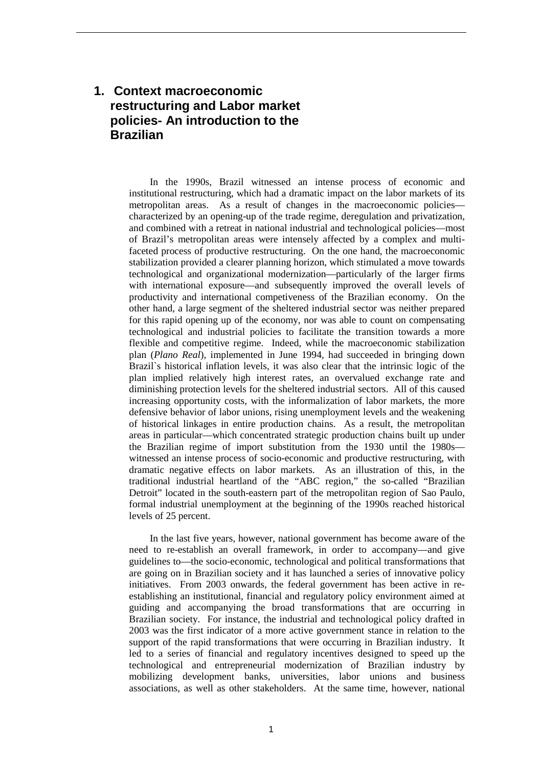# 1. Context macroeconomic restructuring and Labor market policies- An introduction to the Brazilian

In the 1990s, Brazil witnessed an intense process of economic and institutional restructuring, which had a dramatic impact on the labor markets of its metropolitan areas. As a result of changes in the macroeconomic policies—characterized by an opening-up of the trade regime, deregulation and privatization, and combined with a retreat in national industrial and technological policies—most of Brazil's metropolitan areas were intensely affected by a complex and multi-faceted process of productive restructuring. On the one hand, the macroeconomic stabilization provided a clearer planning horizon, which stimulated a move towards technological and organizational modernization—particularly of the larger firms with international exposure—and subsequently improved the overall levels of productivity and international competiveness of the Brazilian economy. On the other hand, a large segment of the sheltered industrial sector was neither prepared for this rapid opening up of the economy, nor was able to count on compensating technological and industrial policies to facilitate the transition towards a more flexible and competitive regime. Indeed, while the macroeconomic stabilization plan (*Plano Real*), implemented in June 1994, had succeeded in bringing down Brazil`s historical inflation levels, it was also clear that the intrinsic logic of the plan implied relatively high interest rates, an overvalued exchange rate and diminishing protection levels for the sheltered industrial sectors. All of this caused increasing opportunity costs, with the informalization of labor markets, the more defensive behavior of labor unions, rising unemployment levels and the weakening of historical linkages in entire production chains. As a result, the metropolitan areas in particular—which concentrated strategic production chains built up under the Brazilian regime of import substitution from the 1930 until the 1980s—witnessed an intense process of socio-economic and productive restructuring, with dramatic negative effects on labor markets. As an illustration of this, in the traditional industrial heartland of the "ABC region," the so-called "Brazilian Detroit" located in the south-eastern part of the metropolitan region of Sao Paulo, formal industrial unemployment at the beginning of the 1990s reached historical levels of 25 percent.

In the last five years, however, national government has become aware of the need to re-establish an overall framework, in order to accompany—and give guidelines to—the socio-economic, technological and political transformations that are going on in Brazilian society and it has launched a series of innovative policy initiatives. From 2003 onwards, the federal government has been active in re-establishing an institutional, financial and regulatory policy environment aimed at guiding and accompanying the broad transformations that are occurring in Brazilian society. For instance, the industrial and technological policy drafted in 2003 was the first indicator of a more active government stance in relation to the support of the rapid transformations that were occurring in Brazilian industry. It led to a series of financial and regulatory incentives designed to speed up the technological and entrepreneurial modernization of Brazilian industry by mobilizing development banks, universities, labor unions and business associations, as well as other stakeholders. At the same time, however, national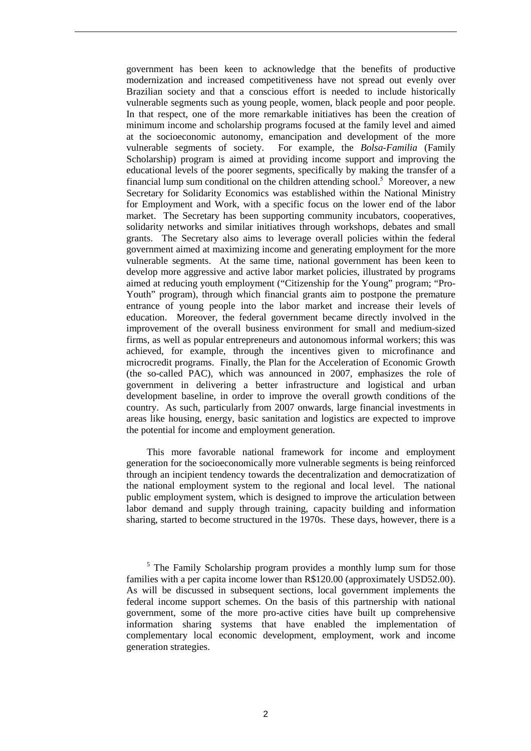government has been keen to acknowledge that the benefits of productive modernization and increased competitiveness have not spread out evenly over Brazilian society and that a conscious effort is needed to include historically vulnerable segments such as young people, women, black people and poor people. In that respect, one of the more remarkable initiatives has been the creation of minimum income and scholarship programs focused at the family level and aimed at the socioeconomic autonomy, emancipation and development of the more vulnerable segments of society. For example, the *Bolsa-Familia* (Family Scholarship) program is aimed at providing income support and improving the educational levels of the poorer segments, specifically by making the transfer of a financial lump sum conditional on the children attending school.[5] Moreover, a new Secretary for Solidarity Economics was established within the National Ministry for Employment and Work, with a specific focus on the lower end of the labor market. The Secretary has been supporting community incubators, cooperatives, solidarity networks and similar initiatives through workshops, debates and small grants. The Secretary also aims to leverage overall policies within the federal government aimed at maximizing income and generating employment for the more vulnerable segments. At the same time, national government has been keen to develop more aggressive and active labor market policies, illustrated by programs aimed at reducing youth employment ("Citizenship for the Young" program; "Pro-Youth" program), through which financial grants aim to postpone the premature entrance of young people into the labor market and increase their levels of education. Moreover, the federal government became directly involved in the improvement of the overall business environment for small and medium-sized firms, as well as popular entrepreneurs and autonomous informal workers; this was achieved, for example, through the incentives given to microfinance and microcredit programs. Finally, the Plan for the Acceleration of Economic Growth (the so-called PAC), which was announced in 2007, emphasizes the role of government in delivering a better infrastructure and logistical and urban development baseline, in order to improve the overall growth conditions of the country. As such, particularly from 2007 onwards, large financial investments in areas like housing, energy, basic sanitation and logistics are expected to improve the potential for income and employment generation.

This more favorable national framework for income and employment generation for the socioeconomically more vulnerable segments is being reinforced through an incipient tendency towards the decentralization and democratization of the national employment system to the regional and local level. The national public employment system, which is designed to improve the articulation between labor demand and supply through training, capacity building and information sharing, started to become structured in the 1970s. These days, however, there is a

[5] The Family Scholarship program provides a monthly lump sum for those families with a per capita income lower than R$120.00 (approximately USD52.00). As will be discussed in subsequent sections, local government implements the federal income support schemes. On the basis of this partnership with national government, some of the more pro-active cities have built up comprehensive information sharing systems that have enabled the implementation of complementary local economic development, employment, work and income generation strategies.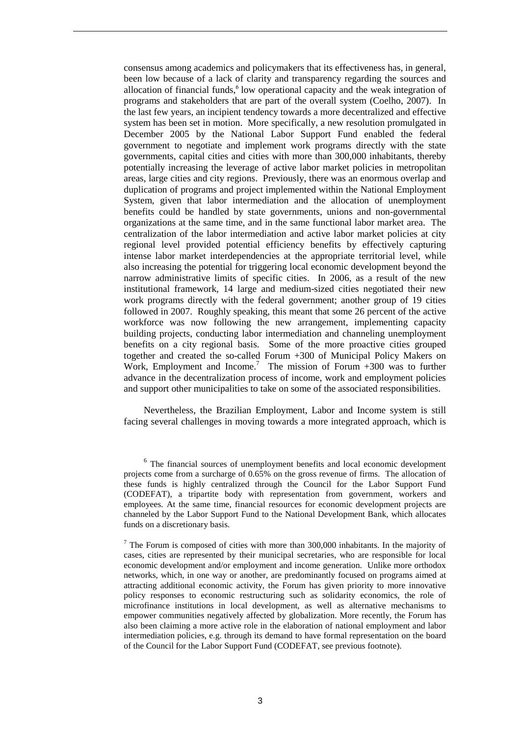consensus among academics and policymakers that its effectiveness has, in general, been low because of a lack of clarity and transparency regarding the sources and allocation of financial funds,[6] low operational capacity and the weak integration of programs and stakeholders that are part of the overall system (Coelho, 2007). In the last few years, an incipient tendency towards a more decentralized and effective system has been set in motion. More specifically, a new resolution promulgated in December 2005 by the National Labor Support Fund enabled the federal government to negotiate and implement work programs directly with the state governments, capital cities and cities with more than 300,000 inhabitants, thereby potentially increasing the leverage of active labor market policies in metropolitan areas, large cities and city regions. Previously, there was an enormous overlap and duplication of programs and project implemented within the National Employment System, given that labor intermediation and the allocation of unemployment benefits could be handled by state governments, unions and non-governmental organizations at the same time, and in the same functional labor market area. The centralization of the labor intermediation and active labor market policies at city regional level provided potential efficiency benefits by effectively capturing intense labor market interdependencies at the appropriate territorial level, while also increasing the potential for triggering local economic development beyond the narrow administrative limits of specific cities. In 2006, as a result of the new institutional framework, 14 large and medium-sized cities negotiated their new work programs directly with the federal government; another group of 19 cities followed in 2007. Roughly speaking, this meant that some 26 percent of the active workforce was now following the new arrangement, implementing capacity building projects, conducting labor intermediation and channeling unemployment benefits on a city regional basis. Some of the more proactive cities grouped together and created the so-called Forum +300 of Municipal Policy Makers on Work, Employment and Income.[7] The mission of Forum +300 was to further advance in the decentralization process of income, work and employment policies and support other municipalities to take on some of the associated responsibilities.

Nevertheless, the Brazilian Employment, Labor and Income system is still facing several challenges in moving towards a more integrated approach, which is

[6] The financial sources of unemployment benefits and local economic development projects come from a surcharge of 0.65% on the gross revenue of firms. The allocation of these funds is highly centralized through the Council for the Labor Support Fund (CODEFAT), a tripartite body with representation from government, workers and employees. At the same time, financial resources for economic development projects are channeled by the Labor Support Fund to the National Development Bank, which allocates funds on a discretionary basis.

[7] The Forum is composed of cities with more than 300,000 inhabitants. In the majority of cases, cities are represented by their municipal secretaries, who are responsible for local economic development and/or employment and income generation. Unlike more orthodox networks, which, in one way or another, are predominantly focused on programs aimed at attracting additional economic activity, the Forum has given priority to more innovative policy responses to economic restructuring such as solidarity economics, the role of microfinance institutions in local development, as well as alternative mechanisms to empower communities negatively affected by globalization. More recently, the Forum has also been claiming a more active role in the elaboration of national employment and labor intermediation policies, e.g. through its demand to have formal representation on the board of the Council for the Labor Support Fund (CODEFAT, see previous footnote).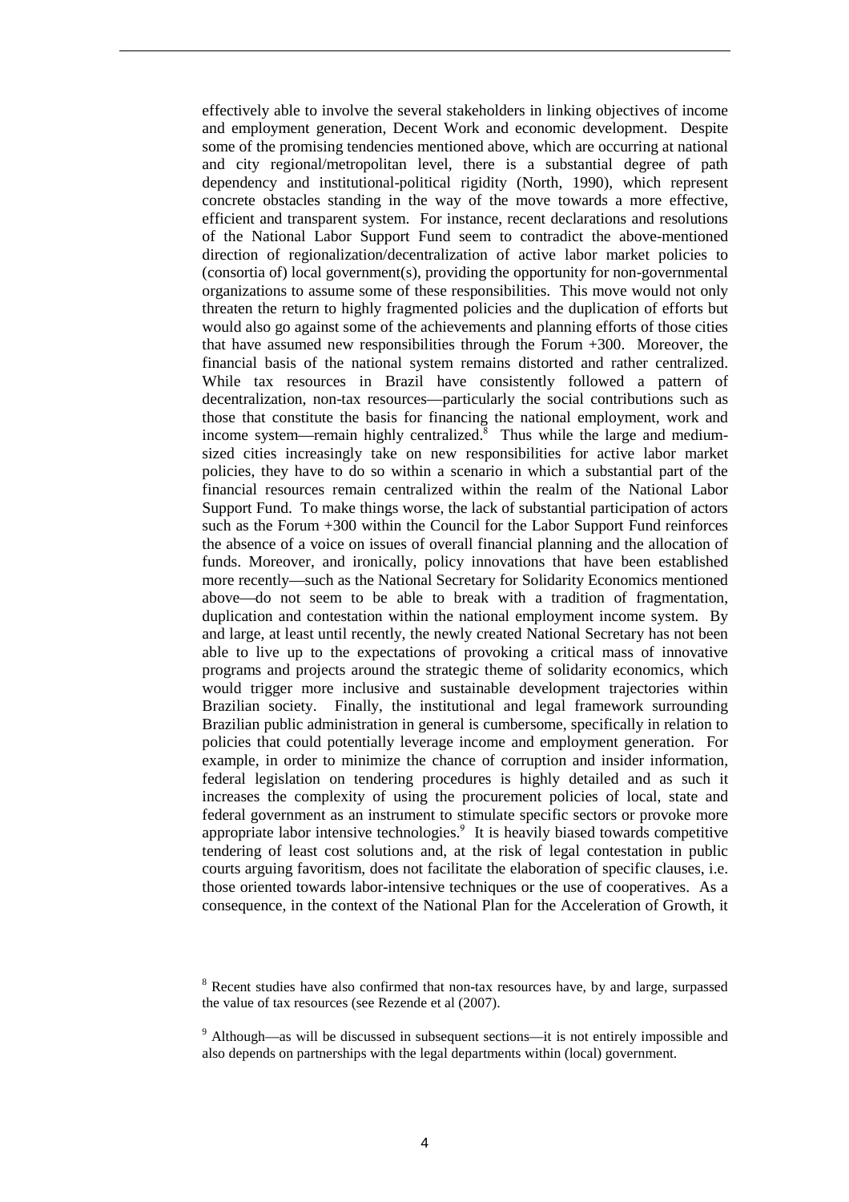effectively able to involve the several stakeholders in linking objectives of income and employment generation, Decent Work and economic development. Despite some of the promising tendencies mentioned above, which are occurring at national and city regional/metropolitan level, there is a substantial degree of path dependency and institutional-political rigidity (North, 1990), which represent concrete obstacles standing in the way of the move towards a more effective, efficient and transparent system. For instance, recent declarations and resolutions of the National Labor Support Fund seem to contradict the above-mentioned direction of regionalization/decentralization of active labor market policies to (consortia of) local government(s), providing the opportunity for non-governmental organizations to assume some of these responsibilities. This move would not only threaten the return to highly fragmented policies and the duplication of efforts but would also go against some of the achievements and planning efforts of those cities that have assumed new responsibilities through the Forum +300. Moreover, the financial basis of the national system remains distorted and rather centralized. While tax resources in Brazil have consistently followed a pattern of decentralization, non-tax resources—particularly the social contributions such as those that constitute the basis for financing the national employment, work and income system—remain highly centralized.[8] Thus while the large and medium-sized cities increasingly take on new responsibilities for active labor market policies, they have to do so within a scenario in which a substantial part of the financial resources remain centralized within the realm of the National Labor Support Fund. To make things worse, the lack of substantial participation of actors such as the Forum +300 within the Council for the Labor Support Fund reinforces the absence of a voice on issues of overall financial planning and the allocation of funds. Moreover, and ironically, policy innovations that have been established more recently—such as the National Secretary for Solidarity Economics mentioned above—do not seem to be able to break with a tradition of fragmentation, duplication and contestation within the national employment income system. By and large, at least until recently, the newly created National Secretary has not been able to live up to the expectations of provoking a critical mass of innovative programs and projects around the strategic theme of solidarity economics, which would trigger more inclusive and sustainable development trajectories within Brazilian society. Finally, the institutional and legal framework surrounding Brazilian public administration in general is cumbersome, specifically in relation to policies that could potentially leverage income and employment generation. For example, in order to minimize the chance of corruption and insider information, federal legislation on tendering procedures is highly detailed and as such it increases the complexity of using the procurement policies of local, state and federal government as an instrument to stimulate specific sectors or provoke more appropriate labor intensive technologies.[9] It is heavily biased towards competitive tendering of least cost solutions and, at the risk of legal contestation in public courts arguing favoritism, does not facilitate the elaboration of specific clauses, i.e. those oriented towards labor-intensive techniques or the use of cooperatives. As a consequence, in the context of the National Plan for the Acceleration of Growth, it

[8] Recent studies have also confirmed that non-tax resources have, by and large, surpassed the value of tax resources (see Rezende et al (2007).

[9] Although—as will be discussed in subsequent sections—it is not entirely impossible and also depends on partnerships with the legal departments within (local) government.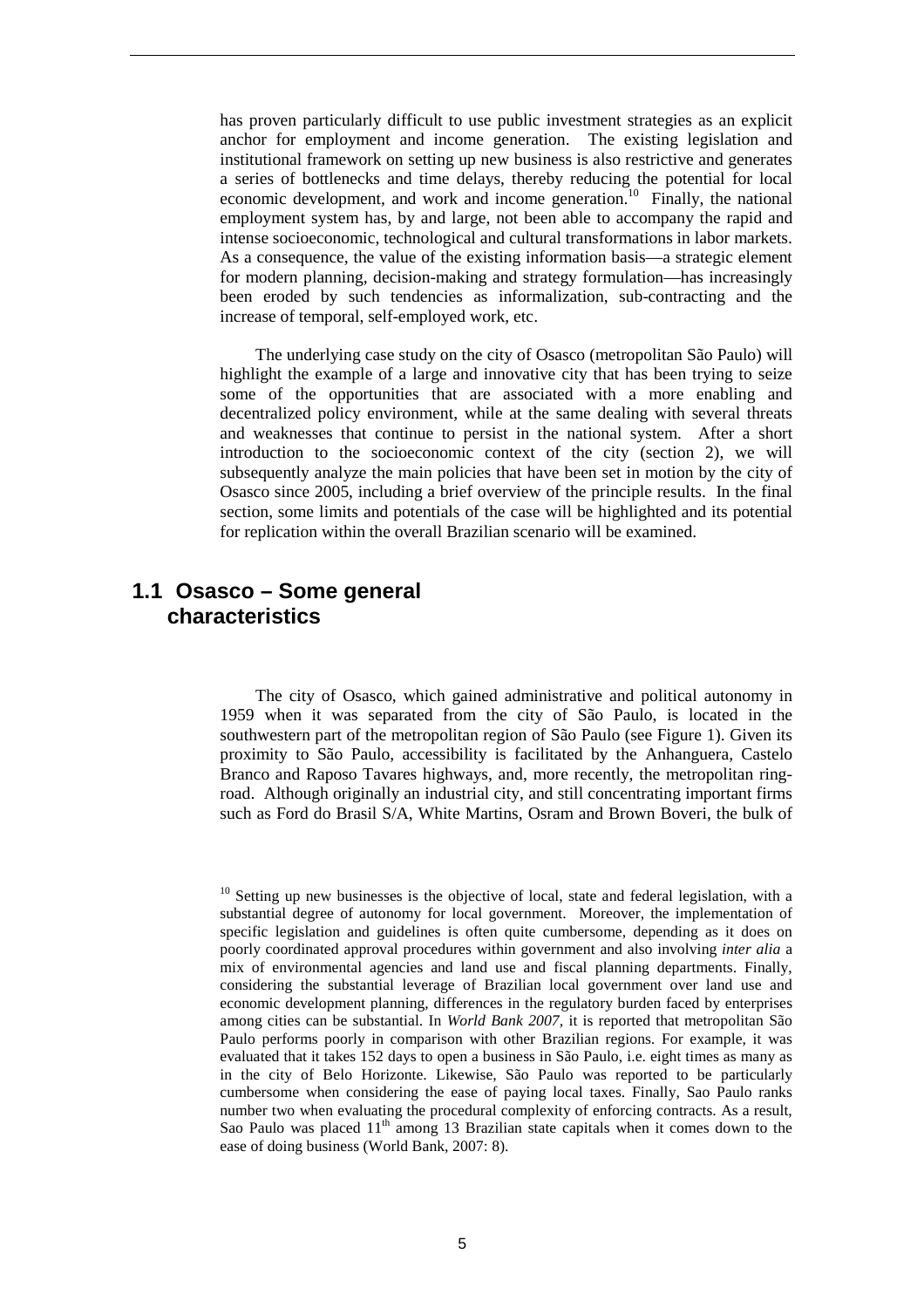has proven particularly difficult to use public investment strategies as an explicit anchor for employment and income generation. The existing legislation and institutional framework on setting up new business is also restrictive and generates a series of bottlenecks and time delays, thereby reducing the potential for local economic development, and work and income generation.[10] Finally, the national employment system has, by and large, not been able to accompany the rapid and intense socioeconomic, technological and cultural transformations in labor markets. As a consequence, the value of the existing information basis—a strategic element for modern planning, decision-making and strategy formulation—has increasingly been eroded by such tendencies as informalization, sub-contracting and the increase of temporal, self-employed work, etc.

The underlying case study on the city of Osasco (metropolitan São Paulo) will highlight the example of a large and innovative city that has been trying to seize some of the opportunities that are associated with a more enabling and decentralized policy environment, while at the same dealing with several threats and weaknesses that continue to persist in the national system. After a short introduction to the socioeconomic context of the city (section 2), we will subsequently analyze the main policies that have been set in motion by the city of Osasco since 2005, including a brief overview of the principle results. In the final section, some limits and potentials of the case will be highlighted and its potential for replication within the overall Brazilian scenario will be examined.

## 1.1 Osasco – Some general characteristics

The city of Osasco, which gained administrative and political autonomy in 1959 when it was separated from the city of São Paulo, is located in the southwestern part of the metropolitan region of São Paulo (see Figure 1). Given its proximity to São Paulo, accessibility is facilitated by the Anhanguera, Castelo Branco and Raposo Tavares highways, and, more recently, the metropolitan ring-road. Although originally an industrial city, and still concentrating important firms such as Ford do Brasil S/A, White Martins, Osram and Brown Boveri, the bulk of

[10] Setting up new businesses is the objective of local, state and federal legislation, with a substantial degree of autonomy for local government. Moreover, the implementation of specific legislation and guidelines is often quite cumbersome, depending as it does on poorly coordinated approval procedures within government and also involving *inter alia* a mix of environmental agencies and land use and fiscal planning departments. Finally, considering the substantial leverage of Brazilian local government over land use and economic development planning, differences in the regulatory burden faced by enterprises among cities can be substantial. In *World Bank 2007*, it is reported that metropolitan São Paulo performs poorly in comparison with other Brazilian regions. For example, it was evaluated that it takes 152 days to open a business in São Paulo, i.e. eight times as many as in the city of Belo Horizonte. Likewise, São Paulo was reported to be particularly cumbersome when considering the ease of paying local taxes. Finally, Sao Paulo ranks number two when evaluating the procedural complexity of enforcing contracts. As a result, Sao Paulo was placed 11th among 13 Brazilian state capitals when it comes down to the ease of doing business (World Bank, 2007: 8).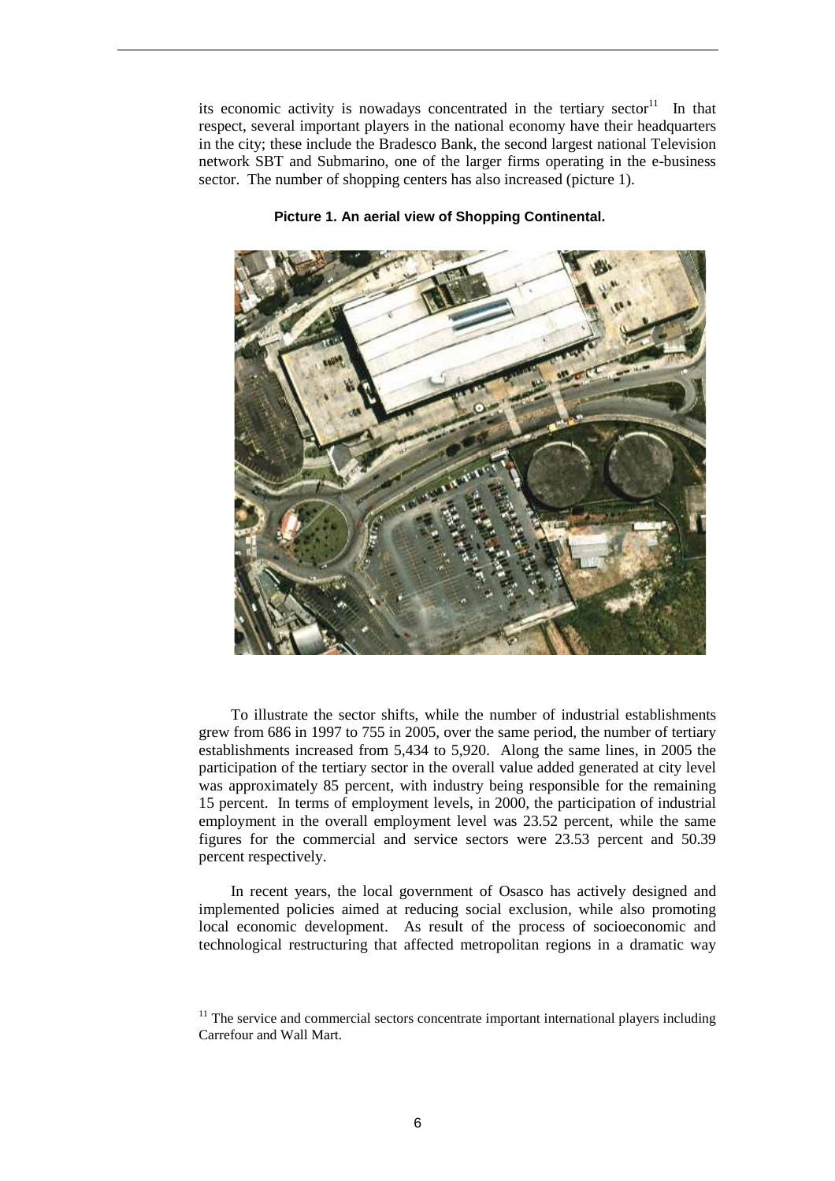its economic activity is nowadays concentrated in the tertiary sector[11] In that respect, several important players in the national economy have their headquarters in the city; these include the Bradesco Bank, the second largest national Television network SBT and Submarino, one of the larger firms operating in the e-business sector. The number of shopping centers has also increased (picture 1).

**Picture 1. An aerial view of Shopping Continental.**

To illustrate the sector shifts, while the number of industrial establishments grew from 686 in 1997 to 755 in 2005, over the same period, the number of tertiary establishments increased from 5,434 to 5,920. Along the same lines, in 2005 the participation of the tertiary sector in the overall value added generated at city level was approximately 85 percent, with industry being responsible for the remaining 15 percent. In terms of employment levels, in 2000, the participation of industrial employment in the overall employment level was 23.52 percent, while the same figures for the commercial and service sectors were 23.53 percent and 50.39 percent respectively.

In recent years, the local government of Osasco has actively designed and implemented policies aimed at reducing social exclusion, while also promoting local economic development. As result of the process of socioeconomic and technological restructuring that affected metropolitan regions in a dramatic way

[11] The service and commercial sectors concentrate important international players including Carrefour and Wall Mart.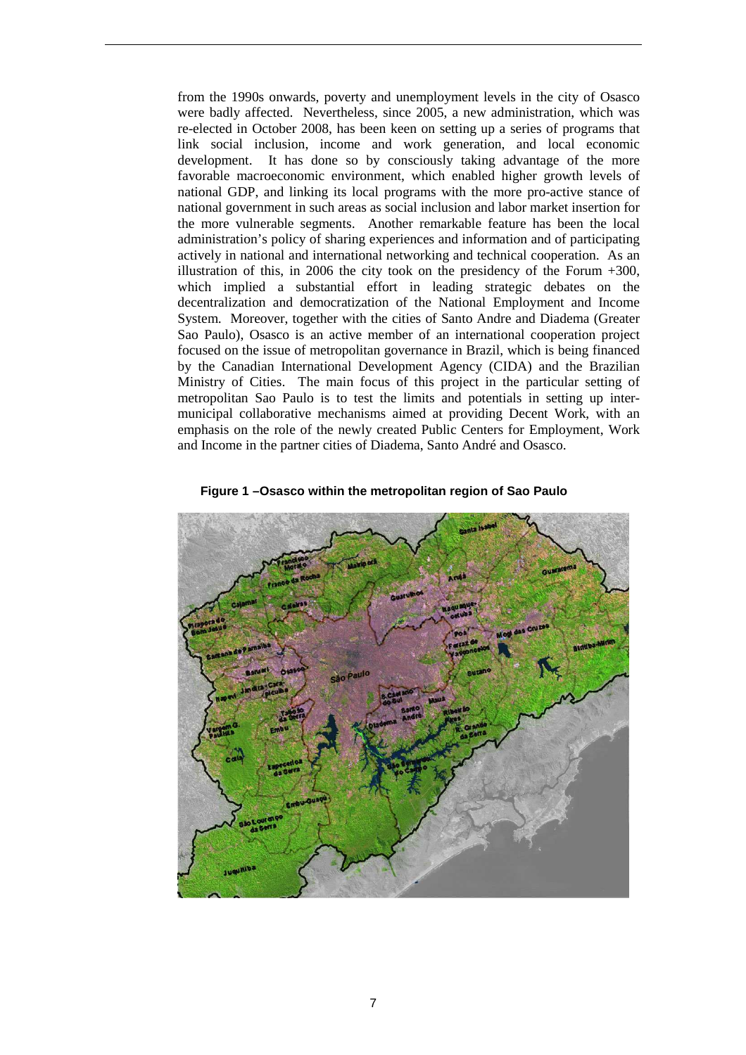from the 1990s onwards, poverty and unemployment levels in the city of Osasco were badly affected. Nevertheless, since 2005, a new administration, which was re-elected in October 2008, has been keen on setting up a series of programs that link social inclusion, income and work generation, and local economic development. It has done so by consciously taking advantage of the more favorable macroeconomic environment, which enabled higher growth levels of national GDP, and linking its local programs with the more pro-active stance of national government in such areas as social inclusion and labor market insertion for the more vulnerable segments. Another remarkable feature has been the local administration's policy of sharing experiences and information and of participating actively in national and international networking and technical cooperation. As an illustration of this, in 2006 the city took on the presidency of the Forum +300, which implied a substantial effort in leading strategic debates on the decentralization and democratization of the National Employment and Income System. Moreover, together with the cities of Santo Andre and Diadema (Greater Sao Paulo), Osasco is an active member of an international cooperation project focused on the issue of metropolitan governance in Brazil, which is being financed by the Canadian International Development Agency (CIDA) and the Brazilian Ministry of Cities. The main focus of this project in the particular setting of metropolitan Sao Paulo is to test the limits and potentials in setting up inter-municipal collaborative mechanisms aimed at providing Decent Work, with an emphasis on the role of the newly created Public Centers for Employment, Work and Income in the partner cities of Diadema, Santo André and Osasco.

**Figure 1 –Osasco within the metropolitan region of Sao Paulo**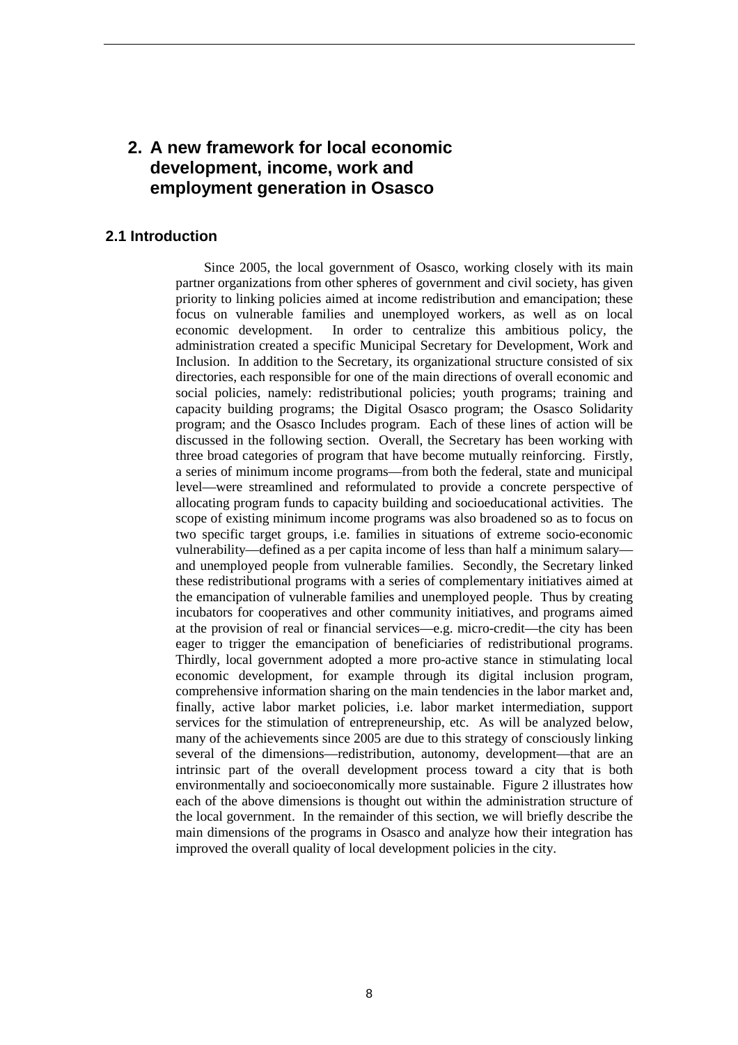## 2. A new framework for local economic development, income, work and employment generation in Osasco

### 2.1 Introduction

Since 2005, the local government of Osasco, working closely with its main partner organizations from other spheres of government and civil society, has given priority to linking policies aimed at income redistribution and emancipation; these focus on vulnerable families and unemployed workers, as well as on local economic development. In order to centralize this ambitious policy, the administration created a specific Municipal Secretary for Development, Work and Inclusion. In addition to the Secretary, its organizational structure consisted of six directories, each responsible for one of the main directions of overall economic and social policies, namely: redistributional policies; youth programs; training and capacity building programs; the Digital Osasco program; the Osasco Solidarity program; and the Osasco Includes program. Each of these lines of action will be discussed in the following section. Overall, the Secretary has been working with three broad categories of program that have become mutually reinforcing. Firstly, a series of minimum income programs—from both the federal, state and municipal level—were streamlined and reformulated to provide a concrete perspective of allocating program funds to capacity building and socioeducational activities. The scope of existing minimum income programs was also broadened so as to focus on two specific target groups, i.e. families in situations of extreme socio-economic vulnerability—defined as a per capita income of less than half a minimum salary—and unemployed people from vulnerable families. Secondly, the Secretary linked these redistributional programs with a series of complementary initiatives aimed at the emancipation of vulnerable families and unemployed people. Thus by creating incubators for cooperatives and other community initiatives, and programs aimed at the provision of real or financial services—e.g. micro-credit—the city has been eager to trigger the emancipation of beneficiaries of redistributional programs. Thirdly, local government adopted a more pro-active stance in stimulating local economic development, for example through its digital inclusion program, comprehensive information sharing on the main tendencies in the labor market and, finally, active labor market policies, i.e. labor market intermediation, support services for the stimulation of entrepreneurship, etc. As will be analyzed below, many of the achievements since 2005 are due to this strategy of consciously linking several of the dimensions—redistribution, autonomy, development—that are an intrinsic part of the overall development process toward a city that is both environmentally and socioeconomically more sustainable. Figure 2 illustrates how each of the above dimensions is thought out within the administration structure of the local government. In the remainder of this section, we will briefly describe the main dimensions of the programs in Osasco and analyze how their integration has improved the overall quality of local development policies in the city.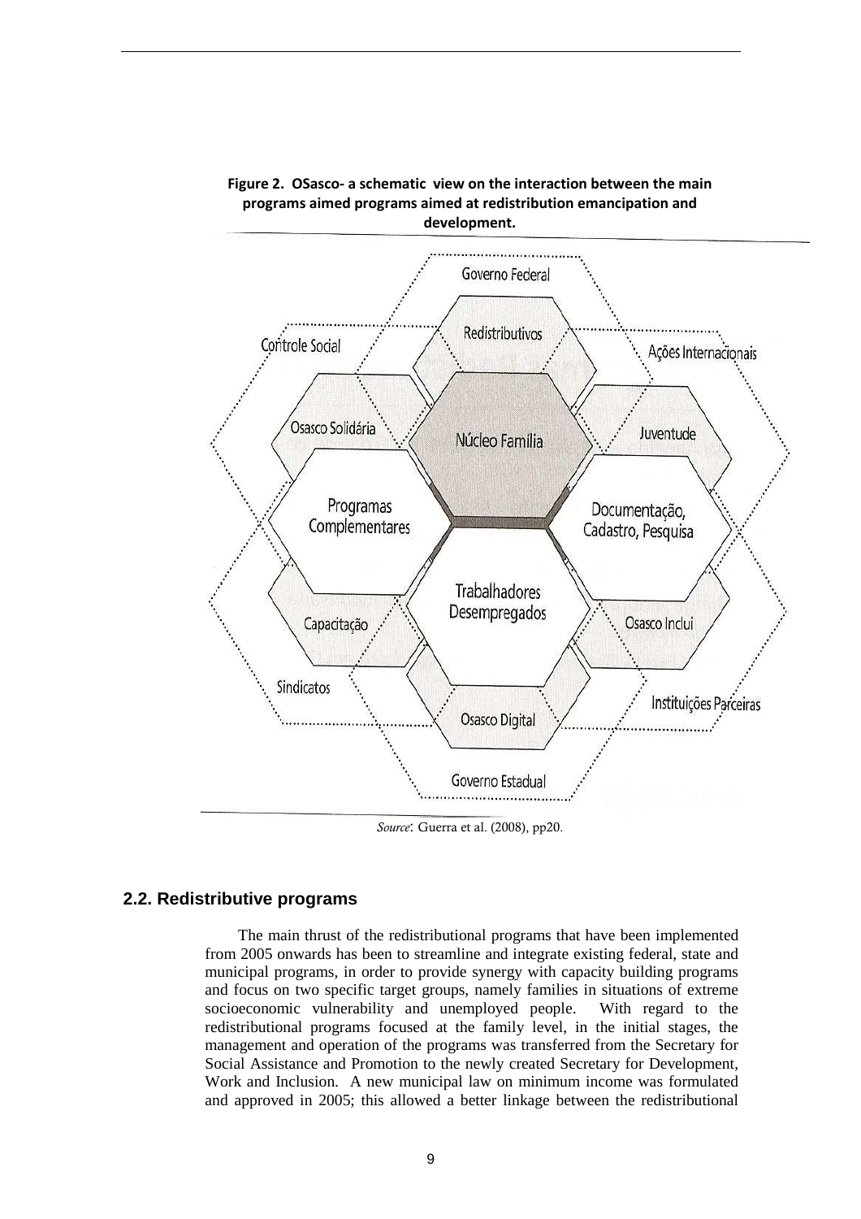**Figure 2. OSasco- a schematic view on the interaction between the main programs aimed programs aimed at redistribution emancipation and development.**

Governo Federal

Controle Social

Redistributivos

Ações Internacionais

Osasco Solidária

Núcleo Família

Juventude

Programas Complementares

Documentação, Cadastro, Pesquisa

Trabalhadores Desempregados

Capacitação

Osasco Inclui

Sindicatos

Instituições Parceiras

Osasco Digital

Governo Estadual

*Source*: Guerra et al. (2008), pp20.

## 2.2. Redistributive programs

The main thrust of the redistributional programs that have been implemented from 2005 onwards has been to streamline and integrate existing federal, state and municipal programs, in order to provide synergy with capacity building programs and focus on two specific target groups, namely families in situations of extreme socioeconomic vulnerability and unemployed people. With regard to the redistributional programs focused at the family level, in the initial stages, the management and operation of the programs was transferred from the Secretary for Social Assistance and Promotion to the newly created Secretary for Development, Work and Inclusion. A new municipal law on minimum income was formulated and approved in 2005; this allowed a better linkage between the redistributional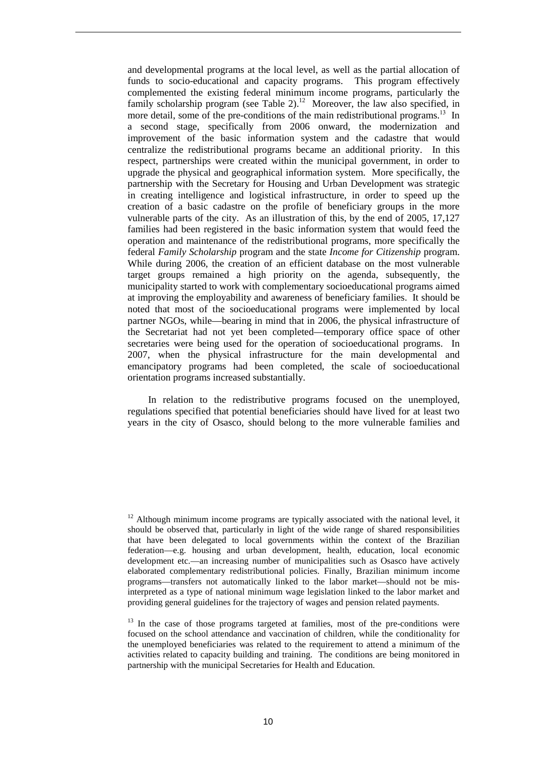and developmental programs at the local level, as well as the partial allocation of funds to socio-educational and capacity programs. This program effectively complemented the existing federal minimum income programs, particularly the family scholarship program (see Table 2).[12] Moreover, the law also specified, in more detail, some of the pre-conditions of the main redistributional programs.[13] In a second stage, specifically from 2006 onward, the modernization and improvement of the basic information system and the cadastre that would centralize the redistributional programs became an additional priority. In this respect, partnerships were created within the municipal government, in order to upgrade the physical and geographical information system. More specifically, the partnership with the Secretary for Housing and Urban Development was strategic in creating intelligence and logistical infrastructure, in order to speed up the creation of a basic cadastre on the profile of beneficiary groups in the more vulnerable parts of the city. As an illustration of this, by the end of 2005, 17,127 families had been registered in the basic information system that would feed the operation and maintenance of the redistributional programs, more specifically the federal *Family Scholarship* program and the state *Income for Citizenship* program. While during 2006, the creation of an efficient database on the most vulnerable target groups remained a high priority on the agenda, subsequently, the municipality started to work with complementary socioeducational programs aimed at improving the employability and awareness of beneficiary families. It should be noted that most of the socioeducational programs were implemented by local partner NGOs, while—bearing in mind that in 2006, the physical infrastructure of the Secretariat had not yet been completed—temporary office space of other secretaries were being used for the operation of socioeducational programs. In 2007, when the physical infrastructure for the main developmental and emancipatory programs had been completed, the scale of socioeducational orientation programs increased substantially.

In relation to the redistributive programs focused on the unemployed, regulations specified that potential beneficiaries should have lived for at least two years in the city of Osasco, should belong to the more vulnerable families and

---

[12] Although minimum income programs are typically associated with the national level, it should be observed that, particularly in light of the wide range of shared responsibilities that have been delegated to local governments within the context of the Brazilian federation—e.g. housing and urban development, health, education, local economic development etc.—an increasing number of municipalities such as Osasco have actively elaborated complementary redistributional policies. Finally, Brazilian minimum income programs—transfers not automatically linked to the labor market—should not be mis-interpreted as a type of national minimum wage legislation linked to the labor market and providing general guidelines for the trajectory of wages and pension related payments.

[13] In the case of those programs targeted at families, most of the pre-conditions were focused on the school attendance and vaccination of children, while the conditionality for the unemployed beneficiaries was related to the requirement to attend a minimum of the activities related to capacity building and training. The conditions are being monitored in partnership with the municipal Secretaries for Health and Education.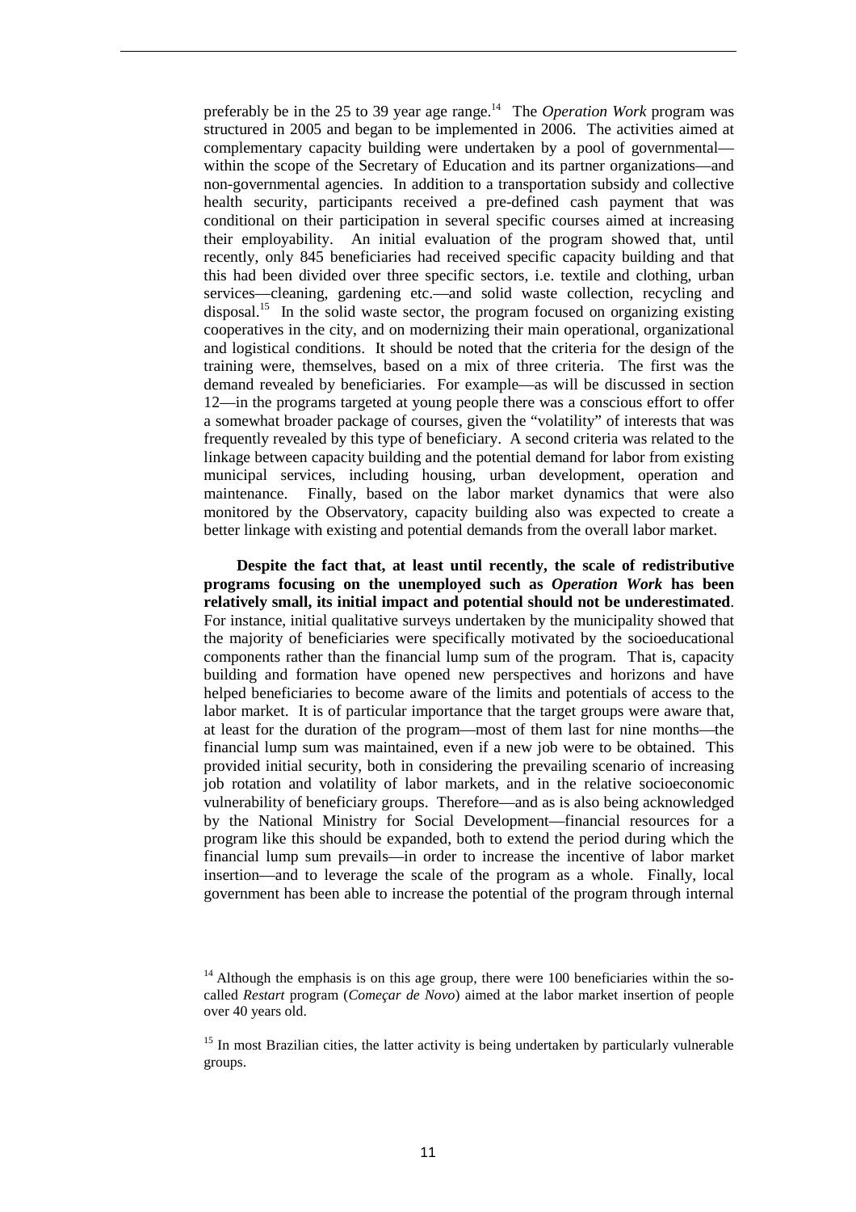preferably be in the 25 to 39 year age range.[14] The *Operation Work* program was structured in 2005 and began to be implemented in 2006. The activities aimed at complementary capacity building were undertaken by a pool of governmental—within the scope of the Secretary of Education and its partner organizations—and non-governmental agencies. In addition to a transportation subsidy and collective health security, participants received a pre-defined cash payment that was conditional on their participation in several specific courses aimed at increasing their employability. An initial evaluation of the program showed that, until recently, only 845 beneficiaries had received specific capacity building and that this had been divided over three specific sectors, i.e. textile and clothing, urban services—cleaning, gardening etc.—and solid waste collection, recycling and disposal.[15] In the solid waste sector, the program focused on organizing existing cooperatives in the city, and on modernizing their main operational, organizational and logistical conditions. It should be noted that the criteria for the design of the training were, themselves, based on a mix of three criteria. The first was the demand revealed by beneficiaries. For example—as will be discussed in section 12—in the programs targeted at young people there was a conscious effort to offer a somewhat broader package of courses, given the "volatility" of interests that was frequently revealed by this type of beneficiary. A second criteria was related to the linkage between capacity building and the potential demand for labor from existing municipal services, including housing, urban development, operation and maintenance. Finally, based on the labor market dynamics that were also monitored by the Observatory, capacity building also was expected to create a better linkage with existing and potential demands from the overall labor market.

**Despite the fact that, at least until recently, the scale of redistributive programs focusing on the unemployed such as *Operation Work* has been relatively small, its initial impact and potential should not be underestimated**. For instance, initial qualitative surveys undertaken by the municipality showed that the majority of beneficiaries were specifically motivated by the socioeducational components rather than the financial lump sum of the program. That is, capacity building and formation have opened new perspectives and horizons and have helped beneficiaries to become aware of the limits and potentials of access to the labor market. It is of particular importance that the target groups were aware that, at least for the duration of the program—most of them last for nine months—the financial lump sum was maintained, even if a new job were to be obtained. This provided initial security, both in considering the prevailing scenario of increasing job rotation and volatility of labor markets, and in the relative socioeconomic vulnerability of beneficiary groups. Therefore—and as is also being acknowledged by the National Ministry for Social Development—financial resources for a program like this should be expanded, both to extend the period during which the financial lump sum prevails—in order to increase the incentive of labor market insertion—and to leverage the scale of the program as a whole. Finally, local government has been able to increase the potential of the program through internal

[14] Although the emphasis is on this age group, there were 100 beneficiaries within the so-called *Restart* program (*Começar de Novo*) aimed at the labor market insertion of people over 40 years old.

[15] In most Brazilian cities, the latter activity is being undertaken by particularly vulnerable groups.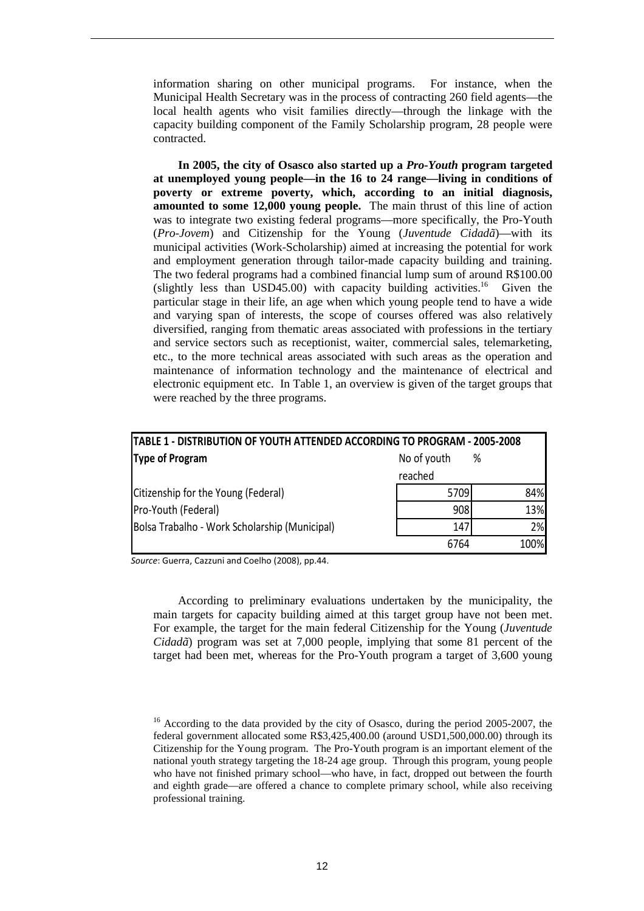information sharing on other municipal programs. For instance, when the Municipal Health Secretary was in the process of contracting 260 field agents—the local health agents who visit families directly—through the linkage with the capacity building component of the Family Scholarship program, 28 people were contracted.

**In 2005, the city of Osasco also started up a *Pro-Youth* program targeted at unemployed young people—in the 16 to 24 range—living in conditions of poverty or extreme poverty, which, according to an initial diagnosis, amounted to some 12,000 young people.** The main thrust of this line of action was to integrate two existing federal programs—more specifically, the Pro-Youth (*Pro-Jovem*) and Citizenship for the Young (*Juventude Cidadã*)—with its municipal activities (Work-Scholarship) aimed at increasing the potential for work and employment generation through tailor-made capacity building and training. The two federal programs had a combined financial lump sum of around R$100.00 (slightly less than USD45.00) with capacity building activities.[16] Given the particular stage in their life, an age when which young people tend to have a wide and varying span of interests, the scope of courses offered was also relatively diversified, ranging from thematic areas associated with professions in the tertiary and service sectors such as receptionist, waiter, commercial sales, telemarketing, etc., to the more technical areas associated with such areas as the operation and maintenance of information technology and the maintenance of electrical and electronic equipment etc. In Table 1, an overview is given of the target groups that were reached by the three programs.

**TABLE 1 - DISTRIBUTION OF YOUTH ATTENDED ACCORDING TO PROGRAM - 2005-2008**

| **Type of Program** | No of youth reached | % |
|---|---|---|
| Citizenship for the Young (Federal) | 5709 | 84% |
| Pro-Youth (Federal) | 908 | 13% |
| Bolsa Trabalho - Work Scholarship (Municipal) | 147 | 2% |
| | 6764 | 100% |

*Source*: Guerra, Cazzuni and Coelho (2008), pp.44.

According to preliminary evaluations undertaken by the municipality, the main targets for capacity building aimed at this target group have not been met. For example, the target for the main federal Citizenship for the Young (*Juventude Cidadã*) program was set at 7,000 people, implying that some 81 percent of the target had been met, whereas for the Pro-Youth program a target of 3,600 young

[16] According to the data provided by the city of Osasco, during the period 2005-2007, the federal government allocated some R$3,425,400.00 (around USD1,500,000.00) through its Citizenship for the Young program. The Pro-Youth program is an important element of the national youth strategy targeting the 18-24 age group. Through this program, young people who have not finished primary school—who have, in fact, dropped out between the fourth and eighth grade—are offered a chance to complete primary school, while also receiving professional training.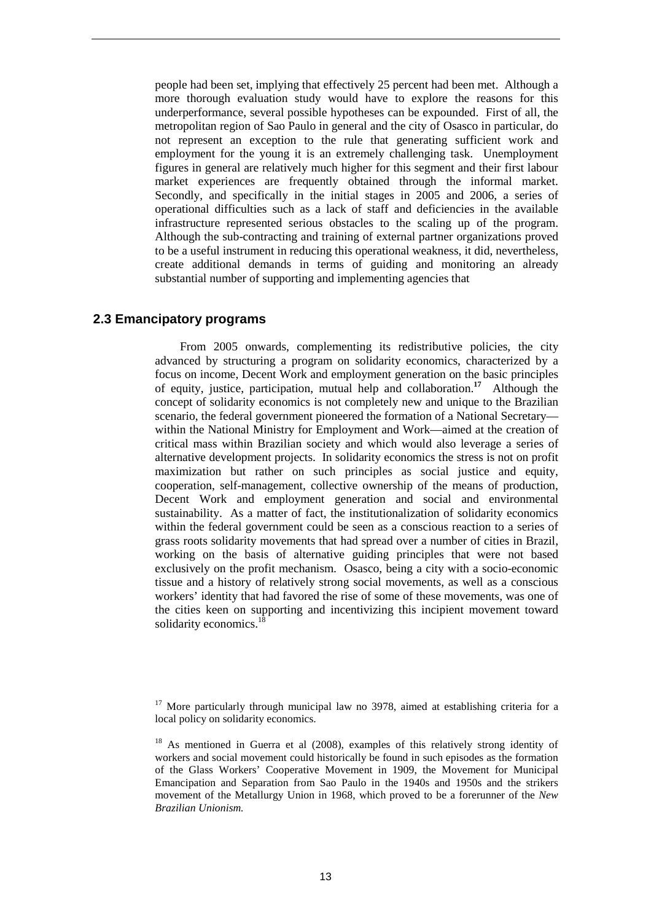people had been set, implying that effectively 25 percent had been met. Although a more thorough evaluation study would have to explore the reasons for this underperformance, several possible hypotheses can be expounded. First of all, the metropolitan region of Sao Paulo in general and the city of Osasco in particular, do not represent an exception to the rule that generating sufficient work and employment for the young it is an extremely challenging task. Unemployment figures in general are relatively much higher for this segment and their first labour market experiences are frequently obtained through the informal market. Secondly, and specifically in the initial stages in 2005 and 2006, a series of operational difficulties such as a lack of staff and deficiencies in the available infrastructure represented serious obstacles to the scaling up of the program. Although the sub-contracting and training of external partner organizations proved to be a useful instrument in reducing this operational weakness, it did, nevertheless, create additional demands in terms of guiding and monitoring an already substantial number of supporting and implementing agencies that

## 2.3 Emancipatory programs

From 2005 onwards, complementing its redistributive policies, the city advanced by structuring a program on solidarity economics, characterized by a focus on income, Decent Work and employment generation on the basic principles of equity, justice, participation, mutual help and collaboration.[17] Although the concept of solidarity economics is not completely new and unique to the Brazilian scenario, the federal government pioneered the formation of a National Secretary—within the National Ministry for Employment and Work—aimed at the creation of critical mass within Brazilian society and which would also leverage a series of alternative development projects. In solidarity economics the stress is not on profit maximization but rather on such principles as social justice and equity, cooperation, self-management, collective ownership of the means of production, Decent Work and employment generation and social and environmental sustainability. As a matter of fact, the institutionalization of solidarity economics within the federal government could be seen as a conscious reaction to a series of grass roots solidarity movements that had spread over a number of cities in Brazil, working on the basis of alternative guiding principles that were not based exclusively on the profit mechanism. Osasco, being a city with a socio-economic tissue and a history of relatively strong social movements, as well as a conscious workers' identity that had favored the rise of some of these movements, was one of the cities keen on supporting and incentivizing this incipient movement toward solidarity economics.[18]

[17] More particularly through municipal law no 3978, aimed at establishing criteria for a local policy on solidarity economics.

[18] As mentioned in Guerra et al (2008), examples of this relatively strong identity of workers and social movement could historically be found in such episodes as the formation of the Glass Workers' Cooperative Movement in 1909, the Movement for Municipal Emancipation and Separation from Sao Paulo in the 1940s and 1950s and the strikers movement of the Metallurgy Union in 1968, which proved to be a forerunner of the *New Brazilian Unionism.*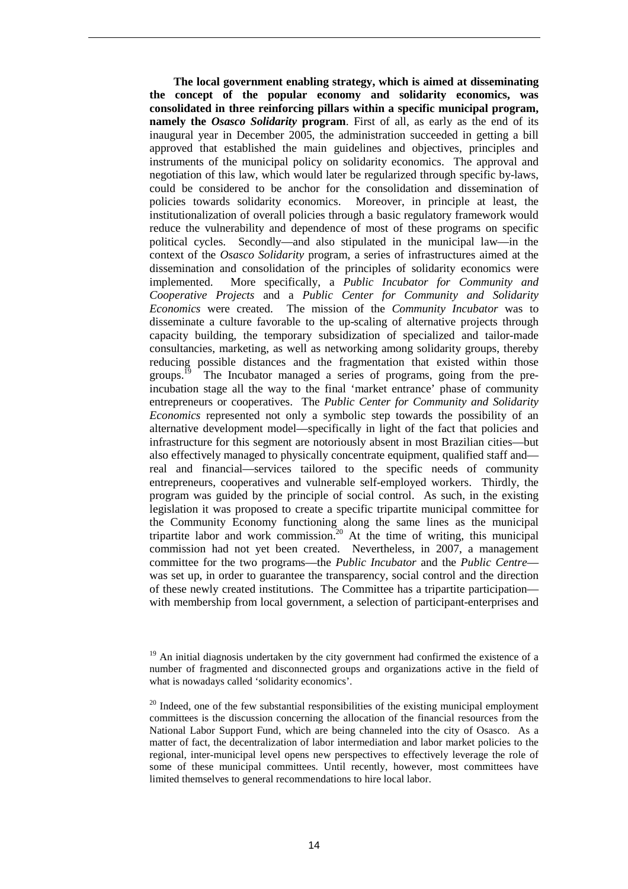**The local government enabling strategy, which is aimed at disseminating the concept of the popular economy and solidarity economics, was consolidated in three reinforcing pillars within a specific municipal program, namely the *Osasco Solidarity* program**. First of all, as early as the end of its inaugural year in December 2005, the administration succeeded in getting a bill approved that established the main guidelines and objectives, principles and instruments of the municipal policy on solidarity economics. The approval and negotiation of this law, which would later be regularized through specific by-laws, could be considered to be anchor for the consolidation and dissemination of policies towards solidarity economics. Moreover, in principle at least, the institutionalization of overall policies through a basic regulatory framework would reduce the vulnerability and dependence of most of these programs on specific political cycles. Secondly—and also stipulated in the municipal law—in the context of the *Osasco Solidarity* program, a series of infrastructures aimed at the dissemination and consolidation of the principles of solidarity economics were implemented. More specifically, a *Public Incubator for Community and Cooperative Projects* and a *Public Center for Community and Solidarity Economics* were created. The mission of the *Community Incubator* was to disseminate a culture favorable to the up-scaling of alternative projects through capacity building, the temporary subsidization of specialized and tailor-made consultancies, marketing, as well as networking among solidarity groups, thereby reducing possible distances and the fragmentation that existed within those groups.[19] The Incubator managed a series of programs, going from the pre-incubation stage all the way to the final 'market entrance' phase of community entrepreneurs or cooperatives. The *Public Center for Community and Solidarity Economics* represented not only a symbolic step towards the possibility of an alternative development model—specifically in light of the fact that policies and infrastructure for this segment are notoriously absent in most Brazilian cities—but also effectively managed to physically concentrate equipment, qualified staff and—real and financial—services tailored to the specific needs of community entrepreneurs, cooperatives and vulnerable self-employed workers. Thirdly, the program was guided by the principle of social control. As such, in the existing legislation it was proposed to create a specific tripartite municipal committee for the Community Economy functioning along the same lines as the municipal tripartite labor and work commission.[20] At the time of writing, this municipal commission had not yet been created. Nevertheless, in 2007, a management committee for the two programs—the *Public Incubator* and the *Public Centre*—was set up, in order to guarantee the transparency, social control and the direction of these newly created institutions. The Committee has a tripartite participation—with membership from local government, a selection of participant-enterprises and

[19] An initial diagnosis undertaken by the city government had confirmed the existence of a number of fragmented and disconnected groups and organizations active in the field of what is nowadays called 'solidarity economics'.

[20] Indeed, one of the few substantial responsibilities of the existing municipal employment committees is the discussion concerning the allocation of the financial resources from the National Labor Support Fund, which are being channeled into the city of Osasco. As a matter of fact, the decentralization of labor intermediation and labor market policies to the regional, inter-municipal level opens new perspectives to effectively leverage the role of some of these municipal committees. Until recently, however, most committees have limited themselves to general recommendations to hire local labor.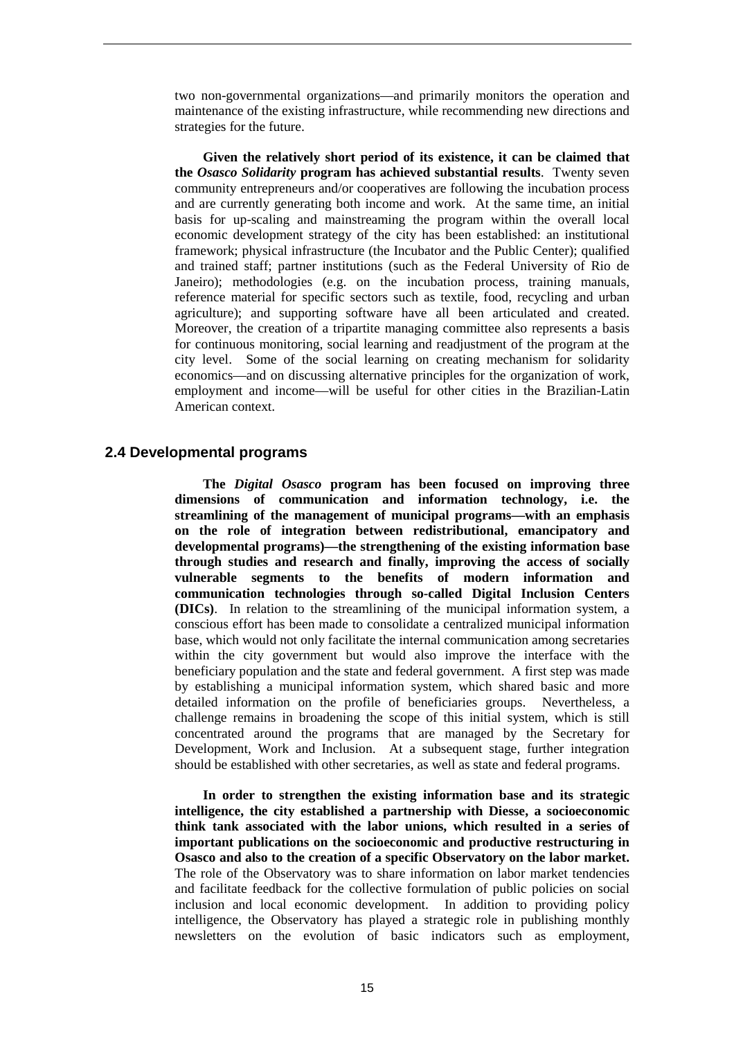two non-governmental organizations—and primarily monitors the operation and maintenance of the existing infrastructure, while recommending new directions and strategies for the future.

**Given the relatively short period of its existence, it can be claimed that the *Osasco Solidarity* program has achieved substantial results**. Twenty seven community entrepreneurs and/or cooperatives are following the incubation process and are currently generating both income and work. At the same time, an initial basis for up-scaling and mainstreaming the program within the overall local economic development strategy of the city has been established: an institutional framework; physical infrastructure (the Incubator and the Public Center); qualified and trained staff; partner institutions (such as the Federal University of Rio de Janeiro); methodologies (e.g. on the incubation process, training manuals, reference material for specific sectors such as textile, food, recycling and urban agriculture); and supporting software have all been articulated and created. Moreover, the creation of a tripartite managing committee also represents a basis for continuous monitoring, social learning and readjustment of the program at the city level. Some of the social learning on creating mechanism for solidarity economics—and on discussing alternative principles for the organization of work, employment and income—will be useful for other cities in the Brazilian-Latin American context.

## 2.4 Developmental programs

**The *Digital Osasco* program has been focused on improving three dimensions of communication and information technology, i.e. the streamlining of the management of municipal programs—with an emphasis on the role of integration between redistributional, emancipatory and developmental programs)—the strengthening of the existing information base through studies and research and finally, improving the access of socially vulnerable segments to the benefits of modern information and communication technologies through so-called Digital Inclusion Centers (DICs)**. In relation to the streamlining of the municipal information system, a conscious effort has been made to consolidate a centralized municipal information base, which would not only facilitate the internal communication among secretaries within the city government but would also improve the interface with the beneficiary population and the state and federal government. A first step was made by establishing a municipal information system, which shared basic and more detailed information on the profile of beneficiaries groups. Nevertheless, a challenge remains in broadening the scope of this initial system, which is still concentrated around the programs that are managed by the Secretary for Development, Work and Inclusion. At a subsequent stage, further integration should be established with other secretaries, as well as state and federal programs.

**In order to strengthen the existing information base and its strategic intelligence, the city established a partnership with Diesse, a socioeconomic think tank associated with the labor unions, which resulted in a series of important publications on the socioeconomic and productive restructuring in Osasco and also to the creation of a specific Observatory on the labor market.** The role of the Observatory was to share information on labor market tendencies and facilitate feedback for the collective formulation of public policies on social inclusion and local economic development. In addition to providing policy intelligence, the Observatory has played a strategic role in publishing monthly newsletters on the evolution of basic indicators such as employment,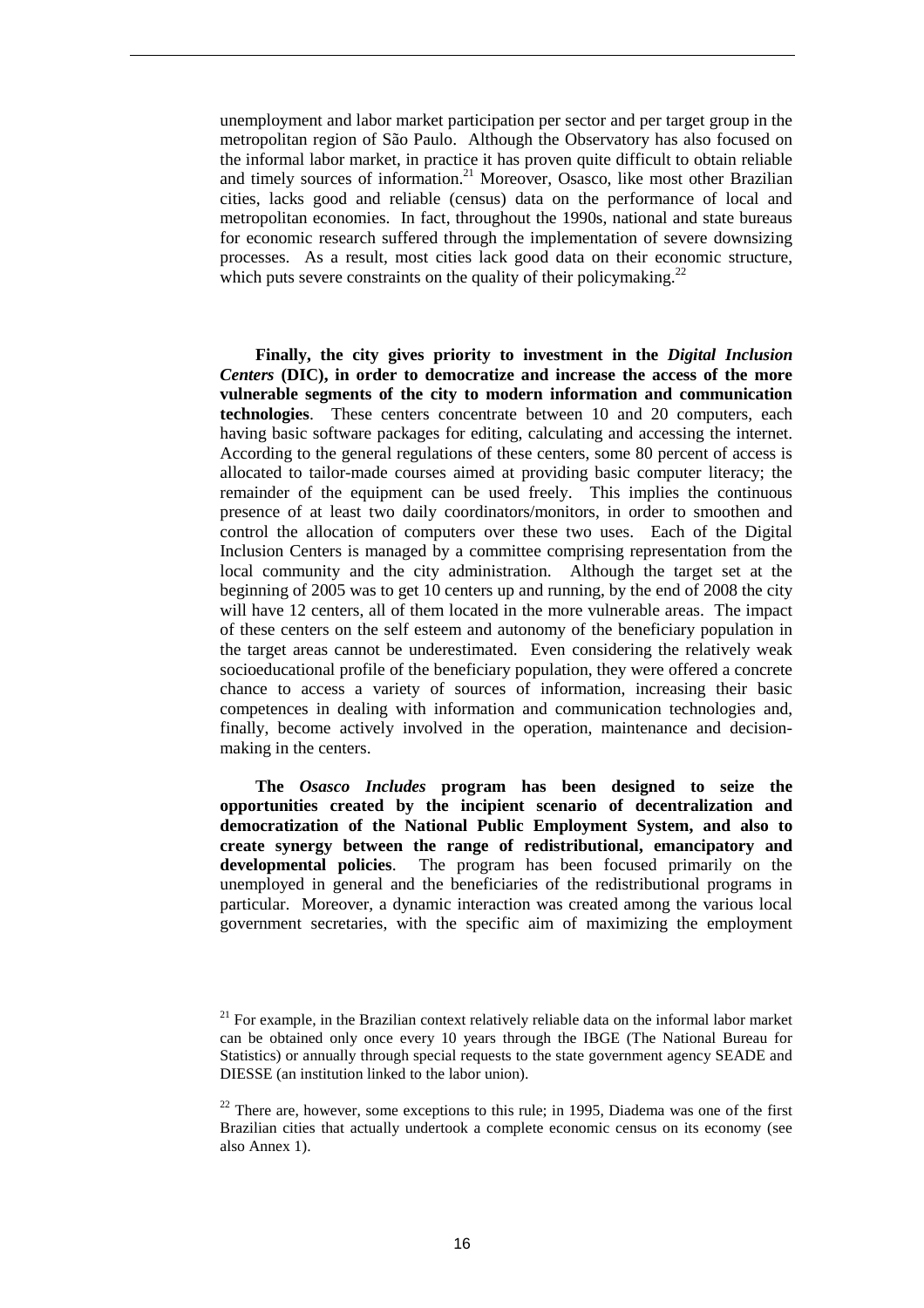unemployment and labor market participation per sector and per target group in the metropolitan region of São Paulo. Although the Observatory has also focused on the informal labor market, in practice it has proven quite difficult to obtain reliable and timely sources of information.[21] Moreover, Osasco, like most other Brazilian cities, lacks good and reliable (census) data on the performance of local and metropolitan economies. In fact, throughout the 1990s, national and state bureaus for economic research suffered through the implementation of severe downsizing processes. As a result, most cities lack good data on their economic structure, which puts severe constraints on the quality of their policymaking.[22]

**Finally, the city gives priority to investment in the *Digital Inclusion Centers* (DIC), in order to democratize and increase the access of the more vulnerable segments of the city to modern information and communication technologies**. These centers concentrate between 10 and 20 computers, each having basic software packages for editing, calculating and accessing the internet. According to the general regulations of these centers, some 80 percent of access is allocated to tailor-made courses aimed at providing basic computer literacy; the remainder of the equipment can be used freely. This implies the continuous presence of at least two daily coordinators/monitors, in order to smoothen and control the allocation of computers over these two uses. Each of the Digital Inclusion Centers is managed by a committee comprising representation from the local community and the city administration. Although the target set at the beginning of 2005 was to get 10 centers up and running, by the end of 2008 the city will have 12 centers, all of them located in the more vulnerable areas. The impact of these centers on the self esteem and autonomy of the beneficiary population in the target areas cannot be underestimated. Even considering the relatively weak socioeducational profile of the beneficiary population, they were offered a concrete chance to access a variety of sources of information, increasing their basic competences in dealing with information and communication technologies and, finally, become actively involved in the operation, maintenance and decision-making in the centers.

**The *Osasco Includes* program has been designed to seize the opportunities created by the incipient scenario of decentralization and democratization of the National Public Employment System, and also to create synergy between the range of redistributional, emancipatory and developmental policies**. The program has been focused primarily on the unemployed in general and the beneficiaries of the redistributional programs in particular. Moreover, a dynamic interaction was created among the various local government secretaries, with the specific aim of maximizing the employment

[21] For example, in the Brazilian context relatively reliable data on the informal labor market can be obtained only once every 10 years through the IBGE (The National Bureau for Statistics) or annually through special requests to the state government agency SEADE and DIESSE (an institution linked to the labor union).

[22] There are, however, some exceptions to this rule; in 1995, Diadema was one of the first Brazilian cities that actually undertook a complete economic census on its economy (see also Annex 1).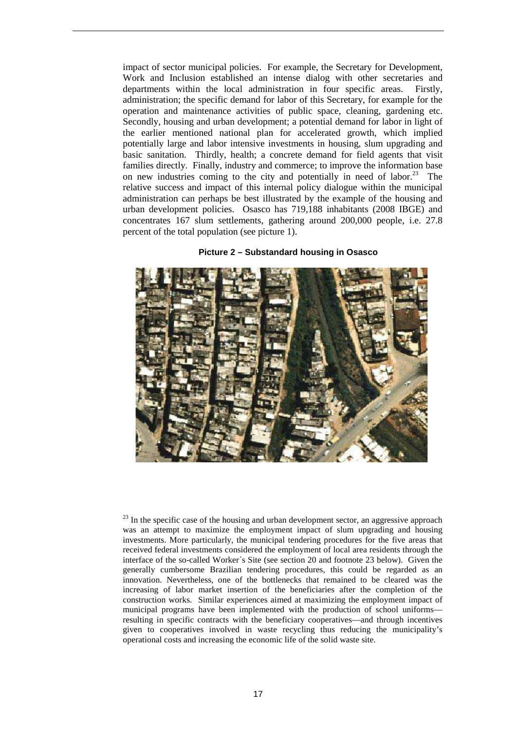impact of sector municipal policies. For example, the Secretary for Development, Work and Inclusion established an intense dialog with other secretaries and departments within the local administration in four specific areas. Firstly, administration; the specific demand for labor of this Secretary, for example for the operation and maintenance activities of public space, cleaning, gardening etc. Secondly, housing and urban development; a potential demand for labor in light of the earlier mentioned national plan for accelerated growth, which implied potentially large and labor intensive investments in housing, slum upgrading and basic sanitation. Thirdly, health; a concrete demand for field agents that visit families directly. Finally, industry and commerce; to improve the information base on new industries coming to the city and potentially in need of labor.[23] The relative success and impact of this internal policy dialogue within the municipal administration can perhaps be best illustrated by the example of the housing and urban development policies. Osasco has 719,188 inhabitants (2008 IBGE) and concentrates 167 slum settlements, gathering around 200,000 people, i.e. 27.8 percent of the total population (see picture 1).

**Picture 2 – Substandard housing in Osasco**

[23] In the specific case of the housing and urban development sector, an aggressive approach was an attempt to maximize the employment impact of slum upgrading and housing investments. More particularly, the municipal tendering procedures for the five areas that received federal investments considered the employment of local area residents through the interface of the so-called Worker´s Site (see section 20 and footnote 23 below). Given the generally cumbersome Brazilian tendering procedures, this could be regarded as an innovation. Nevertheless, one of the bottlenecks that remained to be cleared was the increasing of labor market insertion of the beneficiaries after the completion of the construction works. Similar experiences aimed at maximizing the employment impact of municipal programs have been implemented with the production of school uniforms—resulting in specific contracts with the beneficiary cooperatives—and through incentives given to cooperatives involved in waste recycling thus reducing the municipality's operational costs and increasing the economic life of the solid waste site.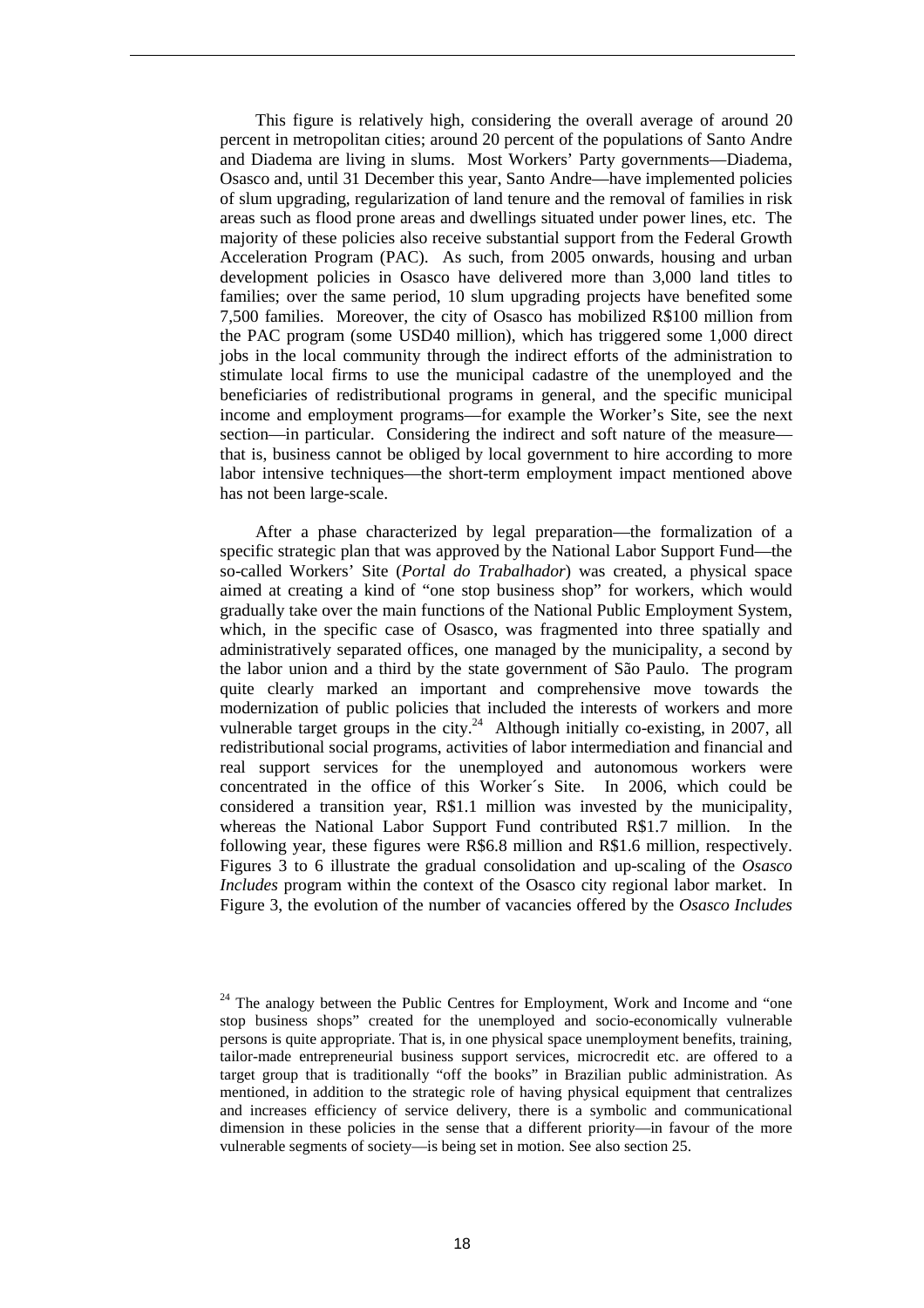This figure is relatively high, considering the overall average of around 20 percent in metropolitan cities; around 20 percent of the populations of Santo Andre and Diadema are living in slums. Most Workers' Party governments—Diadema, Osasco and, until 31 December this year, Santo Andre—have implemented policies of slum upgrading, regularization of land tenure and the removal of families in risk areas such as flood prone areas and dwellings situated under power lines, etc. The majority of these policies also receive substantial support from the Federal Growth Acceleration Program (PAC). As such, from 2005 onwards, housing and urban development policies in Osasco have delivered more than 3,000 land titles to families; over the same period, 10 slum upgrading projects have benefited some 7,500 families. Moreover, the city of Osasco has mobilized R$100 million from the PAC program (some USD40 million), which has triggered some 1,000 direct jobs in the local community through the indirect efforts of the administration to stimulate local firms to use the municipal cadastre of the unemployed and the beneficiaries of redistributional programs in general, and the specific municipal income and employment programs—for example the Worker's Site, see the next section—in particular. Considering the indirect and soft nature of the measure—that is, business cannot be obliged by local government to hire according to more labor intensive techniques—the short-term employment impact mentioned above has not been large-scale.

After a phase characterized by legal preparation—the formalization of a specific strategic plan that was approved by the National Labor Support Fund—the so-called Workers' Site (*Portal do Trabalhador*) was created, a physical space aimed at creating a kind of "one stop business shop" for workers, which would gradually take over the main functions of the National Public Employment System, which, in the specific case of Osasco, was fragmented into three spatially and administratively separated offices, one managed by the municipality, a second by the labor union and a third by the state government of São Paulo. The program quite clearly marked an important and comprehensive move towards the modernization of public policies that included the interests of workers and more vulnerable target groups in the city.[24] Although initially co-existing, in 2007, all redistributional social programs, activities of labor intermediation and financial and real support services for the unemployed and autonomous workers were concentrated in the office of this Worker´s Site. In 2006, which could be considered a transition year, R$1.1 million was invested by the municipality, whereas the National Labor Support Fund contributed R$1.7 million. In the following year, these figures were R$6.8 million and R$1.6 million, respectively. Figures 3 to 6 illustrate the gradual consolidation and up-scaling of the *Osasco Includes* program within the context of the Osasco city regional labor market. In Figure 3, the evolution of the number of vacancies offered by the *Osasco Includes*

---

[24] The analogy between the Public Centres for Employment, Work and Income and "one stop business shops" created for the unemployed and socio-economically vulnerable persons is quite appropriate. That is, in one physical space unemployment benefits, training, tailor-made entrepreneurial business support services, microcredit etc. are offered to a target group that is traditionally "off the books" in Brazilian public administration. As mentioned, in addition to the strategic role of having physical equipment that centralizes and increases efficiency of service delivery, there is a symbolic and communicational dimension in these policies in the sense that a different priority—in favour of the more vulnerable segments of society—is being set in motion. See also section 25.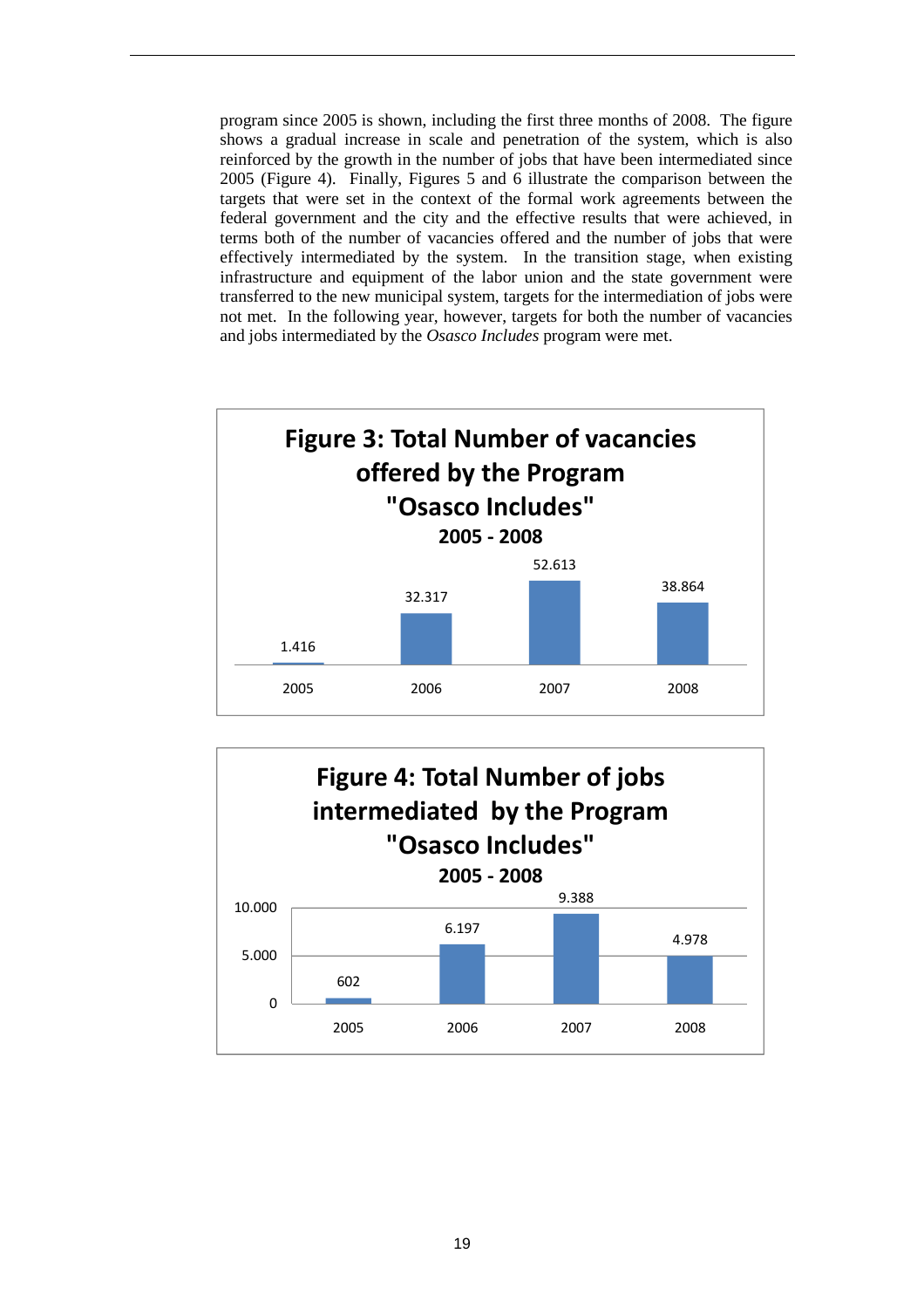program since 2005 is shown, including the first three months of 2008. The figure shows a gradual increase in scale and penetration of the system, which is also reinforced by the growth in the number of jobs that have been intermediated since 2005 (Figure 4). Finally, Figures 5 and 6 illustrate the comparison between the targets that were set in the context of the formal work agreements between the federal government and the city and the effective results that were achieved, in terms both of the number of vacancies offered and the number of jobs that were effectively intermediated by the system. In the transition stage, when existing infrastructure and equipment of the labor union and the state government were transferred to the new municipal system, targets for the intermediation of jobs were not met. In the following year, however, targets for both the number of vacancies and jobs intermediated by the *Osasco Includes* program were met.

**Figure 3: Total Number of vacancies offered by the Program "Osasco Includes" 2005 - 2008**

| Year | Vacancies |
|---|---|
| 2005 | 1.416 |
| 2006 | 32.317 |
| 2007 | 52.613 |
| 2008 | 38.864 |

**Figure 4: Total Number of jobs intermediated by the Program "Osasco Includes" 2005 - 2008**

| Year | Jobs |
|---|---|
| 2005 | 602 |
| 2006 | 6.197 |
| 2007 | 9.388 |
| 2008 | 4.978 |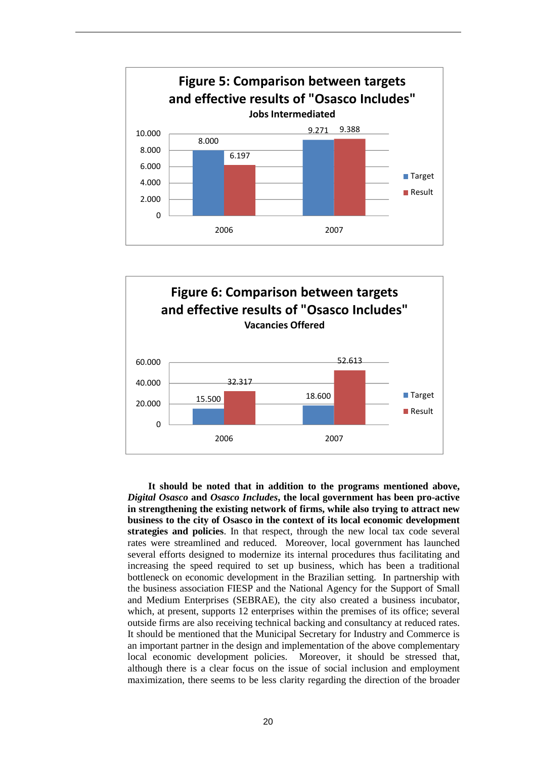**Figure 5: Comparison between targets and effective results of "Osasco Includes"**

**Jobs Intermediated**

| Year | Target | Result |
|---|---|---|
| 2006 | 8.000 | 6.197 |
| 2007 | 9.271 | 9.388 |

**Figure 6: Comparison between targets and effective results of "Osasco Includes"**

**Vacancies Offered**

| Year | Target | Result |
|---|---|---|
| 2006 | 15.500 | 32.317 |
| 2007 | 18.600 | 52.613 |

**It should be noted that in addition to the programs mentioned above, *Digital Osasco* and *Osasco Includes*, the local government has been pro-active in strengthening the existing network of firms, while also trying to attract new business to the city of Osasco in the context of its local economic development strategies and policies**. In that respect, through the new local tax code several rates were streamlined and reduced. Moreover, local government has launched several efforts designed to modernize its internal procedures thus facilitating and increasing the speed required to set up business, which has been a traditional bottleneck on economic development in the Brazilian setting. In partnership with the business association FIESP and the National Agency for the Support of Small and Medium Enterprises (SEBRAE), the city also created a business incubator, which, at present, supports 12 enterprises within the premises of its office; several outside firms are also receiving technical backing and consultancy at reduced rates. It should be mentioned that the Municipal Secretary for Industry and Commerce is an important partner in the design and implementation of the above complementary local economic development policies. Moreover, it should be stressed that, although there is a clear focus on the issue of social inclusion and employment maximization, there seems to be less clarity regarding the direction of the broader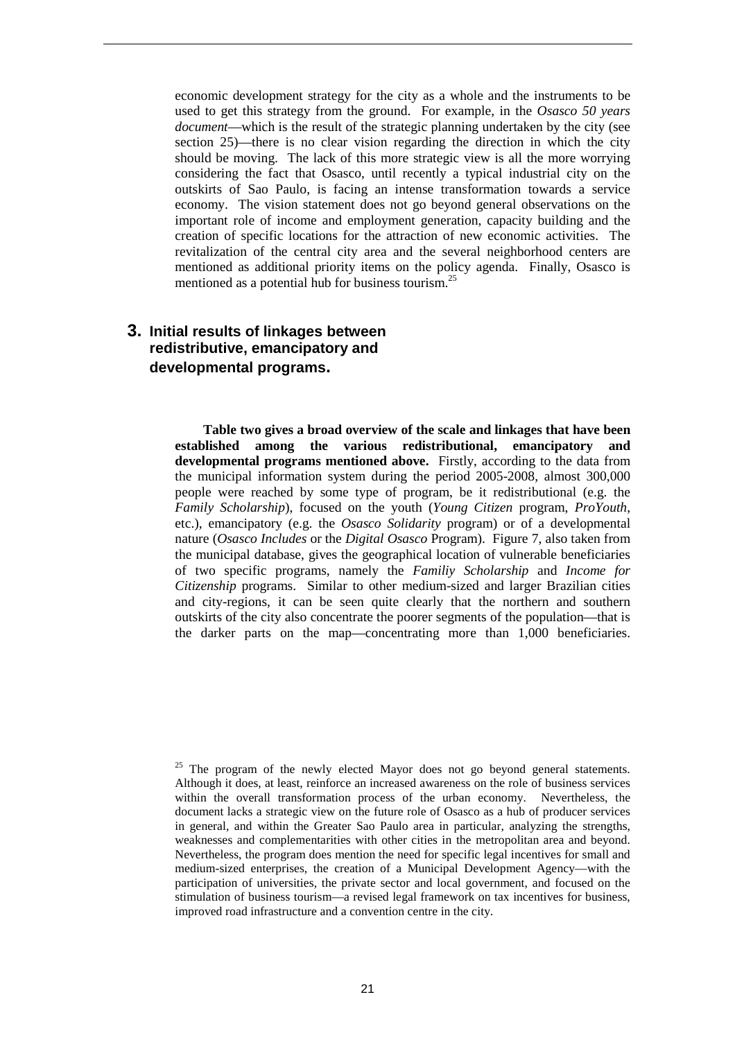economic development strategy for the city as a whole and the instruments to be used to get this strategy from the ground. For example, in the *Osasco 50 years document*—which is the result of the strategic planning undertaken by the city (see section 25)—there is no clear vision regarding the direction in which the city should be moving. The lack of this more strategic view is all the more worrying considering the fact that Osasco, until recently a typical industrial city on the outskirts of Sao Paulo, is facing an intense transformation towards a service economy. The vision statement does not go beyond general observations on the important role of income and employment generation, capacity building and the creation of specific locations for the attraction of new economic activities. The revitalization of the central city area and the several neighborhood centers are mentioned as additional priority items on the policy agenda. Finally, Osasco is mentioned as a potential hub for business tourism.[25]

## 3. Initial results of linkages between redistributive, emancipatory and developmental programs.

**Table two gives a broad overview of the scale and linkages that have been established among the various redistributional, emancipatory and developmental programs mentioned above.** Firstly, according to the data from the municipal information system during the period 2005-2008, almost 300,000 people were reached by some type of program, be it redistributional (e.g. the *Family Scholarship*), focused on the youth (*Young Citizen* program, *ProYouth*, etc.), emancipatory (e.g. the *Osasco Solidarity* program) or of a developmental nature (*Osasco Includes* or the *Digital Osasco* Program). Figure 7, also taken from the municipal database, gives the geographical location of vulnerable beneficiaries of two specific programs, namely the *Familiy Scholarship* and *Income for Citizenship* programs. Similar to other medium-sized and larger Brazilian cities and city-regions, it can be seen quite clearly that the northern and southern outskirts of the city also concentrate the poorer segments of the population—that is the darker parts on the map—concentrating more than 1,000 beneficiaries.

[25] The program of the newly elected Mayor does not go beyond general statements. Although it does, at least, reinforce an increased awareness on the role of business services within the overall transformation process of the urban economy. Nevertheless, the document lacks a strategic view on the future role of Osasco as a hub of producer services in general, and within the Greater Sao Paulo area in particular, analyzing the strengths, weaknesses and complementarities with other cities in the metropolitan area and beyond. Nevertheless, the program does mention the need for specific legal incentives for small and medium-sized enterprises, the creation of a Municipal Development Agency—with the participation of universities, the private sector and local government, and focused on the stimulation of business tourism—a revised legal framework on tax incentives for business, improved road infrastructure and a convention centre in the city.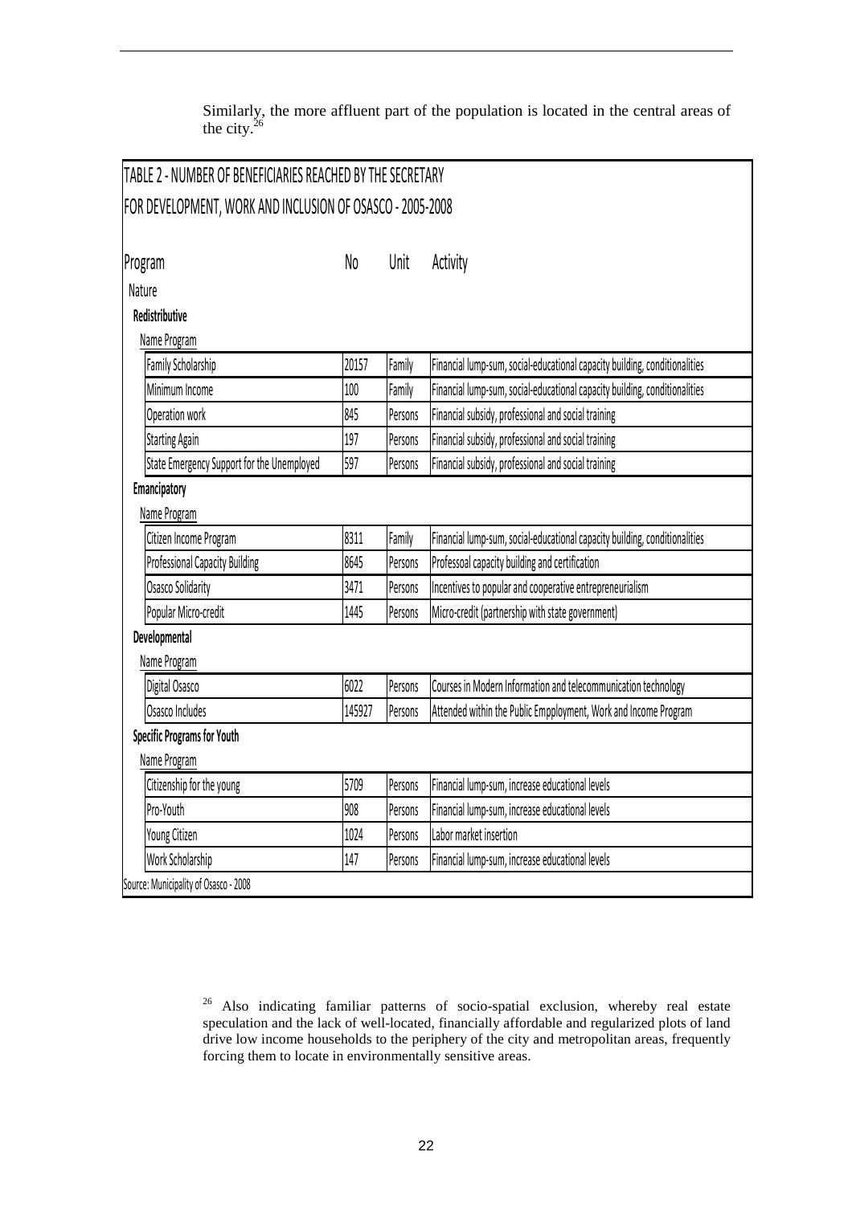Similarly, the more affluent part of the population is located in the central areas of the city.[26]

TABLE 2 - NUMBER OF BENEFICIARIES REACHED BY THE SECRETARY FOR DEVELOPMENT, WORK AND INCLUSION OF OSASCO - 2005-2008

| Program | No | Unit | Activity |
|---|---|---|---|
| **Nature** | | | |
| **Redistributive** | | | |
| Name Program | | | |
| Family Scholarship | 20157 | Family | Financial lump-sum, social-educational capacity building, conditionalities |
| Minimum Income | 100 | Family | Financial lump-sum, social-educational capacity building, conditionalities |
| Operation work | 845 | Persons | Financial subsidy, professional and social training |
| Starting Again | 197 | Persons | Financial subsidy, professional and social training |
| State Emergency Support for the Unemployed | 597 | Persons | Financial subsidy, professional and social training |
| **Emancipatory** | | | |
| Name Program | | | |
| Citizen Income Program | 8311 | Family | Financial lump-sum, social-educational capacity building, conditionalities |
| Professional Capacity Building | 8645 | Persons | Professoal capacity building and certification |
| Osasco Solidarity | 3471 | Persons | Incentives to popular and cooperative entrepreneurialism |
| Popular Micro-credit | 1445 | Persons | Micro-credit (partnership with state government) |
| **Developmental** | | | |
| Name Program | | | |
| Digital Osasco | 6022 | Persons | Courses in Modern Information and telecommunication technology |
| Osasco Includes | 145927 | Persons | Attended within the Public Empployment, Work and Income Program |
| **Specific Programs for Youth** | | | |
| Name Program | | | |
| Citizenship for the young | 5709 | Persons | Financial lump-sum, increase educational levels |
| Pro-Youth | 908 | Persons | Financial lump-sum, increase educational levels |
| Young Citizen | 1024 | Persons | Labor market insertion |
| Work Scholarship | 147 | Persons | Financial lump-sum, increase educational levels |

Source: Municipality of Osasco - 2008

[26] Also indicating familiar patterns of socio-spatial exclusion, whereby real estate speculation and the lack of well-located, financially affordable and regularized plots of land drive low income households to the periphery of the city and metropolitan areas, frequently forcing them to locate in environmentally sensitive areas.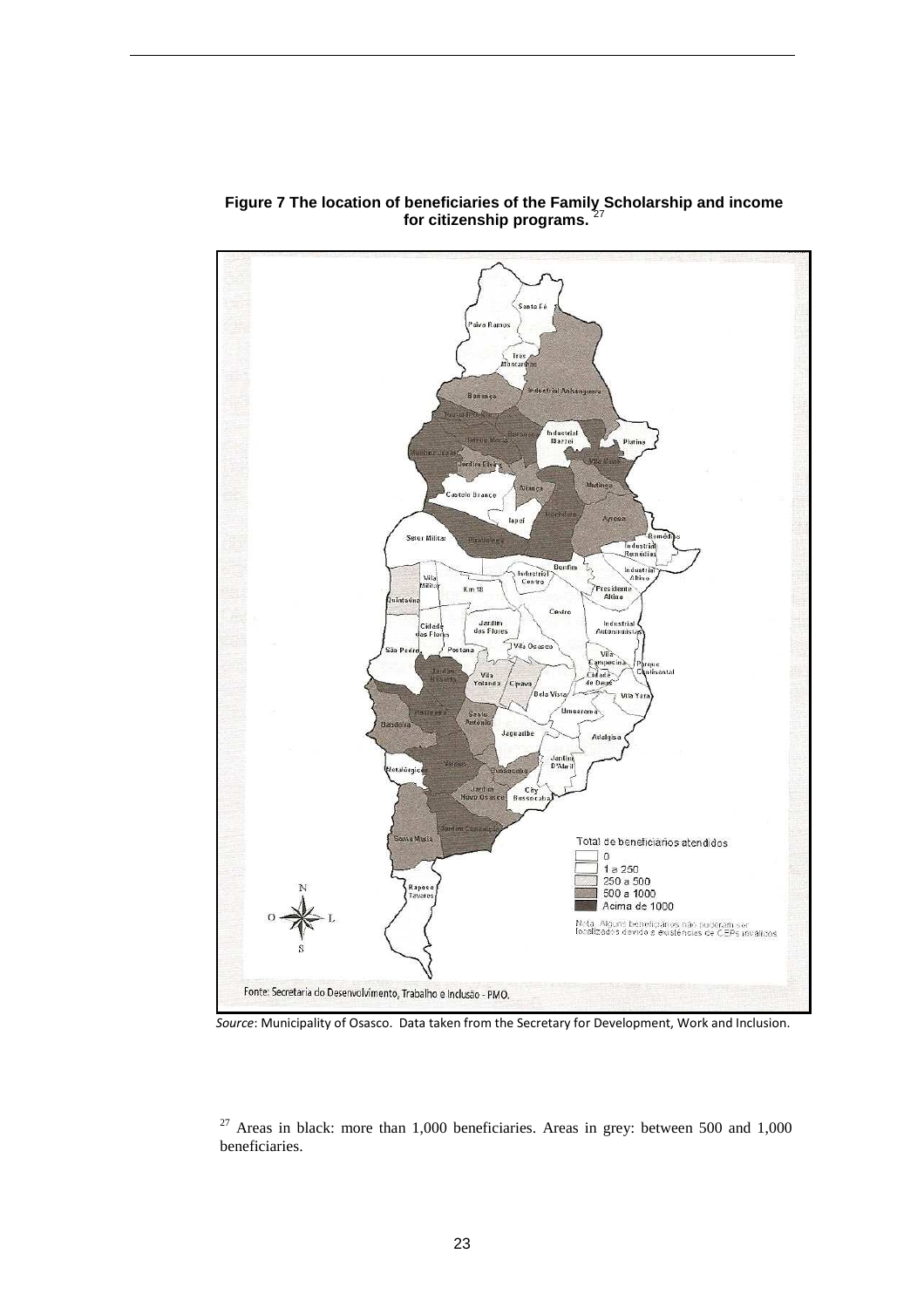**Figure 7 The location of beneficiaries of the Family Scholarship and income for citizenship programs.** [27]

*Source*: Municipality of Osasco. Data taken from the Secretary for Development, Work and Inclusion.

[27] Areas in black: more than 1,000 beneficiaries. Areas in grey: between 500 and 1,000 beneficiaries.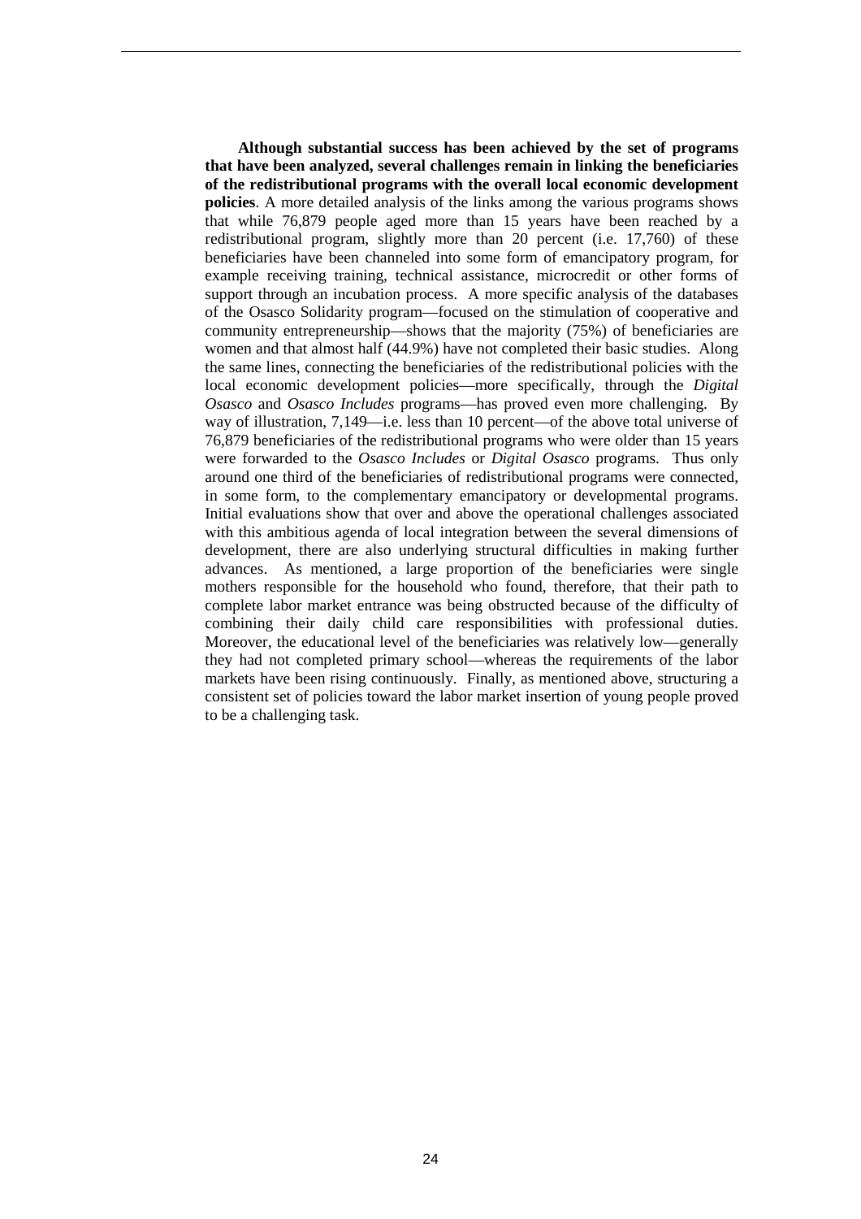**Although substantial success has been achieved by the set of programs that have been analyzed, several challenges remain in linking the beneficiaries of the redistributional programs with the overall local economic development policies**. A more detailed analysis of the links among the various programs shows that while 76,879 people aged more than 15 years have been reached by a redistributional program, slightly more than 20 percent (i.e. 17,760) of these beneficiaries have been channeled into some form of emancipatory program, for example receiving training, technical assistance, microcredit or other forms of support through an incubation process. A more specific analysis of the databases of the Osasco Solidarity program—focused on the stimulation of cooperative and community entrepreneurship—shows that the majority (75%) of beneficiaries are women and that almost half (44.9%) have not completed their basic studies. Along the same lines, connecting the beneficiaries of the redistributional policies with the local economic development policies—more specifically, through the *Digital Osasco* and *Osasco Includes* programs—has proved even more challenging. By way of illustration, 7,149—i.e. less than 10 percent—of the above total universe of 76,879 beneficiaries of the redistributional programs who were older than 15 years were forwarded to the *Osasco Includes* or *Digital Osasco* programs. Thus only around one third of the beneficiaries of redistributional programs were connected, in some form, to the complementary emancipatory or developmental programs. Initial evaluations show that over and above the operational challenges associated with this ambitious agenda of local integration between the several dimensions of development, there are also underlying structural difficulties in making further advances. As mentioned, a large proportion of the beneficiaries were single mothers responsible for the household who found, therefore, that their path to complete labor market entrance was being obstructed because of the difficulty of combining their daily child care responsibilities with professional duties. Moreover, the educational level of the beneficiaries was relatively low—generally they had not completed primary school—whereas the requirements of the labor markets have been rising continuously. Finally, as mentioned above, structuring a consistent set of policies toward the labor market insertion of young people proved to be a challenging task.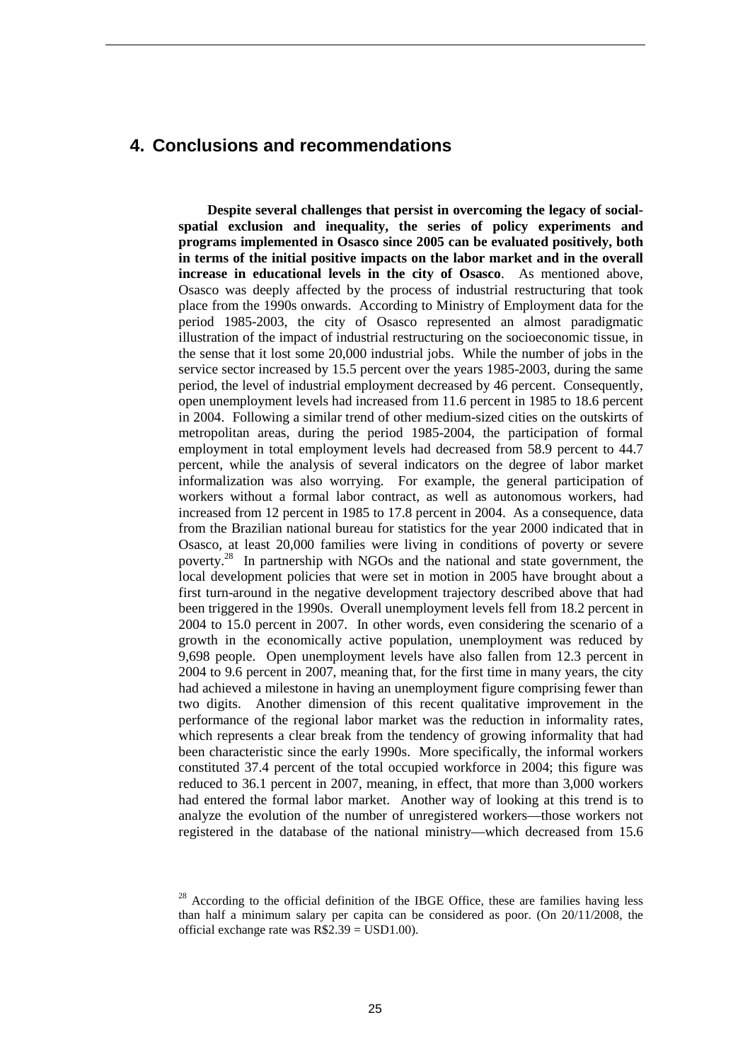## 4. Conclusions and recommendations

**Despite several challenges that persist in overcoming the legacy of social-spatial exclusion and inequality, the series of policy experiments and programs implemented in Osasco since 2005 can be evaluated positively, both in terms of the initial positive impacts on the labor market and in the overall increase in educational levels in the city of Osasco**. As mentioned above, Osasco was deeply affected by the process of industrial restructuring that took place from the 1990s onwards. According to Ministry of Employment data for the period 1985-2003, the city of Osasco represented an almost paradigmatic illustration of the impact of industrial restructuring on the socioeconomic tissue, in the sense that it lost some 20,000 industrial jobs. While the number of jobs in the service sector increased by 15.5 percent over the years 1985-2003, during the same period, the level of industrial employment decreased by 46 percent. Consequently, open unemployment levels had increased from 11.6 percent in 1985 to 18.6 percent in 2004. Following a similar trend of other medium-sized cities on the outskirts of metropolitan areas, during the period 1985-2004, the participation of formal employment in total employment levels had decreased from 58.9 percent to 44.7 percent, while the analysis of several indicators on the degree of labor market informalization was also worrying. For example, the general participation of workers without a formal labor contract, as well as autonomous workers, had increased from 12 percent in 1985 to 17.8 percent in 2004. As a consequence, data from the Brazilian national bureau for statistics for the year 2000 indicated that in Osasco, at least 20,000 families were living in conditions of poverty or severe poverty.[28] In partnership with NGOs and the national and state government, the local development policies that were set in motion in 2005 have brought about a first turn-around in the negative development trajectory described above that had been triggered in the 1990s. Overall unemployment levels fell from 18.2 percent in 2004 to 15.0 percent in 2007. In other words, even considering the scenario of a growth in the economically active population, unemployment was reduced by 9,698 people. Open unemployment levels have also fallen from 12.3 percent in 2004 to 9.6 percent in 2007, meaning that, for the first time in many years, the city had achieved a milestone in having an unemployment figure comprising fewer than two digits. Another dimension of this recent qualitative improvement in the performance of the regional labor market was the reduction in informality rates, which represents a clear break from the tendency of growing informality that had been characteristic since the early 1990s. More specifically, the informal workers constituted 37.4 percent of the total occupied workforce in 2004; this figure was reduced to 36.1 percent in 2007, meaning, in effect, that more than 3,000 workers had entered the formal labor market. Another way of looking at this trend is to analyze the evolution of the number of unregistered workers—those workers not registered in the database of the national ministry—which decreased from 15.6

[28] According to the official definition of the IBGE Office, these are families having less than half a minimum salary per capita can be considered as poor. (On 20/11/2008, the official exchange rate was R$2.39 = USD1.00).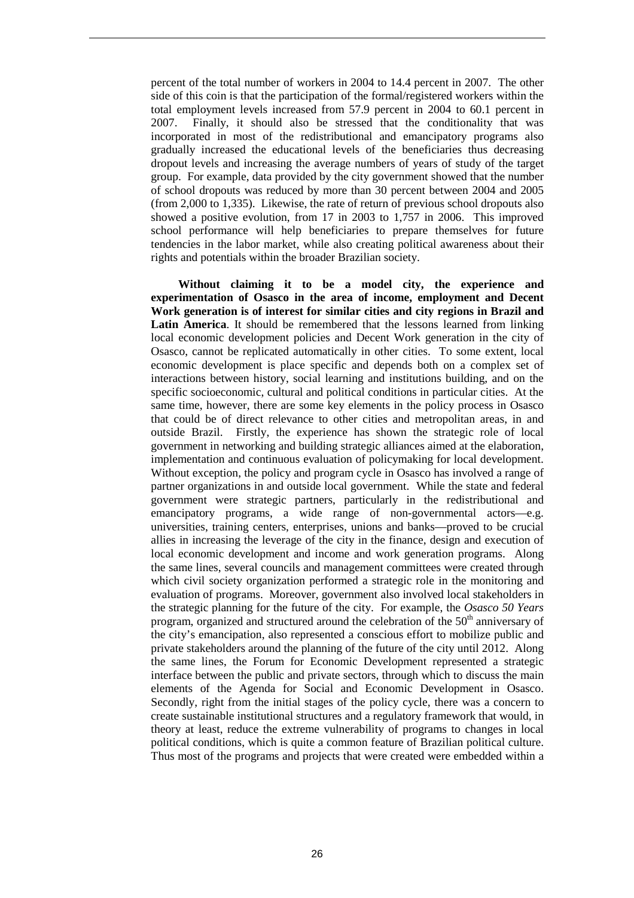percent of the total number of workers in 2004 to 14.4 percent in 2007. The other side of this coin is that the participation of the formal/registered workers within the total employment levels increased from 57.9 percent in 2004 to 60.1 percent in 2007. Finally, it should also be stressed that the conditionality that was incorporated in most of the redistributional and emancipatory programs also gradually increased the educational levels of the beneficiaries thus decreasing dropout levels and increasing the average numbers of years of study of the target group. For example, data provided by the city government showed that the number of school dropouts was reduced by more than 30 percent between 2004 and 2005 (from 2,000 to 1,335). Likewise, the rate of return of previous school dropouts also showed a positive evolution, from 17 in 2003 to 1,757 in 2006. This improved school performance will help beneficiaries to prepare themselves for future tendencies in the labor market, while also creating political awareness about their rights and potentials within the broader Brazilian society.

**Without claiming it to be a model city, the experience and experimentation of Osasco in the area of income, employment and Decent Work generation is of interest for similar cities and city regions in Brazil and Latin America**. It should be remembered that the lessons learned from linking local economic development policies and Decent Work generation in the city of Osasco, cannot be replicated automatically in other cities. To some extent, local economic development is place specific and depends both on a complex set of interactions between history, social learning and institutions building, and on the specific socioeconomic, cultural and political conditions in particular cities. At the same time, however, there are some key elements in the policy process in Osasco that could be of direct relevance to other cities and metropolitan areas, in and outside Brazil. Firstly, the experience has shown the strategic role of local government in networking and building strategic alliances aimed at the elaboration, implementation and continuous evaluation of policymaking for local development. Without exception, the policy and program cycle in Osasco has involved a range of partner organizations in and outside local government. While the state and federal government were strategic partners, particularly in the redistributional and emancipatory programs, a wide range of non-governmental actors—e.g. universities, training centers, enterprises, unions and banks—proved to be crucial allies in increasing the leverage of the city in the finance, design and execution of local economic development and income and work generation programs. Along the same lines, several councils and management committees were created through which civil society organization performed a strategic role in the monitoring and evaluation of programs. Moreover, government also involved local stakeholders in the strategic planning for the future of the city. For example, the *Osasco 50 Years* program, organized and structured around the celebration of the 50th anniversary of the city's emancipation, also represented a conscious effort to mobilize public and private stakeholders around the planning of the future of the city until 2012. Along the same lines, the Forum for Economic Development represented a strategic interface between the public and private sectors, through which to discuss the main elements of the Agenda for Social and Economic Development in Osasco. Secondly, right from the initial stages of the policy cycle, there was a concern to create sustainable institutional structures and a regulatory framework that would, in theory at least, reduce the extreme vulnerability of programs to changes in local political conditions, which is quite a common feature of Brazilian political culture. Thus most of the programs and projects that were created were embedded within a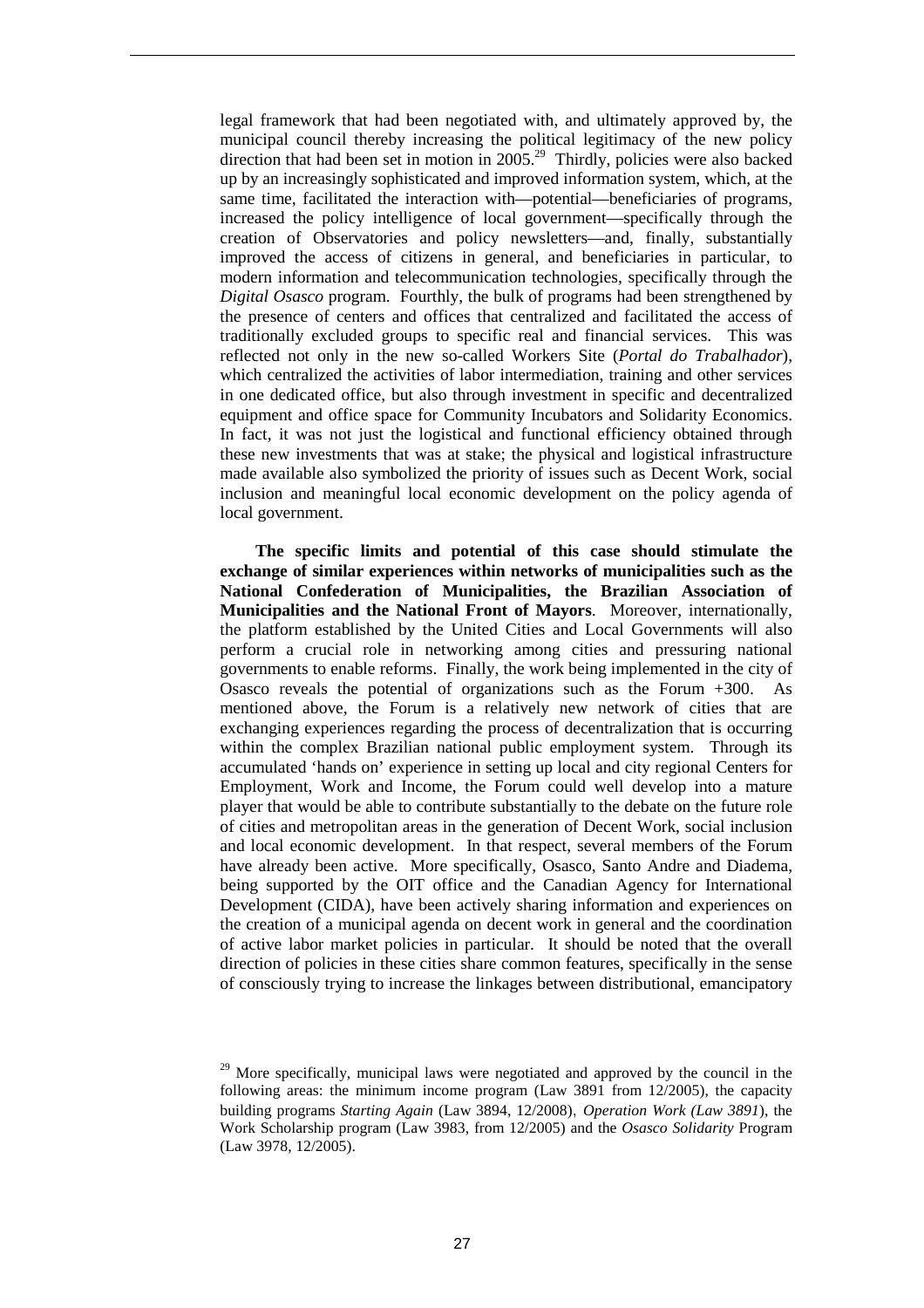legal framework that had been negotiated with, and ultimately approved by, the municipal council thereby increasing the political legitimacy of the new policy direction that had been set in motion in 2005.[29] Thirdly, policies were also backed up by an increasingly sophisticated and improved information system, which, at the same time, facilitated the interaction with—potential—beneficiaries of programs, increased the policy intelligence of local government—specifically through the creation of Observatories and policy newsletters—and, finally, substantially improved the access of citizens in general, and beneficiaries in particular, to modern information and telecommunication technologies, specifically through the *Digital Osasco* program. Fourthly, the bulk of programs had been strengthened by the presence of centers and offices that centralized and facilitated the access of traditionally excluded groups to specific real and financial services. This was reflected not only in the new so-called Workers Site (*Portal do Trabalhador*), which centralized the activities of labor intermediation, training and other services in one dedicated office, but also through investment in specific and decentralized equipment and office space for Community Incubators and Solidarity Economics. In fact, it was not just the logistical and functional efficiency obtained through these new investments that was at stake; the physical and logistical infrastructure made available also symbolized the priority of issues such as Decent Work, social inclusion and meaningful local economic development on the policy agenda of local government.

**The specific limits and potential of this case should stimulate the exchange of similar experiences within networks of municipalities such as the National Confederation of Municipalities, the Brazilian Association of Municipalities and the National Front of Mayors**. Moreover, internationally, the platform established by the United Cities and Local Governments will also perform a crucial role in networking among cities and pressuring national governments to enable reforms. Finally, the work being implemented in the city of Osasco reveals the potential of organizations such as the Forum +300. As mentioned above, the Forum is a relatively new network of cities that are exchanging experiences regarding the process of decentralization that is occurring within the complex Brazilian national public employment system. Through its accumulated 'hands on' experience in setting up local and city regional Centers for Employment, Work and Income, the Forum could well develop into a mature player that would be able to contribute substantially to the debate on the future role of cities and metropolitan areas in the generation of Decent Work, social inclusion and local economic development. In that respect, several members of the Forum have already been active. More specifically, Osasco, Santo Andre and Diadema, being supported by the OIT office and the Canadian Agency for International Development (CIDA), have been actively sharing information and experiences on the creation of a municipal agenda on decent work in general and the coordination of active labor market policies in particular. It should be noted that the overall direction of policies in these cities share common features, specifically in the sense of consciously trying to increase the linkages between distributional, emancipatory

[29] More specifically, municipal laws were negotiated and approved by the council in the following areas: the minimum income program (Law 3891 from 12/2005), the capacity building programs *Starting Again* (Law 3894, 12/2008), *Operation Work (Law 3891*), the Work Scholarship program (Law 3983, from 12/2005) and the *Osasco Solidarity* Program (Law 3978, 12/2005).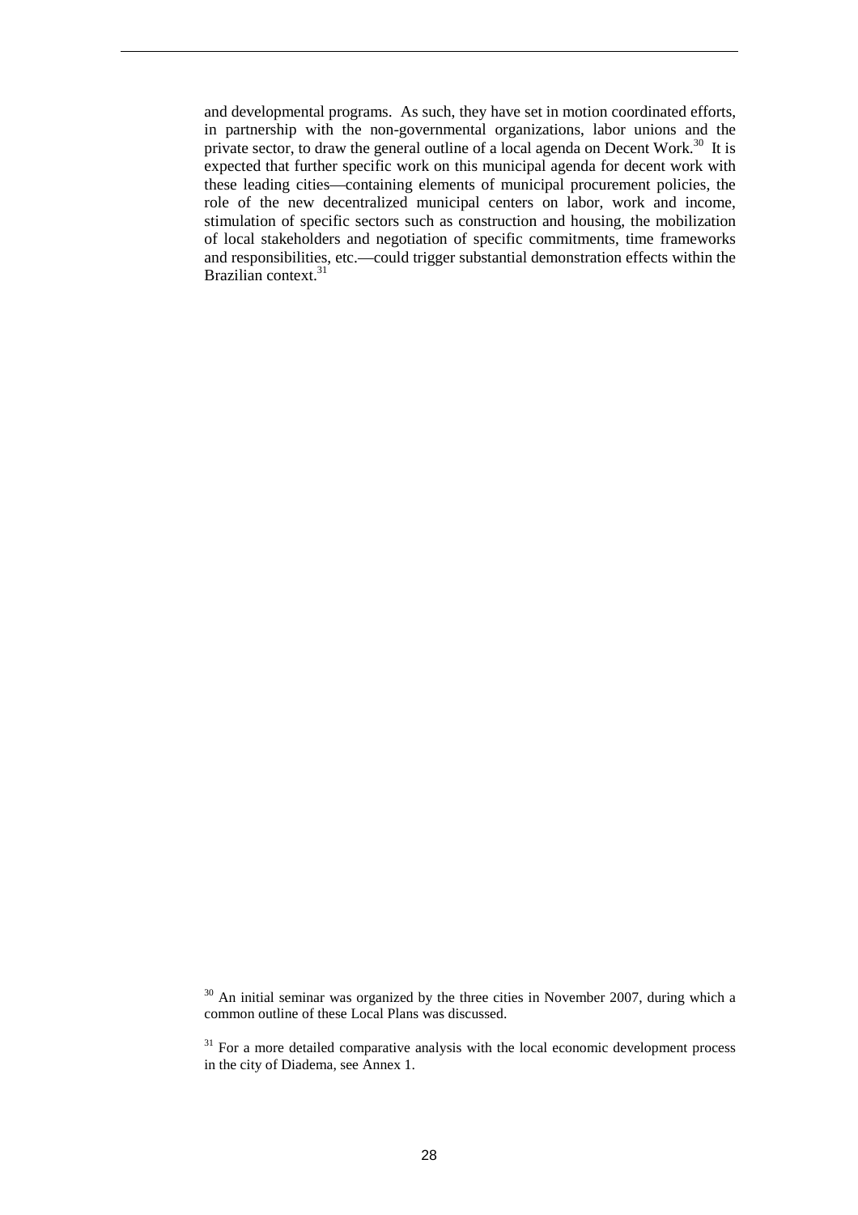and developmental programs. As such, they have set in motion coordinated efforts, in partnership with the non-governmental organizations, labor unions and the private sector, to draw the general outline of a local agenda on Decent Work.[30] It is expected that further specific work on this municipal agenda for decent work with these leading cities—containing elements of municipal procurement policies, the role of the new decentralized municipal centers on labor, work and income, stimulation of specific sectors such as construction and housing, the mobilization of local stakeholders and negotiation of specific commitments, time frameworks and responsibilities, etc.—could trigger substantial demonstration effects within the Brazilian context.[31]

[30] An initial seminar was organized by the three cities in November 2007, during which a common outline of these Local Plans was discussed.

[31] For a more detailed comparative analysis with the local economic development process in the city of Diadema, see Annex 1.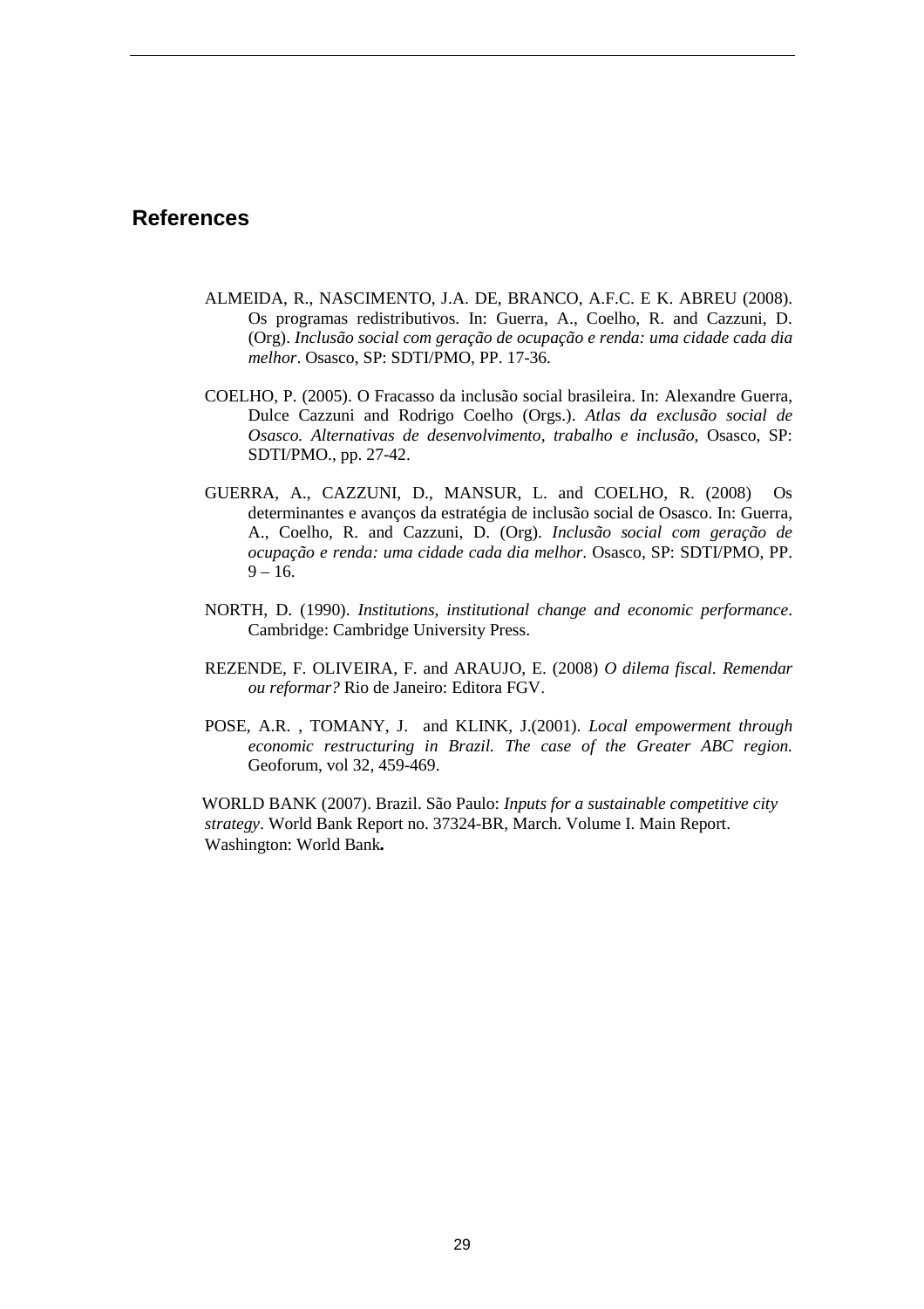## References

ALMEIDA, R., NASCIMENTO, J.A. DE, BRANCO, A.F.C. E K. ABREU (2008). Os programas redistributivos. In: Guerra, A., Coelho, R. and Cazzuni, D. (Org). *Inclusão social com geração de ocupação e renda: uma cidade cada dia melhor*. Osasco, SP: SDTI/PMO, PP. 17-36.

COELHO, P. (2005). O Fracasso da inclusão social brasileira. In: Alexandre Guerra, Dulce Cazzuni and Rodrigo Coelho (Orgs.). *Atlas da exclusão social de Osasco. Alternativas de desenvolvimento, trabalho e inclusão*, Osasco, SP: SDTI/PMO., pp. 27-42.

GUERRA, A., CAZZUNI, D., MANSUR, L. and COELHO, R. (2008) Os determinantes e avanços da estratégia de inclusão social de Osasco. In: Guerra, A., Coelho, R. and Cazzuni, D. (Org). *Inclusão social com geração de ocupação e renda: uma cidade cada dia melhor*. Osasco, SP: SDTI/PMO, PP. 9 – 16.

NORTH, D. (1990). *Institutions, institutional change and economic performance*. Cambridge: Cambridge University Press.

REZENDE, F. OLIVEIRA, F. and ARAUJO, E. (2008) *O dilema fiscal. Remendar ou reformar?* Rio de Janeiro: Editora FGV.

POSE, A.R. , TOMANY, J. and KLINK, J.(2001). *Local empowerment through economic restructuring in Brazil. The case of the Greater ABC region.* Geoforum, vol 32, 459-469.

WORLD BANK (2007). Brazil. São Paulo: *Inputs for a sustainable competitive city strategy*. World Bank Report no. 37324-BR, March. Volume I. Main Report. Washington: World Bank**.**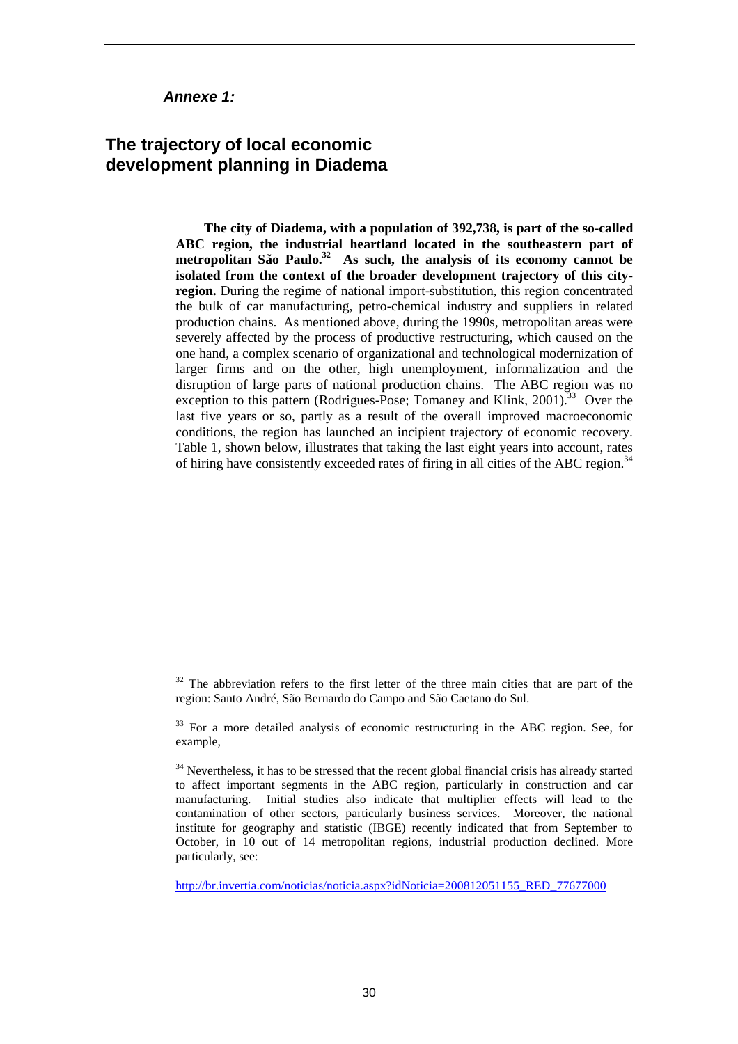***Annexe 1:***

## The trajectory of local economic development planning in Diadema

**The city of Diadema, with a population of 392,738, is part of the so-called ABC region, the industrial heartland located in the southeastern part of metropolitan São Paulo.[32] As such, the analysis of its economy cannot be isolated from the context of the broader development trajectory of this city-region.** During the regime of national import-substitution, this region concentrated the bulk of car manufacturing, petro-chemical industry and suppliers in related production chains. As mentioned above, during the 1990s, metropolitan areas were severely affected by the process of productive restructuring, which caused on the one hand, a complex scenario of organizational and technological modernization of larger firms and on the other, high unemployment, informalization and the disruption of large parts of national production chains. The ABC region was no exception to this pattern (Rodrigues-Pose; Tomaney and Klink, 2001).[33] Over the last five years or so, partly as a result of the overall improved macroeconomic conditions, the region has launched an incipient trajectory of economic recovery. Table 1, shown below, illustrates that taking the last eight years into account, rates of hiring have consistently exceeded rates of firing in all cities of the ABC region.[34]

[32] The abbreviation refers to the first letter of the three main cities that are part of the region: Santo André, São Bernardo do Campo and São Caetano do Sul.

[33] For a more detailed analysis of economic restructuring in the ABC region. See, for example,

[34] Nevertheless, it has to be stressed that the recent global financial crisis has already started to affect important segments in the ABC region, particularly in construction and car manufacturing. Initial studies also indicate that multiplier effects will lead to the contamination of other sectors, particularly business services. Moreover, the national institute for geography and statistic (IBGE) recently indicated that from September to October, in 10 out of 14 metropolitan regions, industrial production declined. More particularly, see:

http://br.invertia.com/noticias/noticia.aspx?idNoticia=200812051155_RED_77677000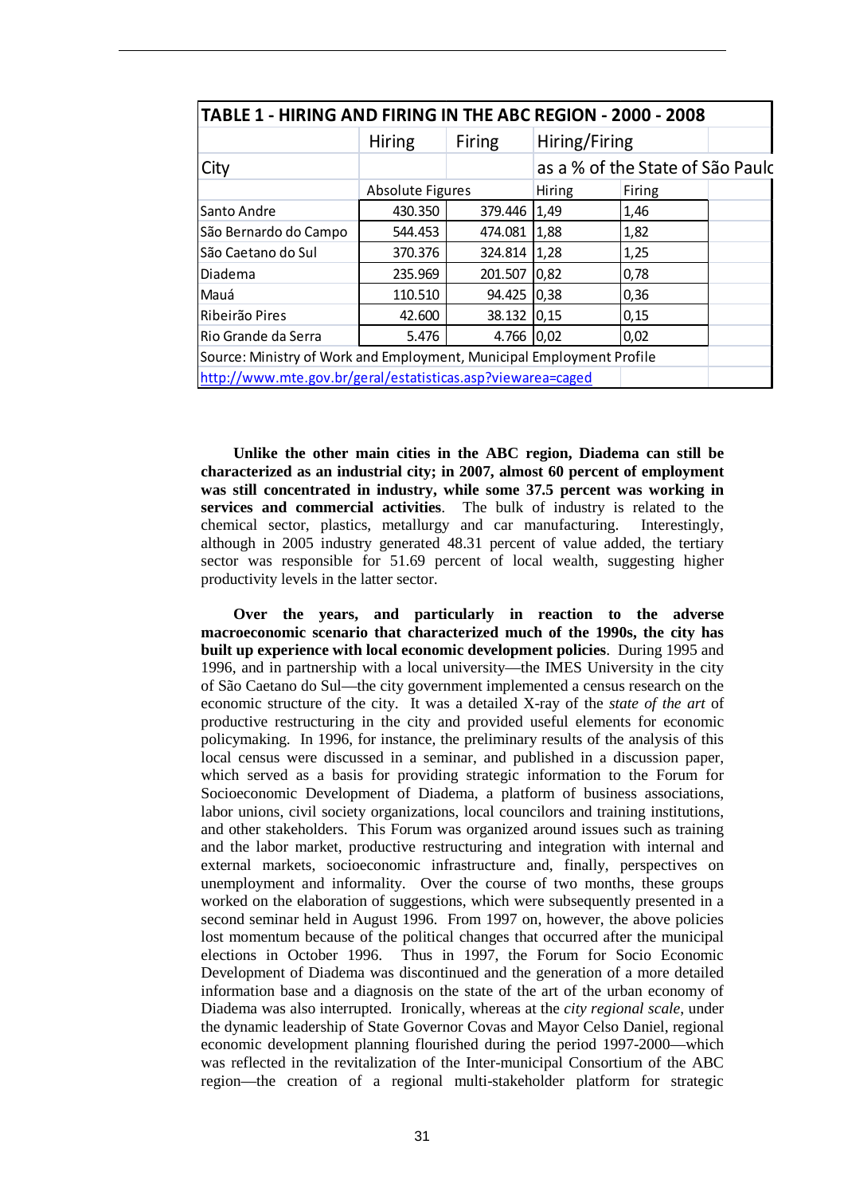**TABLE 1 - HIRING AND FIRING IN THE ABC REGION - 2000 - 2008**

| City | Hiring | Firing | Hiring/Firing as a % of the State of São Paulo | |
|---|---|---|---|---|
| | Absolute Figures | | Hiring | Firing |
| Santo Andre | 430.350 | 379.446 | 1,49 | 1,46 |
| São Bernardo do Campo | 544.453 | 474.081 | 1,88 | 1,82 |
| São Caetano do Sul | 370.376 | 324.814 | 1,28 | 1,25 |
| Diadema | 235.969 | 201.507 | 0,82 | 0,78 |
| Mauá | 110.510 | 94.425 | 0,38 | 0,36 |
| Ribeirão Pires | 42.600 | 38.132 | 0,15 | 0,15 |
| Rio Grande da Serra | 5.476 | 4.766 | 0,02 | 0,02 |

Source: Ministry of Work and Employment, Municipal Employment Profile
http://www.mte.gov.br/geral/estatisticas.asp?viewarea=caged

**Unlike the other main cities in the ABC region, Diadema can still be characterized as an industrial city; in 2007, almost 60 percent of employment was still concentrated in industry, while some 37.5 percent was working in services and commercial activities**. The bulk of industry is related to the chemical sector, plastics, metallurgy and car manufacturing. Interestingly, although in 2005 industry generated 48.31 percent of value added, the tertiary sector was responsible for 51.69 percent of local wealth, suggesting higher productivity levels in the latter sector.

**Over the years, and particularly in reaction to the adverse macroeconomic scenario that characterized much of the 1990s, the city has built up experience with local economic development policies**. During 1995 and 1996, and in partnership with a local university—the IMES University in the city of São Caetano do Sul—the city government implemented a census research on the economic structure of the city. It was a detailed X-ray of the *state of the art* of productive restructuring in the city and provided useful elements for economic policymaking. In 1996, for instance, the preliminary results of the analysis of this local census were discussed in a seminar, and published in a discussion paper, which served as a basis for providing strategic information to the Forum for Socioeconomic Development of Diadema, a platform of business associations, labor unions, civil society organizations, local councilors and training institutions, and other stakeholders. This Forum was organized around issues such as training and the labor market, productive restructuring and integration with internal and external markets, socioeconomic infrastructure and, finally, perspectives on unemployment and informality. Over the course of two months, these groups worked on the elaboration of suggestions, which were subsequently presented in a second seminar held in August 1996. From 1997 on, however, the above policies lost momentum because of the political changes that occurred after the municipal elections in October 1996. Thus in 1997, the Forum for Socio Economic Development of Diadema was discontinued and the generation of a more detailed information base and a diagnosis on the state of the art of the urban economy of Diadema was also interrupted. Ironically, whereas at the *city regional scale*, under the dynamic leadership of State Governor Covas and Mayor Celso Daniel, regional economic development planning flourished during the period 1997-2000—which was reflected in the revitalization of the Inter-municipal Consortium of the ABC region—the creation of a regional multi-stakeholder platform for strategic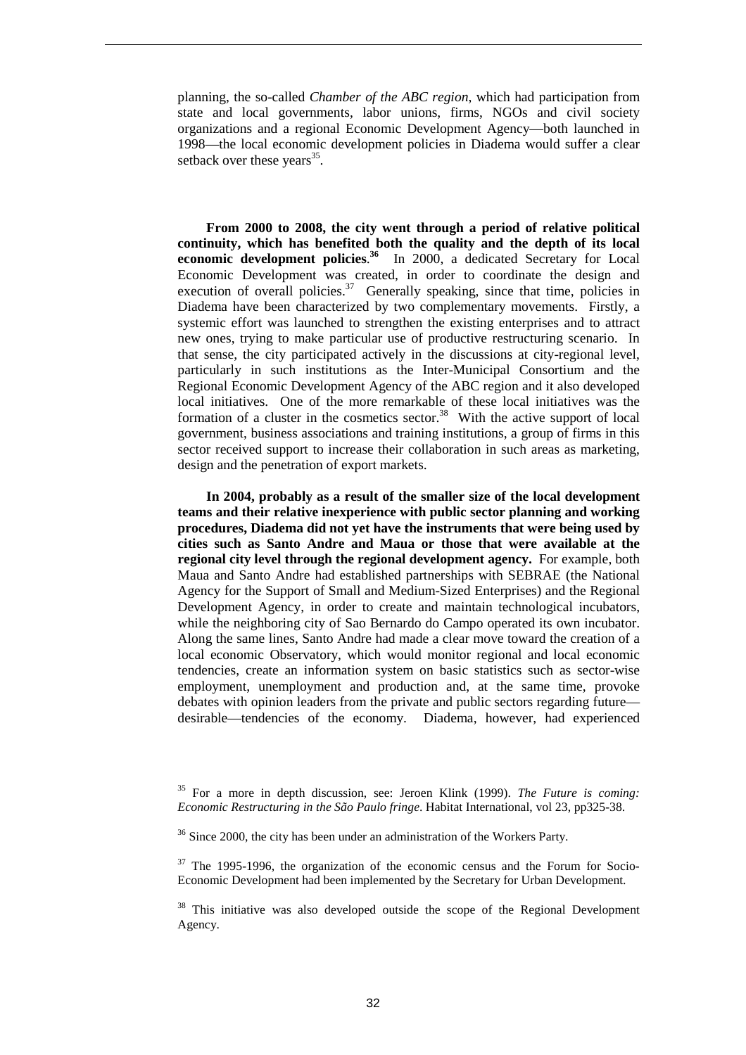planning, the so-called *Chamber of the ABC region*, which had participation from state and local governments, labor unions, firms, NGOs and civil society organizations and a regional Economic Development Agency—both launched in 1998—the local economic development policies in Diadema would suffer a clear setback over these years[35].

**From 2000 to 2008, the city went through a period of relative political continuity, which has benefited both the quality and the depth of its local economic development policies**.[36] In 2000, a dedicated Secretary for Local Economic Development was created, in order to coordinate the design and execution of overall policies.[37] Generally speaking, since that time, policies in Diadema have been characterized by two complementary movements. Firstly, a systemic effort was launched to strengthen the existing enterprises and to attract new ones, trying to make particular use of productive restructuring scenario. In that sense, the city participated actively in the discussions at city-regional level, particularly in such institutions as the Inter-Municipal Consortium and the Regional Economic Development Agency of the ABC region and it also developed local initiatives. One of the more remarkable of these local initiatives was the formation of a cluster in the cosmetics sector.[38] With the active support of local government, business associations and training institutions, a group of firms in this sector received support to increase their collaboration in such areas as marketing, design and the penetration of export markets.

**In 2004, probably as a result of the smaller size of the local development teams and their relative inexperience with public sector planning and working procedures, Diadema did not yet have the instruments that were being used by cities such as Santo Andre and Maua or those that were available at the regional city level through the regional development agency.** For example, both Maua and Santo Andre had established partnerships with SEBRAE (the National Agency for the Support of Small and Medium-Sized Enterprises) and the Regional Development Agency, in order to create and maintain technological incubators, while the neighboring city of Sao Bernardo do Campo operated its own incubator. Along the same lines, Santo Andre had made a clear move toward the creation of a local economic Observatory, which would monitor regional and local economic tendencies, create an information system on basic statistics such as sector-wise employment, unemployment and production and, at the same time, provoke debates with opinion leaders from the private and public sectors regarding future—desirable—tendencies of the economy. Diadema, however, had experienced

---

[35] For a more in depth discussion, see: Jeroen Klink (1999). *The Future is coming: Economic Restructuring in the São Paulo fringe*. Habitat International, vol 23, pp325-38.

[36] Since 2000, the city has been under an administration of the Workers Party.

[37] The 1995-1996, the organization of the economic census and the Forum for Socio-Economic Development had been implemented by the Secretary for Urban Development.

[38] This initiative was also developed outside the scope of the Regional Development Agency.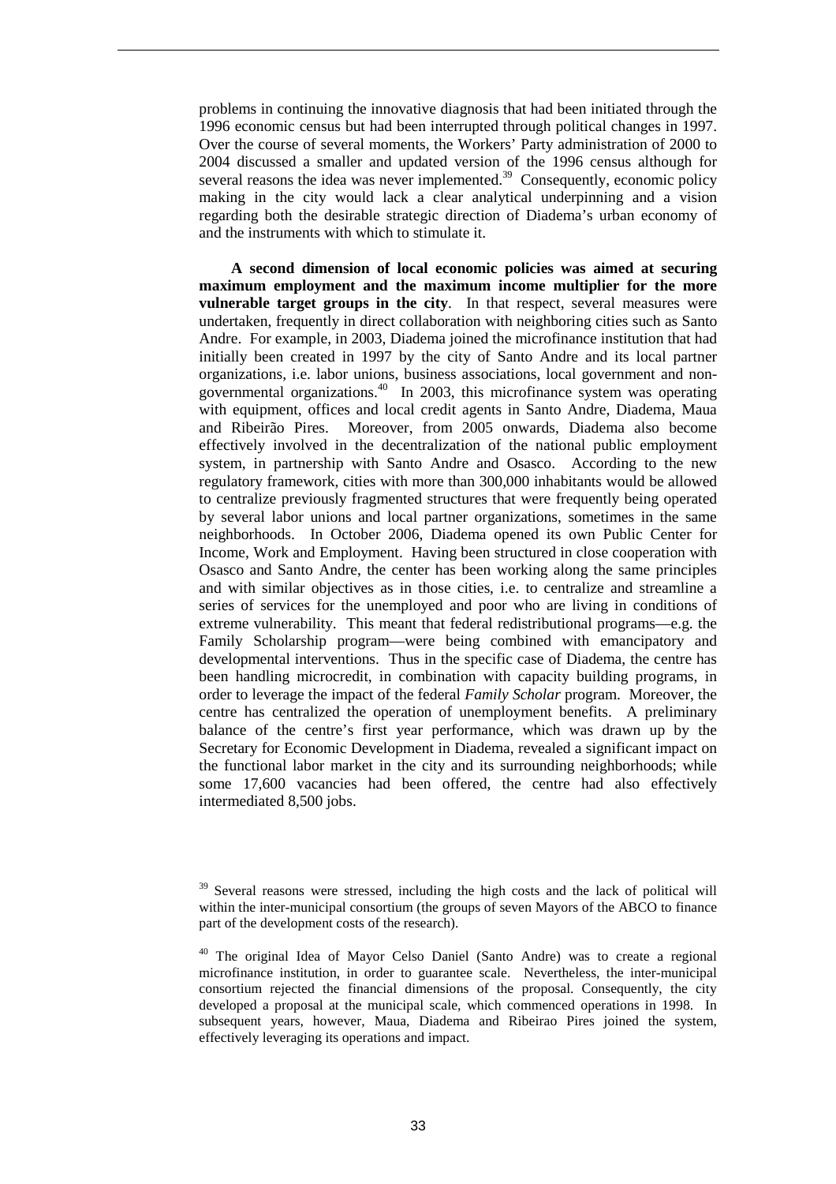problems in continuing the innovative diagnosis that had been initiated through the 1996 economic census but had been interrupted through political changes in 1997. Over the course of several moments, the Workers' Party administration of 2000 to 2004 discussed a smaller and updated version of the 1996 census although for several reasons the idea was never implemented.[39] Consequently, economic policy making in the city would lack a clear analytical underpinning and a vision regarding both the desirable strategic direction of Diadema's urban economy of and the instruments with which to stimulate it.

**A second dimension of local economic policies was aimed at securing maximum employment and the maximum income multiplier for the more vulnerable target groups in the city**. In that respect, several measures were undertaken, frequently in direct collaboration with neighboring cities such as Santo Andre. For example, in 2003, Diadema joined the microfinance institution that had initially been created in 1997 by the city of Santo Andre and its local partner organizations, i.e. labor unions, business associations, local government and non-governmental organizations.[40] In 2003, this microfinance system was operating with equipment, offices and local credit agents in Santo Andre, Diadema, Maua and Ribeirão Pires. Moreover, from 2005 onwards, Diadema also become effectively involved in the decentralization of the national public employment system, in partnership with Santo Andre and Osasco. According to the new regulatory framework, cities with more than 300,000 inhabitants would be allowed to centralize previously fragmented structures that were frequently being operated by several labor unions and local partner organizations, sometimes in the same neighborhoods. In October 2006, Diadema opened its own Public Center for Income, Work and Employment. Having been structured in close cooperation with Osasco and Santo Andre, the center has been working along the same principles and with similar objectives as in those cities, i.e. to centralize and streamline a series of services for the unemployed and poor who are living in conditions of extreme vulnerability. This meant that federal redistributional programs—e.g. the Family Scholarship program—were being combined with emancipatory and developmental interventions. Thus in the specific case of Diadema, the centre has been handling microcredit, in combination with capacity building programs, in order to leverage the impact of the federal *Family Scholar* program. Moreover, the centre has centralized the operation of unemployment benefits. A preliminary balance of the centre's first year performance, which was drawn up by the Secretary for Economic Development in Diadema, revealed a significant impact on the functional labor market in the city and its surrounding neighborhoods; while some 17,600 vacancies had been offered, the centre had also effectively intermediated 8,500 jobs.

---

[39] Several reasons were stressed, including the high costs and the lack of political will within the inter-municipal consortium (the groups of seven Mayors of the ABCO to finance part of the development costs of the research).

[40] The original Idea of Mayor Celso Daniel (Santo Andre) was to create a regional microfinance institution, in order to guarantee scale. Nevertheless, the inter-municipal consortium rejected the financial dimensions of the proposal. Consequently, the city developed a proposal at the municipal scale, which commenced operations in 1998. In subsequent years, however, Maua, Diadema and Ribeirao Pires joined the system, effectively leveraging its operations and impact.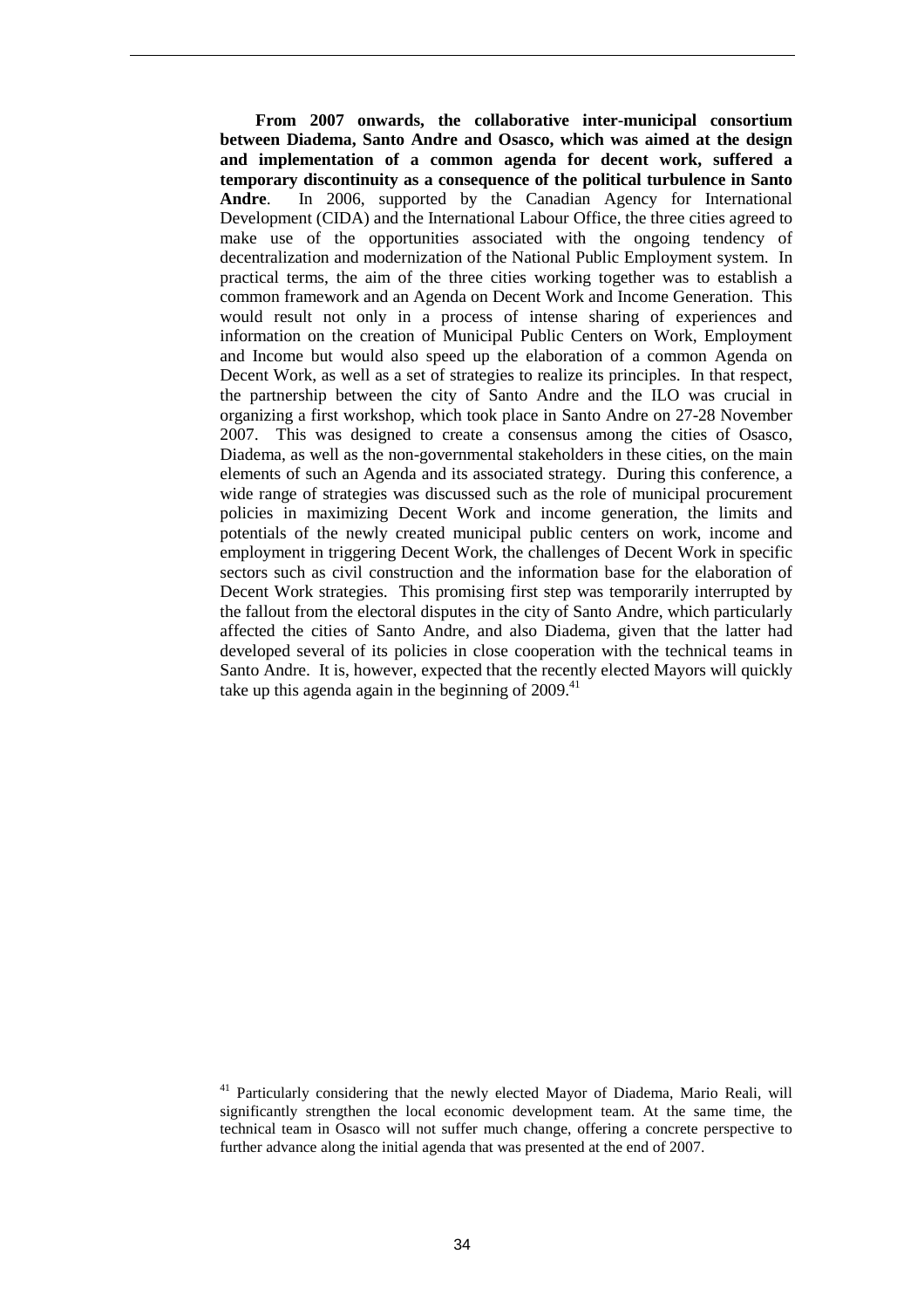**From 2007 onwards, the collaborative inter-municipal consortium between Diadema, Santo Andre and Osasco, which was aimed at the design and implementation of a common agenda for decent work, suffered a temporary discontinuity as a consequence of the political turbulence in Santo Andre**. In 2006, supported by the Canadian Agency for International Development (CIDA) and the International Labour Office, the three cities agreed to make use of the opportunities associated with the ongoing tendency of decentralization and modernization of the National Public Employment system. In practical terms, the aim of the three cities working together was to establish a common framework and an Agenda on Decent Work and Income Generation. This would result not only in a process of intense sharing of experiences and information on the creation of Municipal Public Centers on Work, Employment and Income but would also speed up the elaboration of a common Agenda on Decent Work, as well as a set of strategies to realize its principles. In that respect, the partnership between the city of Santo Andre and the ILO was crucial in organizing a first workshop, which took place in Santo Andre on 27-28 November 2007. This was designed to create a consensus among the cities of Osasco, Diadema, as well as the non-governmental stakeholders in these cities, on the main elements of such an Agenda and its associated strategy. During this conference, a wide range of strategies was discussed such as the role of municipal procurement policies in maximizing Decent Work and income generation, the limits and potentials of the newly created municipal public centers on work, income and employment in triggering Decent Work, the challenges of Decent Work in specific sectors such as civil construction and the information base for the elaboration of Decent Work strategies. This promising first step was temporarily interrupted by the fallout from the electoral disputes in the city of Santo Andre, which particularly affected the cities of Santo Andre, and also Diadema, given that the latter had developed several of its policies in close cooperation with the technical teams in Santo Andre. It is, however, expected that the recently elected Mayors will quickly take up this agenda again in the beginning of 2009.[41]

[41] Particularly considering that the newly elected Mayor of Diadema, Mario Reali, will significantly strengthen the local economic development team. At the same time, the technical team in Osasco will not suffer much change, offering a concrete perspective to further advance along the initial agenda that was presented at the end of 2007.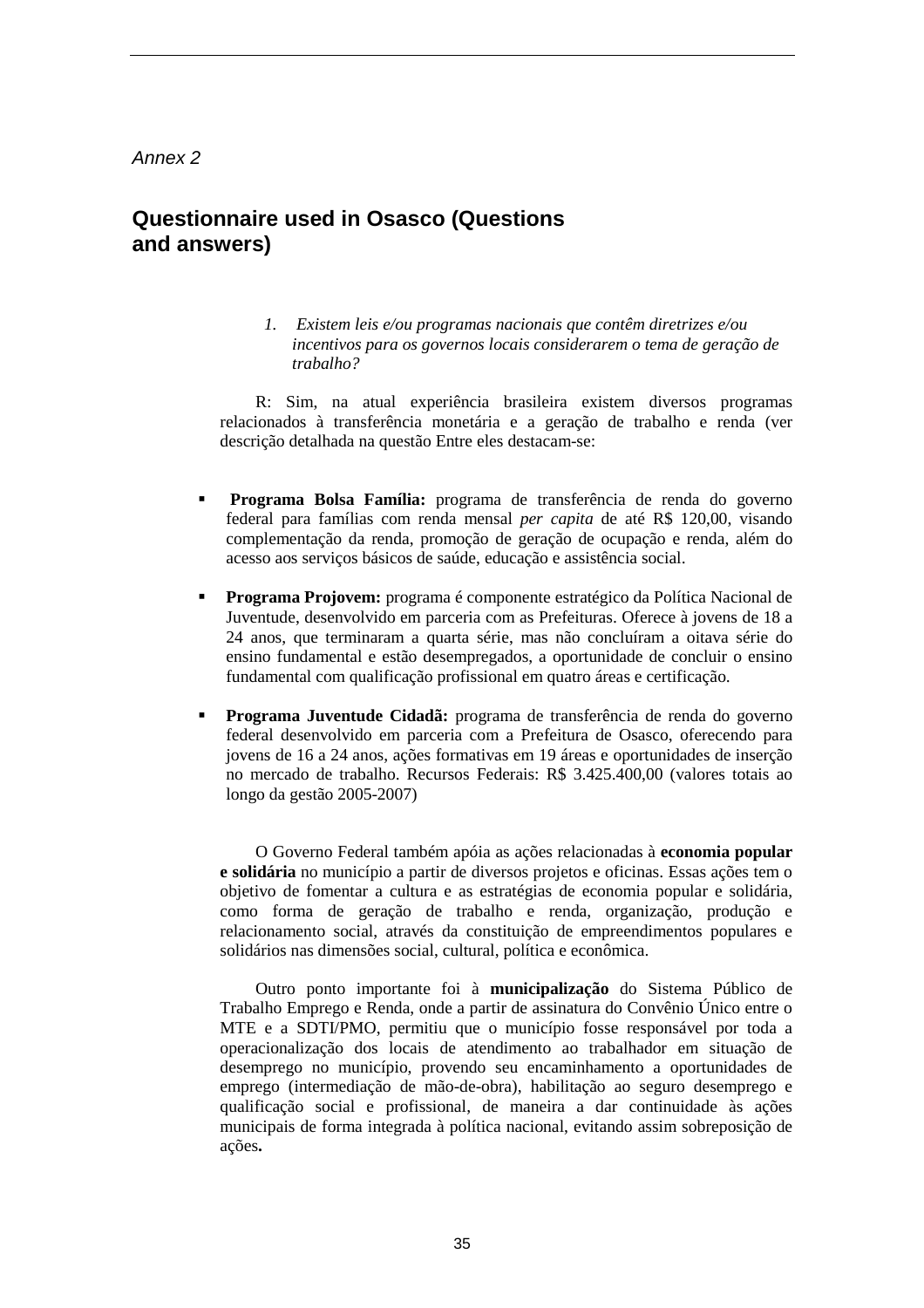*Annex 2*

## Questionnaire used in Osasco (Questions and answers)

1. *Existem leis e/ou programas nacionais que contêm diretrizes e/ou incentivos para os governos locais considerarem o tema de geração de trabalho?*

R: Sim, na atual experiência brasileira existem diversos programas relacionados à transferência monetária e a geração de trabalho e renda (ver descrição detalhada na questão Entre eles destacam-se:

- **Programa Bolsa Família:** programa de transferência de renda do governo federal para famílias com renda mensal *per capita* de até R$ 120,00, visando complementação da renda, promoção de geração de ocupação e renda, além do acesso aos serviços básicos de saúde, educação e assistência social.
- **Programa Projovem:** programa é componente estratégico da Política Nacional de Juventude, desenvolvido em parceria com as Prefeituras. Oferece à jovens de 18 a 24 anos, que terminaram a quarta série, mas não concluíram a oitava série do ensino fundamental e estão desempregados, a oportunidade de concluir o ensino fundamental com qualificação profissional em quatro áreas e certificação.
- **Programa Juventude Cidadã:** programa de transferência de renda do governo federal desenvolvido em parceria com a Prefeitura de Osasco, oferecendo para jovens de 16 a 24 anos, ações formativas em 19 áreas e oportunidades de inserção no mercado de trabalho. Recursos Federais: R$ 3.425.400,00 (valores totais ao longo da gestão 2005-2007)

O Governo Federal também apóia as ações relacionadas à **economia popular e solidária** no município a partir de diversos projetos e oficinas. Essas ações tem o objetivo de fomentar a cultura e as estratégias de economia popular e solidária, como forma de geração de trabalho e renda, organização, produção e relacionamento social, através da constituição de empreendimentos populares e solidários nas dimensões social, cultural, política e econômica.

Outro ponto importante foi à **municipalização** do Sistema Público de Trabalho Emprego e Renda, onde a partir de assinatura do Convênio Único entre o MTE e a SDTI/PMO, permitiu que o município fosse responsável por toda a operacionalização dos locais de atendimento ao trabalhador em situação de desemprego no município, provendo seu encaminhamento a oportunidades de emprego (intermediação de mão-de-obra), habilitação ao seguro desemprego e qualificação social e profissional, de maneira a dar continuidade às ações municipais de forma integrada à política nacional, evitando assim sobreposição de ações**.**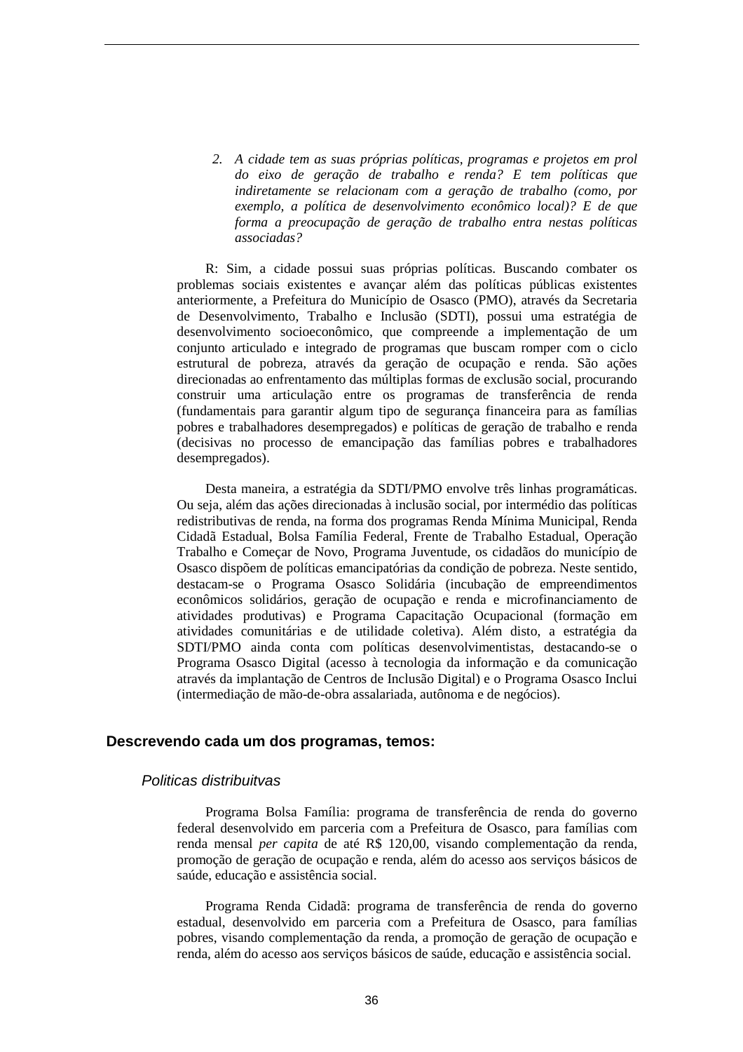2. *A cidade tem as suas próprias políticas, programas e projetos em prol do eixo de geração de trabalho e renda? E tem políticas que indiretamente se relacionam com a geração de trabalho (como, por exemplo, a política de desenvolvimento econômico local)? E de que forma a preocupação de geração de trabalho entra nestas políticas associadas?*

R: Sim, a cidade possui suas próprias políticas. Buscando combater os problemas sociais existentes e avançar além das políticas públicas existentes anteriormente, a Prefeitura do Município de Osasco (PMO), através da Secretaria de Desenvolvimento, Trabalho e Inclusão (SDTI), possui uma estratégia de desenvolvimento socioeconômico, que compreende a implementação de um conjunto articulado e integrado de programas que buscam romper com o ciclo estrutural de pobreza, através da geração de ocupação e renda. São ações direcionadas ao enfrentamento das múltiplas formas de exclusão social, procurando construir uma articulação entre os programas de transferência de renda (fundamentais para garantir algum tipo de segurança financeira para as famílias pobres e trabalhadores desempregados) e políticas de geração de trabalho e renda (decisivas no processo de emancipação das famílias pobres e trabalhadores desempregados).

Desta maneira, a estratégia da SDTI/PMO envolve três linhas programáticas. Ou seja, além das ações direcionadas à inclusão social, por intermédio das políticas redistributivas de renda, na forma dos programas Renda Mínima Municipal, Renda Cidadã Estadual, Bolsa Família Federal, Frente de Trabalho Estadual, Operação Trabalho e Começar de Novo, Programa Juventude, os cidadãos do município de Osasco dispõem de políticas emancipatórias da condição de pobreza. Neste sentido, destacam-se o Programa Osasco Solidária (incubação de empreendimentos econômicos solidários, geração de ocupação e renda e microfinanciamento de atividades produtivas) e Programa Capacitação Ocupacional (formação em atividades comunitárias e de utilidade coletiva). Além disto, a estratégia da SDTI/PMO ainda conta com políticas desenvolvimentistas, destacando-se o Programa Osasco Digital (acesso à tecnologia da informação e da comunicação através da implantação de Centros de Inclusão Digital) e o Programa Osasco Inclui (intermediação de mão-de-obra assalariada, autônoma e de negócios).

## Descrevendo cada um dos programas, temos:

### *Politicas distribuitvas*

Programa Bolsa Família: programa de transferência de renda do governo federal desenvolvido em parceria com a Prefeitura de Osasco, para famílias com renda mensal *per capita* de até R$ 120,00, visando complementação da renda, promoção de geração de ocupação e renda, além do acesso aos serviços básicos de saúde, educação e assistência social.

Programa Renda Cidadã: programa de transferência de renda do governo estadual, desenvolvido em parceria com a Prefeitura de Osasco, para famílias pobres, visando complementação da renda, a promoção de geração de ocupação e renda, além do acesso aos serviços básicos de saúde, educação e assistência social.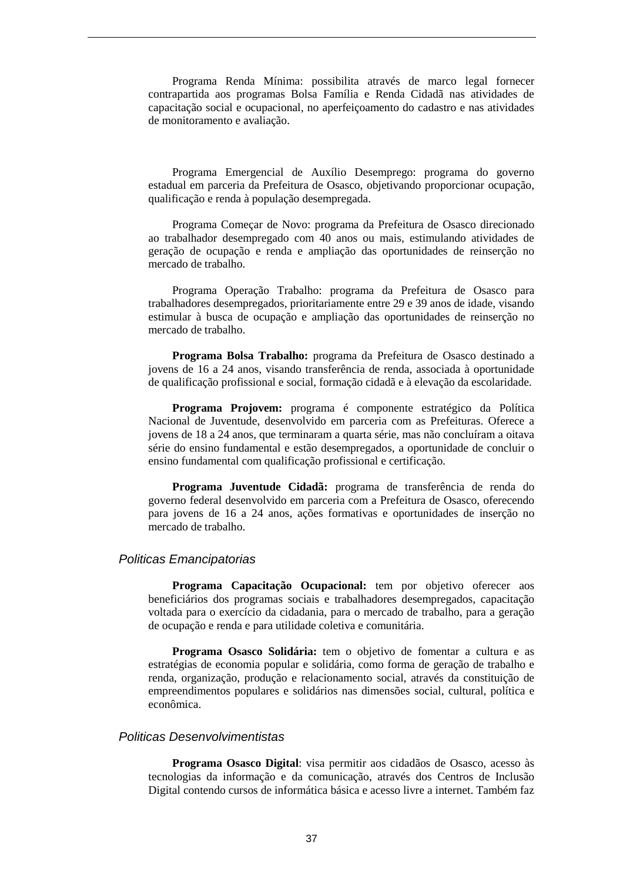Programa Renda Mínima: possibilita através de marco legal fornecer contrapartida aos programas Bolsa Família e Renda Cidadã nas atividades de capacitação social e ocupacional, no aperfeiçoamento do cadastro e nas atividades de monitoramento e avaliação.

Programa Emergencial de Auxílio Desemprego: programa do governo estadual em parceria da Prefeitura de Osasco, objetivando proporcionar ocupação, qualificação e renda à população desempregada.

Programa Começar de Novo: programa da Prefeitura de Osasco direcionado ao trabalhador desempregado com 40 anos ou mais, estimulando atividades de geração de ocupação e renda e ampliação das oportunidades de reinserção no mercado de trabalho.

Programa Operação Trabalho: programa da Prefeitura de Osasco para trabalhadores desempregados, prioritariamente entre 29 e 39 anos de idade, visando estimular à busca de ocupação e ampliação das oportunidades de reinserção no mercado de trabalho.

**Programa Bolsa Trabalho:** programa da Prefeitura de Osasco destinado a jovens de 16 a 24 anos, visando transferência de renda, associada à oportunidade de qualificação profissional e social, formação cidadã e à elevação da escolaridade.

**Programa Projovem:** programa é componente estratégico da Política Nacional de Juventude, desenvolvido em parceria com as Prefeituras. Oferece a jovens de 18 a 24 anos, que terminaram a quarta série, mas não concluíram a oitava série do ensino fundamental e estão desempregados, a oportunidade de concluir o ensino fundamental com qualificação profissional e certificação.

**Programa Juventude Cidadã:** programa de transferência de renda do governo federal desenvolvido em parceria com a Prefeitura de Osasco, oferecendo para jovens de 16 a 24 anos, ações formativas e oportunidades de inserção no mercado de trabalho.

### *Politicas Emancipatorias*

**Programa Capacitação Ocupacional:** tem por objetivo oferecer aos beneficiários dos programas sociais e trabalhadores desempregados, capacitação voltada para o exercício da cidadania, para o mercado de trabalho, para a geração de ocupação e renda e para utilidade coletiva e comunitária.

**Programa Osasco Solidária:** tem o objetivo de fomentar a cultura e as estratégias de economia popular e solidária, como forma de geração de trabalho e renda, organização, produção e relacionamento social, através da constituição de empreendimentos populares e solidários nas dimensões social, cultural, política e econômica.

### *Politicas Desenvolvimentistas*

**Programa Osasco Digital**: visa permitir aos cidadãos de Osasco, acesso às tecnologias da informação e da comunicação, através dos Centros de Inclusão Digital contendo cursos de informática básica e acesso livre a internet. Também faz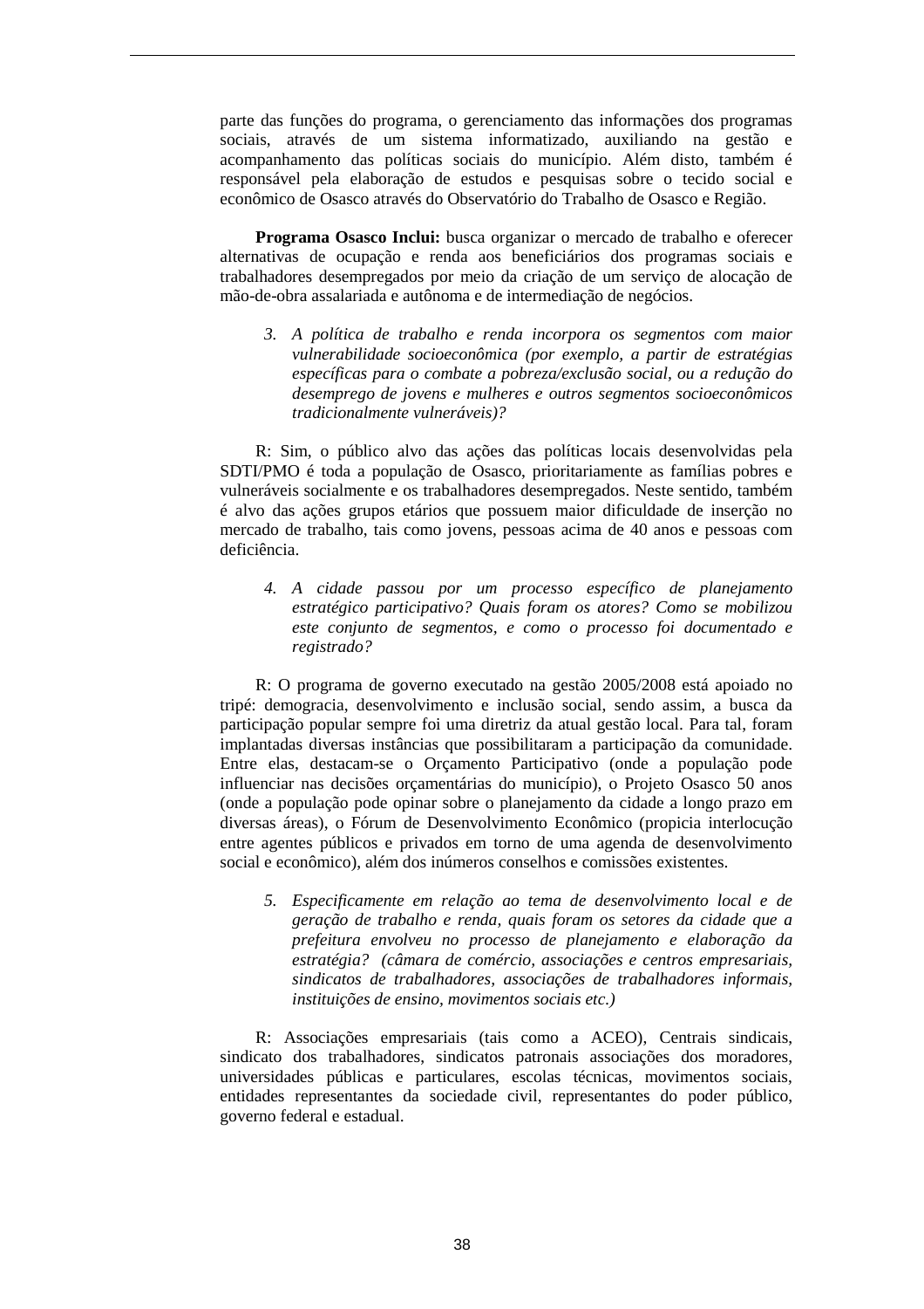parte das funções do programa, o gerenciamento das informações dos programas sociais, através de um sistema informatizado, auxiliando na gestão e acompanhamento das políticas sociais do município. Além disto, também é responsável pela elaboração de estudos e pesquisas sobre o tecido social e econômico de Osasco através do Observatório do Trabalho de Osasco e Região.

**Programa Osasco Inclui:** busca organizar o mercado de trabalho e oferecer alternativas de ocupação e renda aos beneficiários dos programas sociais e trabalhadores desempregados por meio da criação de um serviço de alocação de mão-de-obra assalariada e autônoma e de intermediação de negócios.

3. *A política de trabalho e renda incorpora os segmentos com maior vulnerabilidade socioeconômica (por exemplo, a partir de estratégias específicas para o combate a pobreza/exclusão social, ou a redução do desemprego de jovens e mulheres e outros segmentos socioeconômicos tradicionalmente vulneráveis)?*

R: Sim, o público alvo das ações das políticas locais desenvolvidas pela SDTI/PMO é toda a população de Osasco, prioritariamente as famílias pobres e vulneráveis socialmente e os trabalhadores desempregados. Neste sentido, também é alvo das ações grupos etários que possuem maior dificuldade de inserção no mercado de trabalho, tais como jovens, pessoas acima de 40 anos e pessoas com deficiência.

4. *A cidade passou por um processo específico de planejamento estratégico participativo? Quais foram os atores? Como se mobilizou este conjunto de segmentos, e como o processo foi documentado e registrado?*

R: O programa de governo executado na gestão 2005/2008 está apoiado no tripé: demogracia, desenvolvimento e inclusão social, sendo assim, a busca da participação popular sempre foi uma diretriz da atual gestão local. Para tal, foram implantadas diversas instâncias que possibilitaram a participação da comunidade. Entre elas, destacam-se o Orçamento Participativo (onde a população pode influenciar nas decisões orçamentárias do município), o Projeto Osasco 50 anos (onde a população pode opinar sobre o planejamento da cidade a longo prazo em diversas áreas), o Fórum de Desenvolvimento Econômico (propicia interlocução entre agentes públicos e privados em torno de uma agenda de desenvolvimento social e econômico), além dos inúmeros conselhos e comissões existentes.

5. *Especificamente em relação ao tema de desenvolvimento local e de geração de trabalho e renda, quais foram os setores da cidade que a prefeitura envolveu no processo de planejamento e elaboração da estratégia? (câmara de comércio, associações e centros empresariais, sindicatos de trabalhadores, associações de trabalhadores informais, instituições de ensino, movimentos sociais etc.)*

R: Associações empresariais (tais como a ACEO), Centrais sindicais, sindicato dos trabalhadores, sindicatos patronais associações dos moradores, universidades públicas e particulares, escolas técnicas, movimentos sociais, entidades representantes da sociedade civil, representantes do poder público, governo federal e estadual.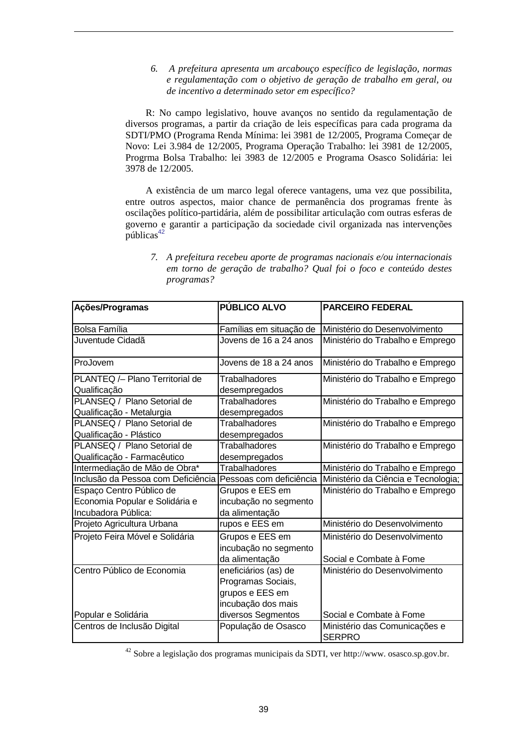6. *A prefeitura apresenta um arcabouço específico de legislação, normas e regulamentação com o objetivo de geração de trabalho em geral, ou de incentivo a determinado setor em específico?*

R: No campo legislativo, houve avanços no sentido da regulamentação de diversos programas, a partir da criação de leis específicas para cada programa da SDTI/PMO (Programa Renda Mínima: lei 3981 de 12/2005, Programa Começar de Novo: Lei 3.984 de 12/2005, Programa Operação Trabalho: lei 3981 de 12/2005, Progrma Bolsa Trabalho: lei 3983 de 12/2005 e Programa Osasco Solidária: lei 3978 de 12/2005.

A existência de um marco legal oferece vantagens, uma vez que possibilita, entre outros aspectos, maior chance de permanência dos programas frente às oscilações político-partidária, além de possibilitar articulação com outras esferas de governo e garantir a participação da sociedade civil organizada nas intervenções públicas[42]

7. *A prefeitura recebeu aporte de programas nacionais e/ou internacionais em torno de geração de trabalho? Qual foi o foco e conteúdo destes programas?*

| **Ações/Programas** | **PÚBLICO ALVO** | **PARCEIRO FEDERAL** |
|---|---|---|
| Bolsa Família | Famílias em situação de | Ministério do Desenvolvimento |
| Juventude Cidadã | Jovens de 16 a 24 anos | Ministério do Trabalho e Emprego |
| ProJovem | Jovens de 18 a 24 anos | Ministério do Trabalho e Emprego |
| PLANTEQ /– Plano Territorial de Qualificação | Trabalhadores desempregados | Ministério do Trabalho e Emprego |
| PLANSEQ / Plano Setorial de Qualificação - Metalurgia | Trabalhadores desempregados | Ministério do Trabalho e Emprego |
| PLANSEQ / Plano Setorial de Qualificação - Plástico | Trabalhadores desempregados | Ministério do Trabalho e Emprego |
| PLANSEQ / Plano Setorial de Qualificação - Farmacêutico | Trabalhadores desempregados | Ministério do Trabalho e Emprego |
| Intermediação de Mão de Obra* | Trabalhadores | Ministério do Trabalho e Emprego |
| Inclusão da Pessoa com Deficiência | Pessoas com deficiência | Ministério da Ciência e Tecnologia; |
| Espaço Centro Público de Economia Popular e Solidária e Incubadora Pública: | Grupos e EES em incubação no segmento da alimentação | Ministério do Trabalho e Emprego |
| Projeto Agricultura Urbana | rupos e EES em | Ministério do Desenvolvimento |
| Projeto Feira Móvel e Solidária | Grupos e EES em incubação no segmento da alimentação | Ministério do Desenvolvimento Social e Combate à Fome |
| Centro Público de Economia Popular e Solidária | eneficiários (as) de Programas Sociais, grupos e EES em incubação dos mais diversos Segmentos | Ministério do Desenvolvimento Social e Combate à Fome |
| Centros de Inclusão Digital | População de Osasco | Ministério das Comunicações e SERPRO |

[42] Sobre a legislação dos programas municipais da SDTI, ver http://www. osasco.sp.gov.br.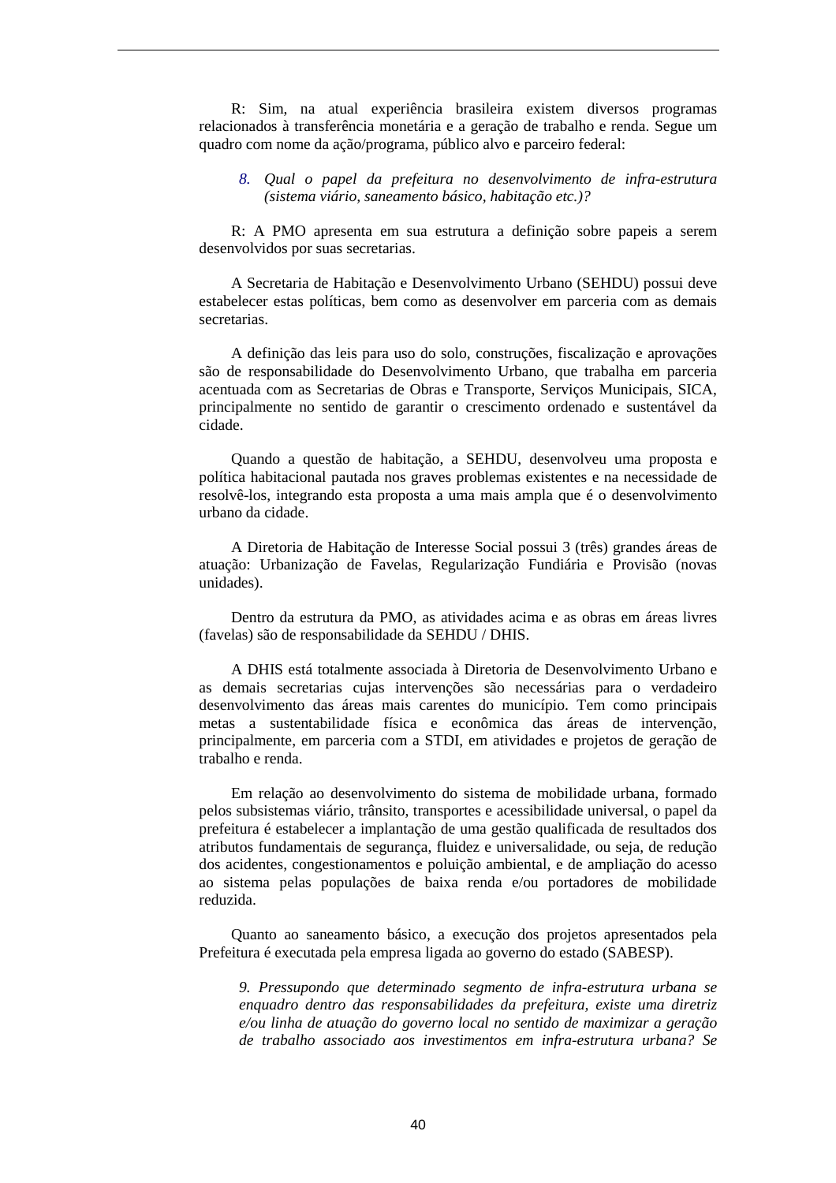R: Sim, na atual experiência brasileira existem diversos programas relacionados à transferência monetária e a geração de trabalho e renda. Segue um quadro com nome da ação/programa, público alvo e parceiro federal:

8. *Qual o papel da prefeitura no desenvolvimento de infra-estrutura (sistema viário, saneamento básico, habitação etc.)?*

R: A PMO apresenta em sua estrutura a definição sobre papeis a serem desenvolvidos por suas secretarias.

A Secretaria de Habitação e Desenvolvimento Urbano (SEHDU) possui deve estabelecer estas políticas, bem como as desenvolver em parceria com as demais secretarias.

A definição das leis para uso do solo, construções, fiscalização e aprovações são de responsabilidade do Desenvolvimento Urbano, que trabalha em parceria acentuada com as Secretarias de Obras e Transporte, Serviços Municipais, SICA, principalmente no sentido de garantir o crescimento ordenado e sustentável da cidade.

Quando a questão de habitação, a SEHDU, desenvolveu uma proposta e política habitacional pautada nos graves problemas existentes e na necessidade de resolvê-los, integrando esta proposta a uma mais ampla que é o desenvolvimento urbano da cidade.

A Diretoria de Habitação de Interesse Social possui 3 (três) grandes áreas de atuação: Urbanização de Favelas, Regularização Fundiária e Provisão (novas unidades).

Dentro da estrutura da PMO, as atividades acima e as obras em áreas livres (favelas) são de responsabilidade da SEHDU / DHIS.

A DHIS está totalmente associada à Diretoria de Desenvolvimento Urbano e as demais secretarias cujas intervenções são necessárias para o verdadeiro desenvolvimento das áreas mais carentes do município. Tem como principais metas a sustentabilidade física e econômica das áreas de intervenção, principalmente, em parceria com a STDI, em atividades e projetos de geração de trabalho e renda.

Em relação ao desenvolvimento do sistema de mobilidade urbana, formado pelos subsistemas viário, trânsito, transportes e acessibilidade universal, o papel da prefeitura é estabelecer a implantação de uma gestão qualificada de resultados dos atributos fundamentais de segurança, fluidez e universalidade, ou seja, de redução dos acidentes, congestionamentos e poluição ambiental, e de ampliação do acesso ao sistema pelas populações de baixa renda e/ou portadores de mobilidade reduzida.

Quanto ao saneamento básico, a execução dos projetos apresentados pela Prefeitura é executada pela empresa ligada ao governo do estado (SABESP).

*9. Pressupondo que determinado segmento de infra-estrutura urbana se enquadro dentro das responsabilidades da prefeitura, existe uma diretriz e/ou linha de atuação do governo local no sentido de maximizar a geração de trabalho associado aos investimentos em infra-estrutura urbana? Se*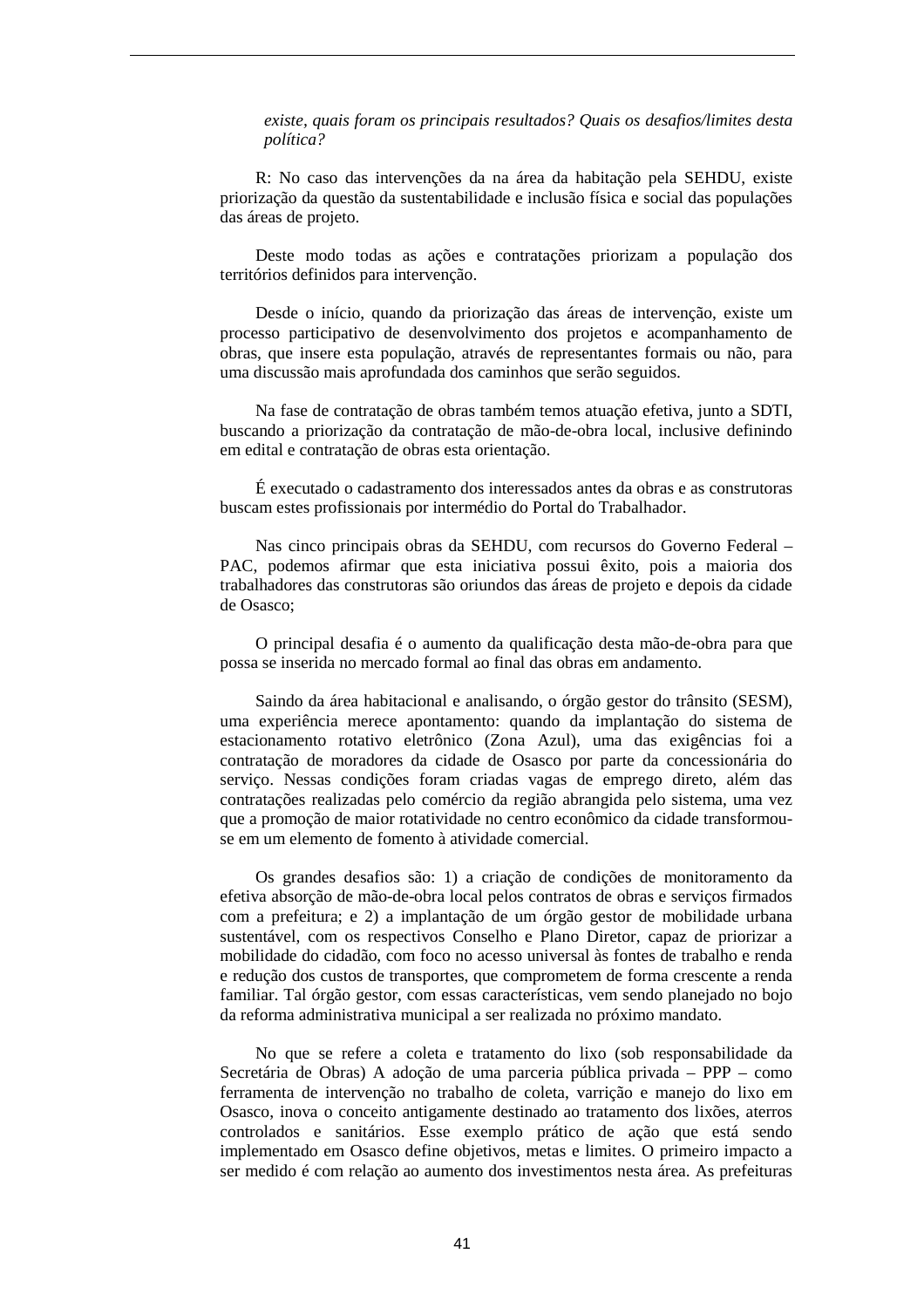*existe, quais foram os principais resultados? Quais os desafios/limites desta política?*

R: No caso das intervenções da na área da habitação pela SEHDU, existe priorização da questão da sustentabilidade e inclusão física e social das populações das áreas de projeto.

Deste modo todas as ações e contratações priorizam a população dos territórios definidos para intervenção.

Desde o início, quando da priorização das áreas de intervenção, existe um processo participativo de desenvolvimento dos projetos e acompanhamento de obras, que insere esta população, através de representantes formais ou não, para uma discussão mais aprofundada dos caminhos que serão seguidos.

Na fase de contratação de obras também temos atuação efetiva, junto a SDTI, buscando a priorização da contratação de mão-de-obra local, inclusive definindo em edital e contratação de obras esta orientação.

É executado o cadastramento dos interessados antes da obras e as construtoras buscam estes profissionais por intermédio do Portal do Trabalhador.

Nas cinco principais obras da SEHDU, com recursos do Governo Federal – PAC, podemos afirmar que esta iniciativa possui êxito, pois a maioria dos trabalhadores das construtoras são oriundos das áreas de projeto e depois da cidade de Osasco;

O principal desafia é o aumento da qualificação desta mão-de-obra para que possa se inserida no mercado formal ao final das obras em andamento.

Saindo da área habitacional e analisando, o órgão gestor do trânsito (SESM), uma experiência merece apontamento: quando da implantação do sistema de estacionamento rotativo eletrônico (Zona Azul), uma das exigências foi a contratação de moradores da cidade de Osasco por parte da concessionária do serviço. Nessas condições foram criadas vagas de emprego direto, além das contratações realizadas pelo comércio da região abrangida pelo sistema, uma vez que a promoção de maior rotatividade no centro econômico da cidade transformou-se em um elemento de fomento à atividade comercial.

Os grandes desafios são: 1) a criação de condições de monitoramento da efetiva absorção de mão-de-obra local pelos contratos de obras e serviços firmados com a prefeitura; e 2) a implantação de um órgão gestor de mobilidade urbana sustentável, com os respectivos Conselho e Plano Diretor, capaz de priorizar a mobilidade do cidadão, com foco no acesso universal às fontes de trabalho e renda e redução dos custos de transportes, que comprometem de forma crescente a renda familiar. Tal órgão gestor, com essas características, vem sendo planejado no bojo da reforma administrativa municipal a ser realizada no próximo mandato.

No que se refere a coleta e tratamento do lixo (sob responsabilidade da Secretária de Obras) A adoção de uma parceria pública privada – PPP – como ferramenta de intervenção no trabalho de coleta, varrição e manejo do lixo em Osasco, inova o conceito antigamente destinado ao tratamento dos lixões, aterros controlados e sanitários. Esse exemplo prático de ação que está sendo implementado em Osasco define objetivos, metas e limites. O primeiro impacto a ser medido é com relação ao aumento dos investimentos nesta área. As prefeituras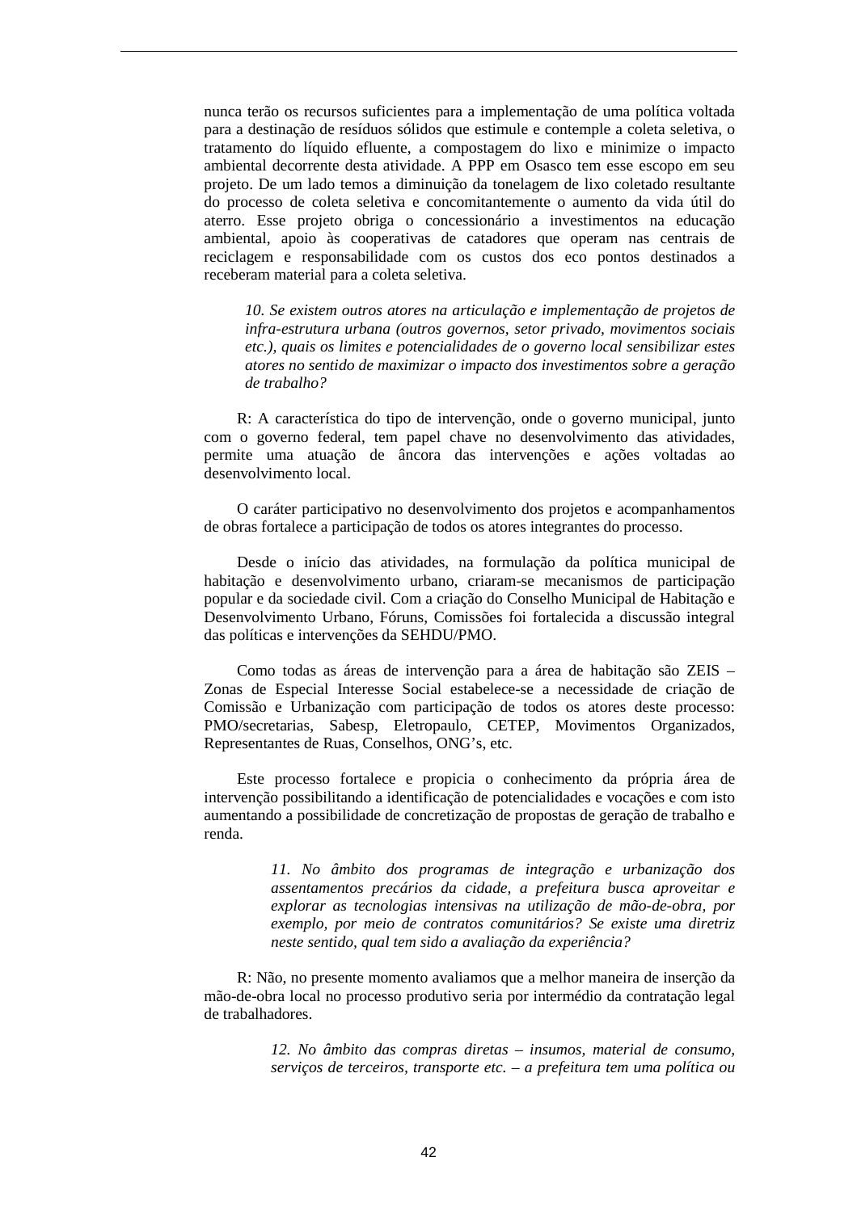nunca terão os recursos suficientes para a implementação de uma política voltada para a destinação de resíduos sólidos que estimule e contemple a coleta seletiva, o tratamento do líquido efluente, a compostagem do lixo e minimize o impacto ambiental decorrente desta atividade. A PPP em Osasco tem esse escopo em seu projeto. De um lado temos a diminuição da tonelagem de lixo coletado resultante do processo de coleta seletiva e concomitantemente o aumento da vida útil do aterro. Esse projeto obriga o concessionário a investimentos na educação ambiental, apoio às cooperativas de catadores que operam nas centrais de reciclagem e responsabilidade com os custos dos eco pontos destinados a receberam material para a coleta seletiva.

> *10. Se existem outros atores na articulação e implementação de projetos de infra-estrutura urbana (outros governos, setor privado, movimentos sociais etc.), quais os limites e potencialidades de o governo local sensibilizar estes atores no sentido de maximizar o impacto dos investimentos sobre a geração de trabalho?*

R: A característica do tipo de intervenção, onde o governo municipal, junto com o governo federal, tem papel chave no desenvolvimento das atividades, permite uma atuação de âncora das intervenções e ações voltadas ao desenvolvimento local.

O caráter participativo no desenvolvimento dos projetos e acompanhamentos de obras fortalece a participação de todos os atores integrantes do processo.

Desde o início das atividades, na formulação da política municipal de habitação e desenvolvimento urbano, criaram-se mecanismos de participação popular e da sociedade civil. Com a criação do Conselho Municipal de Habitação e Desenvolvimento Urbano, Fóruns, Comissões foi fortalecida a discussão integral das políticas e intervenções da SEHDU/PMO.

Como todas as áreas de intervenção para a área de habitação são ZEIS – Zonas de Especial Interesse Social estabelece-se a necessidade de criação de Comissão e Urbanização com participação de todos os atores deste processo: PMO/secretarias, Sabesp, Eletropaulo, CETEP, Movimentos Organizados, Representantes de Ruas, Conselhos, ONG's, etc.

Este processo fortalece e propicia o conhecimento da própria área de intervenção possibilitando a identificação de potencialidades e vocações e com isto aumentando a possibilidade de concretização de propostas de geração de trabalho e renda.

> *11. No âmbito dos programas de integração e urbanização dos assentamentos precários da cidade, a prefeitura busca aproveitar e explorar as tecnologias intensivas na utilização de mão-de-obra, por exemplo, por meio de contratos comunitários? Se existe uma diretriz neste sentido, qual tem sido a avaliação da experiência?*

R: Não, no presente momento avaliamos que a melhor maneira de inserção da mão-de-obra local no processo produtivo seria por intermédio da contratação legal de trabalhadores.

> *12. No âmbito das compras diretas – insumos, material de consumo, serviços de terceiros, transporte etc. – a prefeitura tem uma política ou*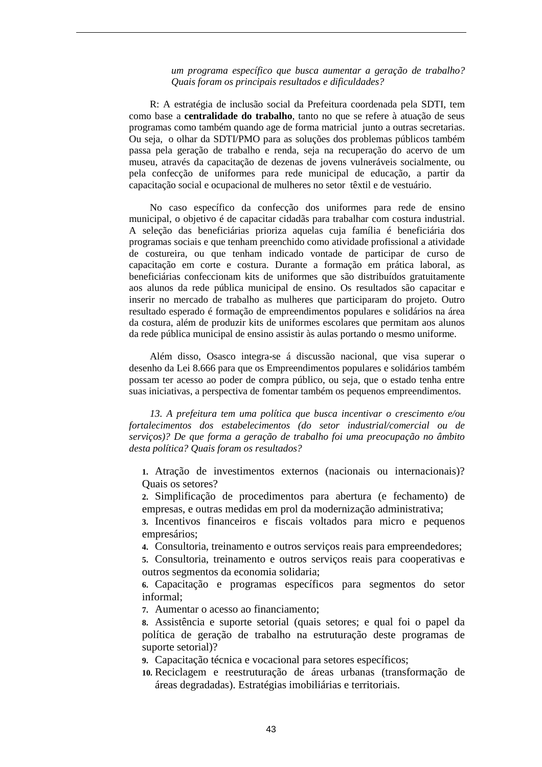*um programa específico que busca aumentar a geração de trabalho? Quais foram os principais resultados e dificuldades?*

R: A estratégia de inclusão social da Prefeitura coordenada pela SDTI, tem como base a **centralidade do trabalho**, tanto no que se refere à atuação de seus programas como também quando age de forma matricial junto a outras secretarias. Ou seja, o olhar da SDTI/PMO para as soluções dos problemas públicos também passa pela geração de trabalho e renda, seja na recuperação do acervo de um museu, através da capacitação de dezenas de jovens vulneráveis socialmente, ou pela confecção de uniformes para rede municipal de educação, a partir da capacitação social e ocupacional de mulheres no setor têxtil e de vestuário.

No caso específico da confecção dos uniformes para rede de ensino municipal, o objetivo é de capacitar cidadãs para trabalhar com costura industrial. A seleção das beneficiárias prioriza aquelas cuja família é beneficiária dos programas sociais e que tenham preenchido como atividade profissional a atividade de costureira, ou que tenham indicado vontade de participar de curso de capacitação em corte e costura. Durante a formação em prática laboral, as beneficiárias confeccionam kits de uniformes que são distribuídos gratuitamente aos alunos da rede pública municipal de ensino. Os resultados são capacitar e inserir no mercado de trabalho as mulheres que participaram do projeto. Outro resultado esperado é formação de empreendimentos populares e solidários na área da costura, além de produzir kits de uniformes escolares que permitam aos alunos da rede pública municipal de ensino assistir às aulas portando o mesmo uniforme.

Além disso, Osasco integra-se á discussão nacional, que visa superar o desenho da Lei 8.666 para que os Empreendimentos populares e solidários também possam ter acesso ao poder de compra público, ou seja, que o estado tenha entre suas iniciativas, a perspectiva de fomentar também os pequenos empreendimentos.

*13. A prefeitura tem uma política que busca incentivar o crescimento e/ou fortalecimentos dos estabelecimentos (do setor industrial/comercial ou de serviços)? De que forma a geração de trabalho foi uma preocupação no âmbito desta política? Quais foram os resultados?*

1. Atração de investimentos externos (nacionais ou internacionais)? Quais os setores?
2. Simplificação de procedimentos para abertura (e fechamento) de empresas, e outras medidas em prol da modernização administrativa;
3. Incentivos financeiros e fiscais voltados para micro e pequenos empresários;
4. Consultoria, treinamento e outros serviços reais para empreendedores;
5. Consultoria, treinamento e outros serviços reais para cooperativas e outros segmentos da economia solidaria;
6. Capacitação e programas específicos para segmentos do setor informal;
7. Aumentar o acesso ao financiamento;
8. Assistência e suporte setorial (quais setores; e qual foi o papel da política de geração de trabalho na estruturação deste programas de suporte setorial)?
9. Capacitação técnica e vocacional para setores específicos;
10. Reciclagem e reestruturação de áreas urbanas (transformação de áreas degradadas). Estratégias imobiliárias e territoriais.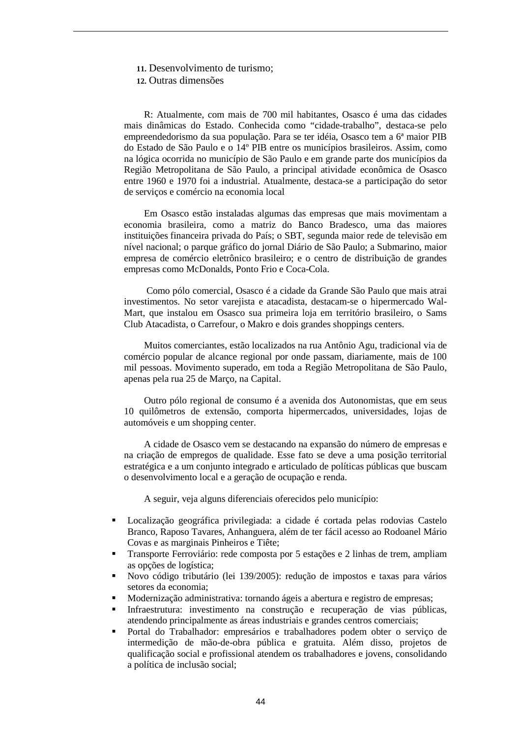11. Desenvolvimento de turismo;
12. Outras dimensões

R: Atualmente, com mais de 700 mil habitantes, Osasco é uma das cidades mais dinâmicas do Estado. Conhecida como "cidade-trabalho", destaca-se pelo empreendedorismo da sua população. Para se ter idéia, Osasco tem a 6ª maior PIB do Estado de São Paulo e o 14º PIB entre os municípios brasileiros. Assim, como na lógica ocorrida no município de São Paulo e em grande parte dos municípios da Região Metropolitana de São Paulo, a principal atividade econômica de Osasco entre 1960 e 1970 foi a industrial. Atualmente, destaca-se a participação do setor de serviços e comércio na economia local

Em Osasco estão instaladas algumas das empresas que mais movimentam a economia brasileira, como a matriz do Banco Bradesco, uma das maiores instituições financeira privada do País; o SBT, segunda maior rede de televisão em nível nacional; o parque gráfico do jornal Diário de São Paulo; a Submarino, maior empresa de comércio eletrônico brasileiro; e o centro de distribuição de grandes empresas como McDonalds, Ponto Frio e Coca-Cola.

Como pólo comercial, Osasco é a cidade da Grande São Paulo que mais atrai investimentos. No setor varejista e atacadista, destacam-se o hipermercado Wal-Mart, que instalou em Osasco sua primeira loja em território brasileiro, o Sams Club Atacadista, o Carrefour, o Makro e dois grandes shoppings centers.

Muitos comerciantes, estão localizados na rua Antônio Agu, tradicional via de comércio popular de alcance regional por onde passam, diariamente, mais de 100 mil pessoas. Movimento superado, em toda a Região Metropolitana de São Paulo, apenas pela rua 25 de Março, na Capital.

Outro pólo regional de consumo é a avenida dos Autonomistas, que em seus 10 quilômetros de extensão, comporta hipermercados, universidades, lojas de automóveis e um shopping center.

A cidade de Osasco vem se destacando na expansão do número de empresas e na criação de empregos de qualidade. Esse fato se deve a uma posição territorial estratégica e a um conjunto integrado e articulado de políticas públicas que buscam o desenvolvimento local e a geração de ocupação e renda.

A seguir, veja alguns diferenciais oferecidos pelo município:

- Localização geográfica privilegiada: a cidade é cortada pelas rodovias Castelo Branco, Raposo Tavares, Anhanguera, além de ter fácil acesso ao Rodoanel Mário Covas e as marginais Pinheiros e Tiête;
- Transporte Ferroviário: rede composta por 5 estações e 2 linhas de trem, ampliam as opções de logística;
- Novo código tributário (lei 139/2005): redução de impostos e taxas para vários setores da economia;
- Modernização administrativa: tornando ágeis a abertura e registro de empresas;
- Infraestrutura: investimento na construção e recuperação de vias públicas, atendendo principalmente as áreas industriais e grandes centros comerciais;
- Portal do Trabalhador: empresários e trabalhadores podem obter o serviço de intermedição de mão-de-obra pública e gratuita. Além disso, projetos de qualificação social e profissional atendem os trabalhadores e jovens, consolidando a política de inclusão social;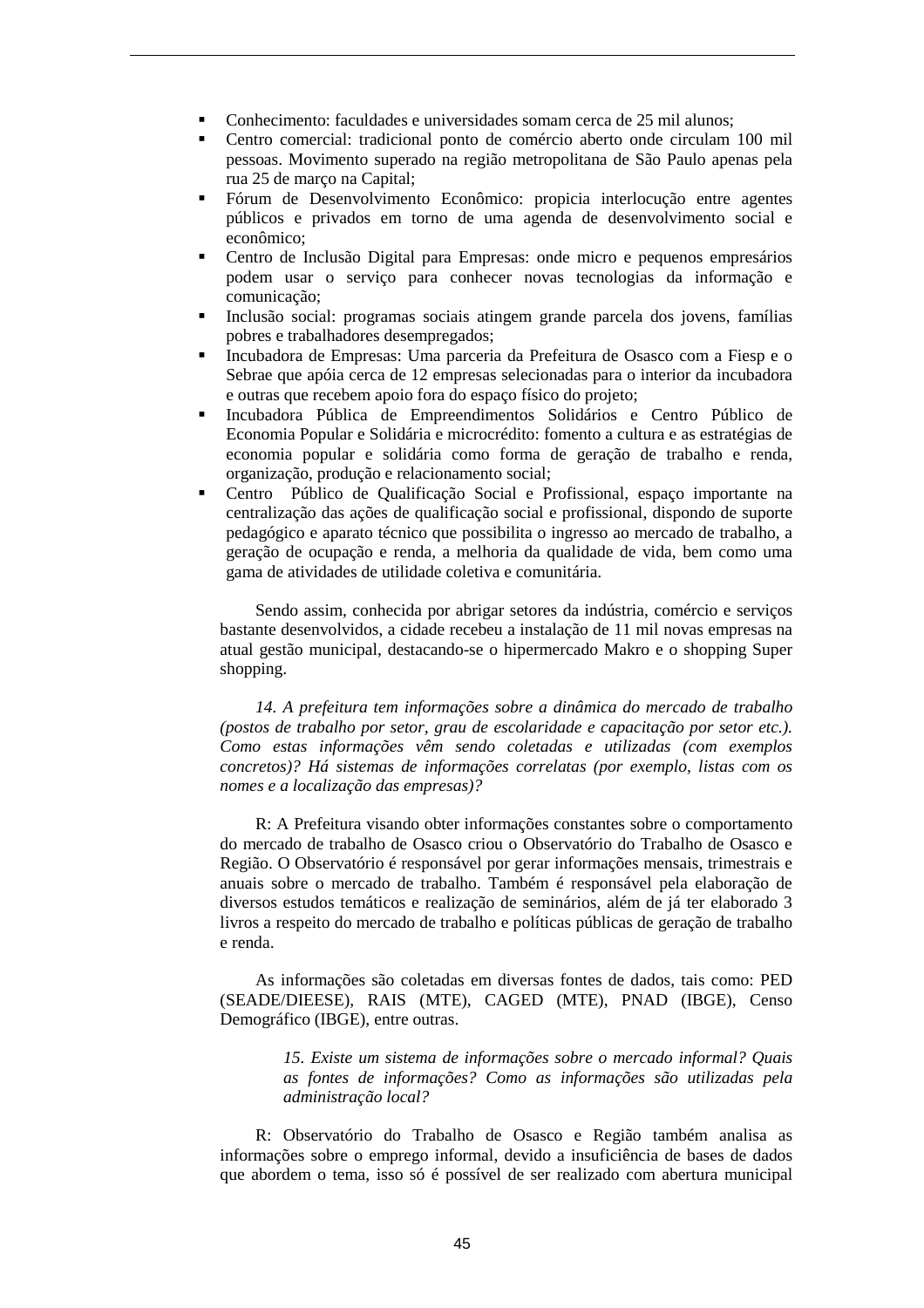- Conhecimento: faculdades e universidades somam cerca de 25 mil alunos;
- Centro comercial: tradicional ponto de comércio aberto onde circulam 100 mil pessoas. Movimento superado na região metropolitana de São Paulo apenas pela rua 25 de março na Capital;
- Fórum de Desenvolvimento Econômico: propicia interlocução entre agentes públicos e privados em torno de uma agenda de desenvolvimento social e econômico;
- Centro de Inclusão Digital para Empresas: onde micro e pequenos empresários podem usar o serviço para conhecer novas tecnologias da informação e comunicação;
- Inclusão social: programas sociais atingem grande parcela dos jovens, famílias pobres e trabalhadores desempregados;
- Incubadora de Empresas: Uma parceria da Prefeitura de Osasco com a Fiesp e o Sebrae que apóia cerca de 12 empresas selecionadas para o interior da incubadora e outras que recebem apoio fora do espaço físico do projeto;
- Incubadora Pública de Empreendimentos Solidários e Centro Público de Economia Popular e Solidária e microcrédito: fomento a cultura e as estratégias de economia popular e solidária como forma de geração de trabalho e renda, organização, produção e relacionamento social;
- Centro Público de Qualificação Social e Profissional, espaço importante na centralização das ações de qualificação social e profissional, dispondo de suporte pedagógico e aparato técnico que possibilita o ingresso ao mercado de trabalho, a geração de ocupação e renda, a melhoria da qualidade de vida, bem como uma gama de atividades de utilidade coletiva e comunitária.

Sendo assim, conhecida por abrigar setores da indústria, comércio e serviços bastante desenvolvidos, a cidade recebeu a instalação de 11 mil novas empresas na atual gestão municipal, destacando-se o hipermercado Makro e o shopping Super shopping.

*14. A prefeitura tem informações sobre a dinâmica do mercado de trabalho (postos de trabalho por setor, grau de escolaridade e capacitação por setor etc.). Como estas informações vêm sendo coletadas e utilizadas (com exemplos concretos)? Há sistemas de informações correlatas (por exemplo, listas com os nomes e a localização das empresas)?*

R: A Prefeitura visando obter informações constantes sobre o comportamento do mercado de trabalho de Osasco criou o Observatório do Trabalho de Osasco e Região. O Observatório é responsável por gerar informações mensais, trimestrais e anuais sobre o mercado de trabalho. Também é responsável pela elaboração de diversos estudos temáticos e realização de seminários, além de já ter elaborado 3 livros a respeito do mercado de trabalho e políticas públicas de geração de trabalho e renda.

As informações são coletadas em diversas fontes de dados, tais como: PED (SEADE/DIEESE), RAIS (MTE), CAGED (MTE), PNAD (IBGE), Censo Demográfico (IBGE), entre outras.

*15. Existe um sistema de informações sobre o mercado informal? Quais as fontes de informações? Como as informações são utilizadas pela administração local?*

R: Observatório do Trabalho de Osasco e Região também analisa as informações sobre o emprego informal, devido a insuficiência de bases de dados que abordem o tema, isso só é possível de ser realizado com abertura municipal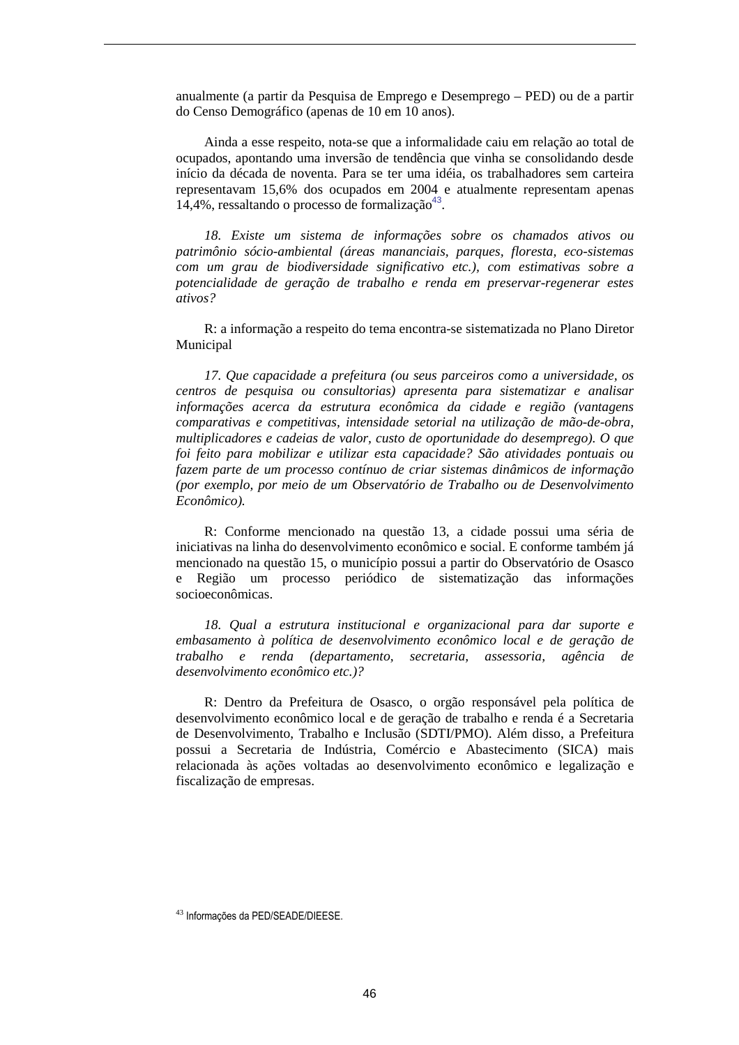anualmente (a partir da Pesquisa de Emprego e Desemprego – PED) ou de a partir do Censo Demográfico (apenas de 10 em 10 anos).

Ainda a esse respeito, nota-se que a informalidade caiu em relação ao total de ocupados, apontando uma inversão de tendência que vinha se consolidando desde início da década de noventa. Para se ter uma idéia, os trabalhadores sem carteira representavam 15,6% dos ocupados em 2004 e atualmente representam apenas 14,4%, ressaltando o processo de formalização[43].

*18. Existe um sistema de informações sobre os chamados ativos ou patrimônio sócio-ambiental (áreas mananciais, parques, floresta, eco-sistemas com um grau de biodiversidade significativo etc.), com estimativas sobre a potencialidade de geração de trabalho e renda em preservar-regenerar estes ativos?*

R: a informação a respeito do tema encontra-se sistematizada no Plano Diretor Municipal

*17. Que capacidade a prefeitura (ou seus parceiros como a universidade, os centros de pesquisa ou consultorias) apresenta para sistematizar e analisar informações acerca da estrutura econômica da cidade e região (vantagens comparativas e competitivas, intensidade setorial na utilização de mão-de-obra, multiplicadores e cadeias de valor, custo de oportunidade do desemprego). O que foi feito para mobilizar e utilizar esta capacidade? São atividades pontuais ou fazem parte de um processo contínuo de criar sistemas dinâmicos de informação (por exemplo, por meio de um Observatório de Trabalho ou de Desenvolvimento Econômico).*

R: Conforme mencionado na questão 13, a cidade possui uma séria de iniciativas na linha do desenvolvimento econômico e social. E conforme também já mencionado na questão 15, o município possui a partir do Observatório de Osasco e Região um processo periódico de sistematização das informações socioeconômicas.

*18. Qual a estrutura institucional e organizacional para dar suporte e embasamento à política de desenvolvimento econômico local e de geração de trabalho e renda (departamento, secretaria, assessoria, agência de desenvolvimento econômico etc.)?*

R: Dentro da Prefeitura de Osasco, o orgão responsável pela política de desenvolvimento econômico local e de geração de trabalho e renda é a Secretaria de Desenvolvimento, Trabalho e Inclusão (SDTI/PMO). Além disso, a Prefeitura possui a Secretaria de Indústria, Comércio e Abastecimento (SICA) mais relacionada às ações voltadas ao desenvolvimento econômico e legalização e fiscalização de empresas.

[43] Informações da PED/SEADE/DIEESE.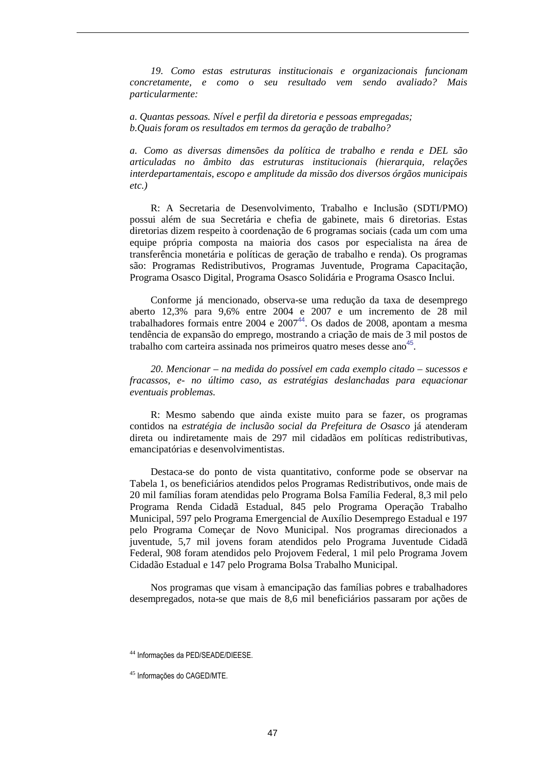*19. Como estas estruturas institucionais e organizacionais funcionam concretamente, e como o seu resultado vem sendo avaliado? Mais particularmente:*

*a. Quantas pessoas. Nível e perfil da diretoria e pessoas empregadas;*
*b.Quais foram os resultados em termos da geração de trabalho?*

*a. Como as diversas dimensões da política de trabalho e renda e DEL são articuladas no âmbito das estruturas institucionais (hierarquia, relações interdepartamentais, escopo e amplitude da missão dos diversos órgãos municipais etc.)*

R: A Secretaria de Desenvolvimento, Trabalho e Inclusão (SDTI/PMO) possui além de sua Secretária e chefia de gabinete, mais 6 diretorias. Estas diretorias dizem respeito à coordenação de 6 programas sociais (cada um com uma equipe própria composta na maioria dos casos por especialista na área de transferência monetária e políticas de geração de trabalho e renda). Os programas são: Programas Redistributivos, Programas Juventude, Programa Capacitação, Programa Osasco Digital, Programa Osasco Solidária e Programa Osasco Inclui.

Conforme já mencionado, observa-se uma redução da taxa de desemprego aberto 12,3% para 9,6% entre 2004 e 2007 e um incremento de 28 mil trabalhadores formais entre 2004 e 2007[44]. Os dados de 2008, apontam a mesma tendência de expansão do emprego, mostrando a criação de mais de 3 mil postos de trabalho com carteira assinada nos primeiros quatro meses desse ano[45].

*20. Mencionar – na medida do possível em cada exemplo citado – sucessos e fracassos, e- no último caso, as estratégias deslanchadas para equacionar eventuais problemas.*

R: Mesmo sabendo que ainda existe muito para se fazer, os programas contidos na *estratégia de inclusão social da Prefeitura de Osasco* já atenderam direta ou indiretamente mais de 297 mil cidadãos em políticas redistributivas, emancipatórias e desenvolvimentistas.

Destaca-se do ponto de vista quantitativo, conforme pode se observar na Tabela 1, os beneficiários atendidos pelos Programas Redistributivos, onde mais de 20 mil famílias foram atendidas pelo Programa Bolsa Família Federal, 8,3 mil pelo Programa Renda Cidadã Estadual, 845 pelo Programa Operação Trabalho Municipal, 597 pelo Programa Emergencial de Auxílio Desemprego Estadual e 197 pelo Programa Começar de Novo Municipal. Nos programas direcionados a juventude, 5,7 mil jovens foram atendidos pelo Programa Juventude Cidadã Federal, 908 foram atendidos pelo Projovem Federal, 1 mil pelo Programa Jovem Cidadão Estadual e 147 pelo Programa Bolsa Trabalho Municipal.

Nos programas que visam à emancipação das famílias pobres e trabalhadores desempregados, nota-se que mais de 8,6 mil beneficiários passaram por ações de

[44] Informações da PED/SEADE/DIEESE.

[45] Informações do CAGED/MTE.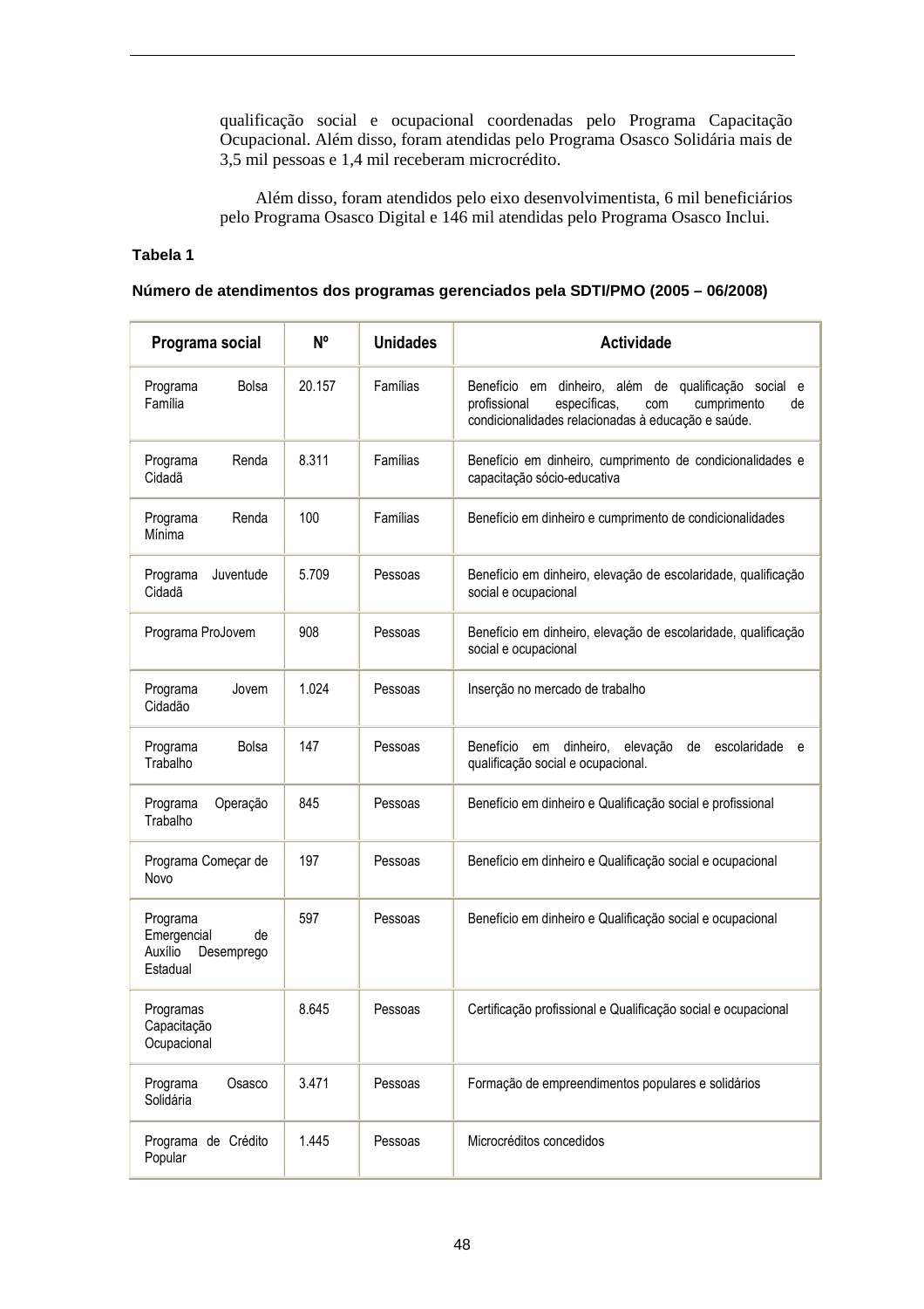qualificação social e ocupacional coordenadas pelo Programa Capacitação Ocupacional. Além disso, foram atendidas pelo Programa Osasco Solidária mais de 3,5 mil pessoas e 1,4 mil receberam microcrédito.

Além disso, foram atendidos pelo eixo desenvolvimentista, 6 mil beneficiários pelo Programa Osasco Digital e 146 mil atendidas pelo Programa Osasco Inclui.

**Tabela 1**

**Número de atendimentos dos programas gerenciados pela SDTI/PMO (2005 – 06/2008)**

| Programa social | Nº | Unidades | Actividade |
|---|---|---|---|
| Programa Bolsa Família | 20.157 | Famílias | Benefício em dinheiro, além de qualificação social e profissional específicas, com cumprimento de condicionalidades relacionadas à educação e saúde. |
| Programa Renda Cidadã | 8.311 | Famílias | Benefício em dinheiro, cumprimento de condicionalidades e capacitação sócio-educativa |
| Programa Renda Mínima | 100 | Famílias | Benefício em dinheiro e cumprimento de condicionalidades |
| Programa Juventude Cidadã | 5.709 | Pessoas | Benefício em dinheiro, elevação de escolaridade, qualificação social e ocupacional |
| Programa ProJovem | 908 | Pessoas | Benefício em dinheiro, elevação de escolaridade, qualificação social e ocupacional |
| Programa Jovem Cidadão | 1.024 | Pessoas | Inserção no mercado de trabalho |
| Programa Bolsa Trabalho | 147 | Pessoas | Benefício em dinheiro, elevação de escolaridade e qualificação social e ocupacional. |
| Programa Operação Trabalho | 845 | Pessoas | Benefício em dinheiro e Qualificação social e profissional |
| Programa Começar de Novo | 197 | Pessoas | Benefício em dinheiro e Qualificação social e ocupacional |
| Programa Emergencial de Auxílio Desemprego Estadual | 597 | Pessoas | Benefício em dinheiro e Qualificação social e ocupacional |
| Programas Capacitação Ocupacional | 8.645 | Pessoas | Certificação profissional e Qualificação social e ocupacional |
| Programa Osasco Solidária | 3.471 | Pessoas | Formação de empreendimentos populares e solidários |
| Programa de Crédito Popular | 1.445 | Pessoas | Microcréditos concedidos |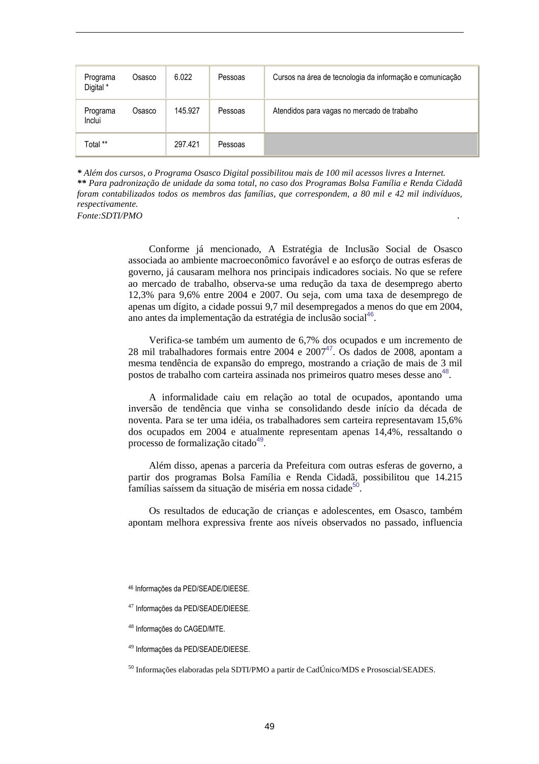| Programa Osasco Digital * | 6.022 | Pessoas | Cursos na área de tecnologia da informação e comunicação |
|---|---|---|---|
| Programa Osasco Inclui | 145.927 | Pessoas | Atendidos para vagas no mercado de trabalho |
| Total ** | 297.421 | Pessoas | |

***** *Além dos cursos, o Programa Osasco Digital possibilitou mais de 100 mil acessos livres a Internet.*
****** *Para padronização de unidade da soma total, no caso dos Programas Bolsa Família e Renda Cidadã foram contabilizados todos os membros das famílias, que correspondem, a 80 mil e 42 mil indivíduos, respectivamente.*
*Fonte:SDTI/PMO* .

Conforme já mencionado, A Estratégia de Inclusão Social de Osasco associada ao ambiente macroeconômico favorável e ao esforço de outras esferas de governo, já causaram melhora nos principais indicadores sociais. No que se refere ao mercado de trabalho, observa-se uma redução da taxa de desemprego aberto 12,3% para 9,6% entre 2004 e 2007. Ou seja, com uma taxa de desemprego de apenas um dígito, a cidade possui 9,7 mil desempregados a menos do que em 2004, ano antes da implementação da estratégia de inclusão social[46].

Verifica-se também um aumento de 6,7% dos ocupados e um incremento de 28 mil trabalhadores formais entre 2004 e 2007[47]. Os dados de 2008, apontam a mesma tendência de expansão do emprego, mostrando a criação de mais de 3 mil postos de trabalho com carteira assinada nos primeiros quatro meses desse ano[48].

A informalidade caiu em relação ao total de ocupados, apontando uma inversão de tendência que vinha se consolidando desde início da década de noventa. Para se ter uma idéia, os trabalhadores sem carteira representavam 15,6% dos ocupados em 2004 e atualmente representam apenas 14,4%, ressaltando o processo de formalização citado[49].

Além disso, apenas a parceria da Prefeitura com outras esferas de governo, a partir dos programas Bolsa Família e Renda Cidadã, possibilitou que 14.215 famílias saíssem da situação de miséria em nossa cidade[50].

Os resultados de educação de crianças e adolescentes, em Osasco, também apontam melhora expressiva frente aos níveis observados no passado, influencia

[46] Informações da PED/SEADE/DIEESE.

[47] Informações da PED/SEADE/DIEESE.

[48] Informações do CAGED/MTE.

[49] Informações da PED/SEADE/DIEESE.

[50] Informações elaboradas pela SDTI/PMO a partir de CadÚnico/MDS e Prososcial/SEADES.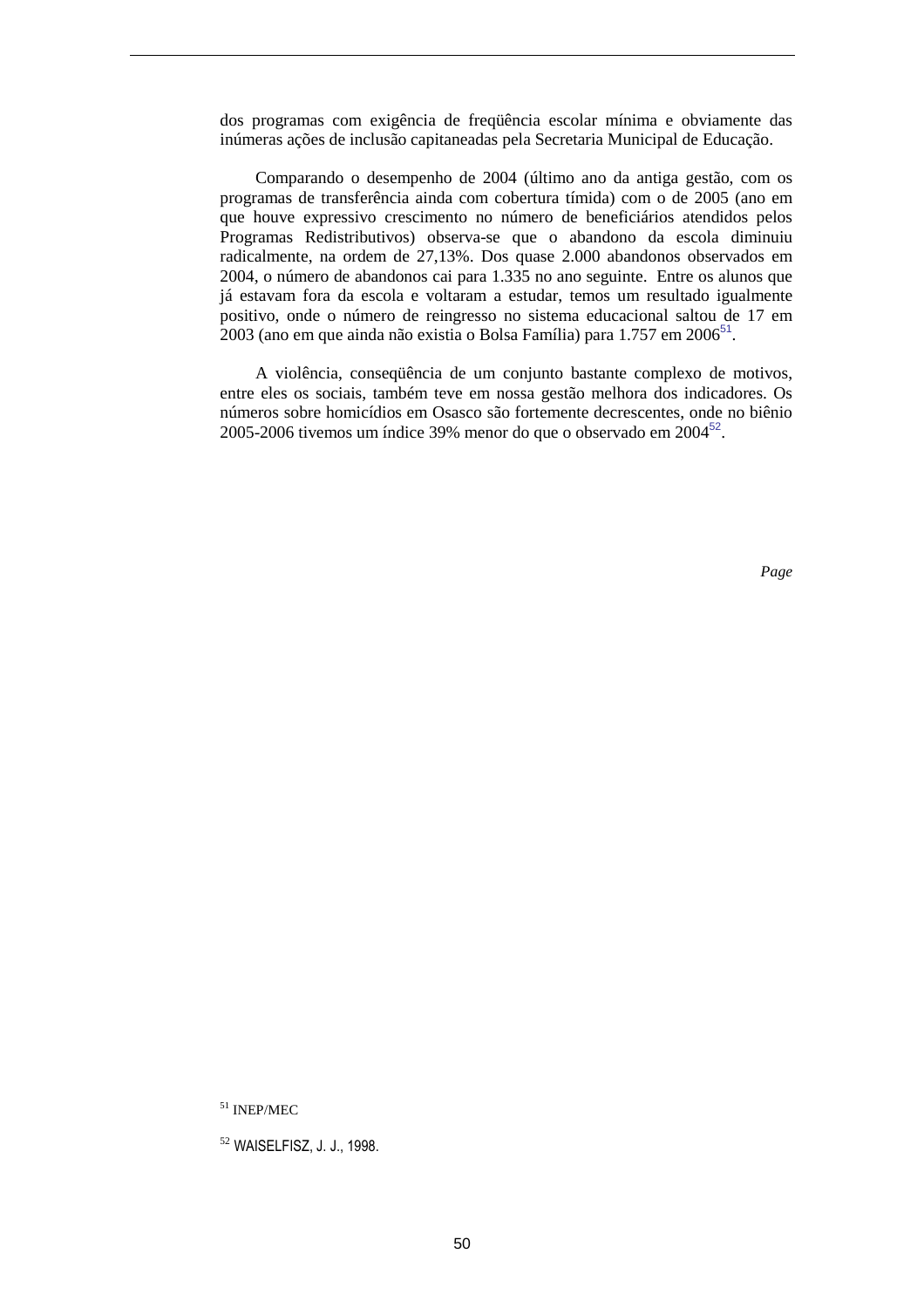dos programas com exigência de freqüência escolar mínima e obviamente das inúmeras ações de inclusão capitaneadas pela Secretaria Municipal de Educação.

Comparando o desempenho de 2004 (último ano da antiga gestão, com os programas de transferência ainda com cobertura tímida) com o de 2005 (ano em que houve expressivo crescimento no número de beneficiários atendidos pelos Programas Redistributivos) observa-se que o abandono da escola diminuiu radicalmente, na ordem de 27,13%. Dos quase 2.000 abandonos observados em 2004, o número de abandonos cai para 1.335 no ano seguinte. Entre os alunos que já estavam fora da escola e voltaram a estudar, temos um resultado igualmente positivo, onde o número de reingresso no sistema educacional saltou de 17 em 2003 (ano em que ainda não existia o Bolsa Família) para 1.757 em 2006[51].

A violência, conseqüência de um conjunto bastante complexo de motivos, entre eles os sociais, também teve em nossa gestão melhora dos indicadores. Os números sobre homicídios em Osasco são fortemente decrescentes, onde no biênio 2005-2006 tivemos um índice 39% menor do que o observado em 2004[52].

[51] INEP/MEC

[52] WAISELFISZ, J. J., 1998.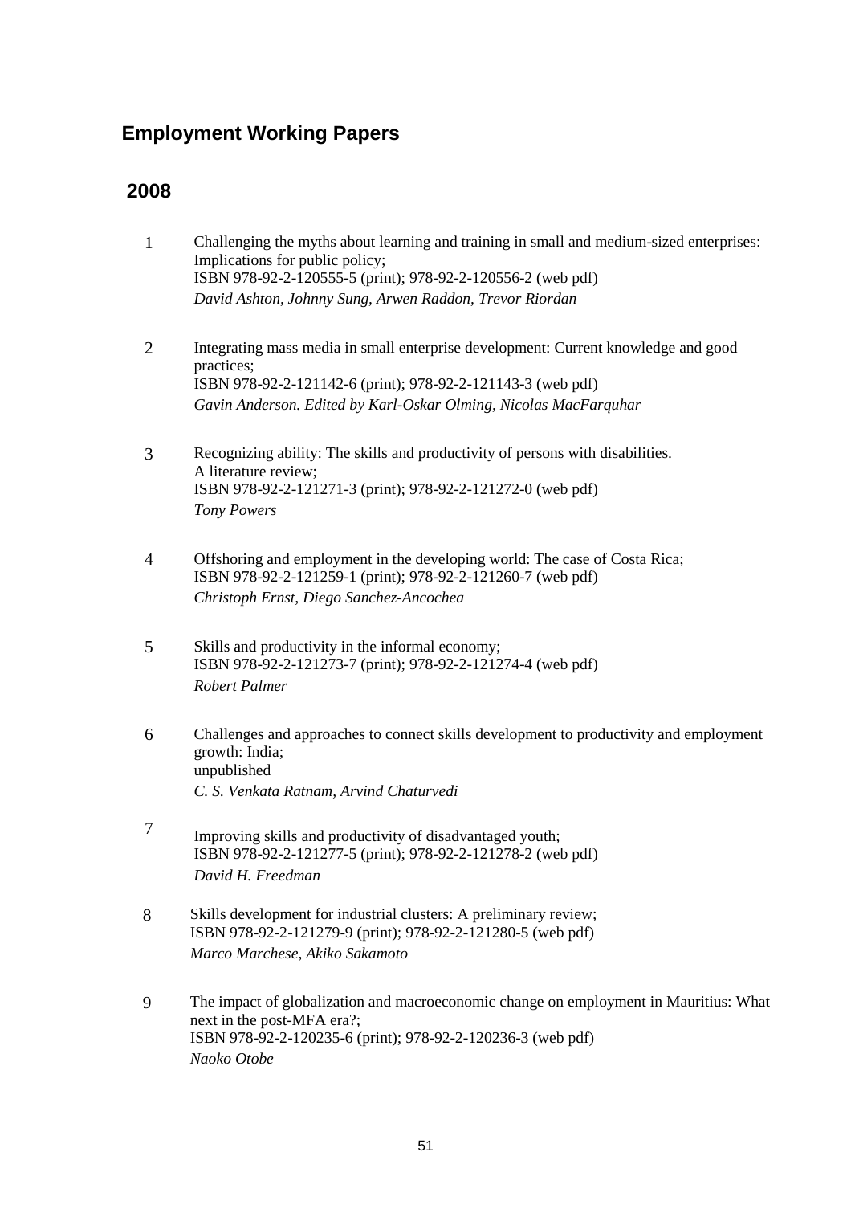## Employment Working Papers

### 2008

1. Challenging the myths about learning and training in small and medium-sized enterprises: Implications for public policy;
   ISBN 978-92-2-120555-5 (print); 978-92-2-120556-2 (web pdf)
   *David Ashton, Johnny Sung, Arwen Raddon, Trevor Riordan*

2. Integrating mass media in small enterprise development: Current knowledge and good practices;
   ISBN 978-92-2-121142-6 (print); 978-92-2-121143-3 (web pdf)
   *Gavin Anderson. Edited by Karl-Oskar Olming, Nicolas MacFarquhar*

3. Recognizing ability: The skills and productivity of persons with disabilities. A literature review;
   ISBN 978-92-2-121271-3 (print); 978-92-2-121272-0 (web pdf)
   *Tony Powers*

4. Offshoring and employment in the developing world: The case of Costa Rica;
   ISBN 978-92-2-121259-1 (print); 978-92-2-121260-7 (web pdf)
   *Christoph Ernst, Diego Sanchez-Ancochea*

5. Skills and productivity in the informal economy;
   ISBN 978-92-2-121273-7 (print); 978-92-2-121274-4 (web pdf)
   *Robert Palmer*

6. Challenges and approaches to connect skills development to productivity and employment growth: India;
   unpublished
   *C. S. Venkata Ratnam, Arvind Chaturvedi*

7. Improving skills and productivity of disadvantaged youth;
   ISBN 978-92-2-121277-5 (print); 978-92-2-121278-2 (web pdf)
   *David H. Freedman*

8. Skills development for industrial clusters: A preliminary review;
   ISBN 978-92-2-121279-9 (print); 978-92-2-121280-5 (web pdf)
   *Marco Marchese, Akiko Sakamoto*

9. The impact of globalization and macroeconomic change on employment in Mauritius: What next in the post-MFA era?;
   ISBN 978-92-2-120235-6 (print); 978-92-2-120236-3 (web pdf)
   *Naoko Otobe*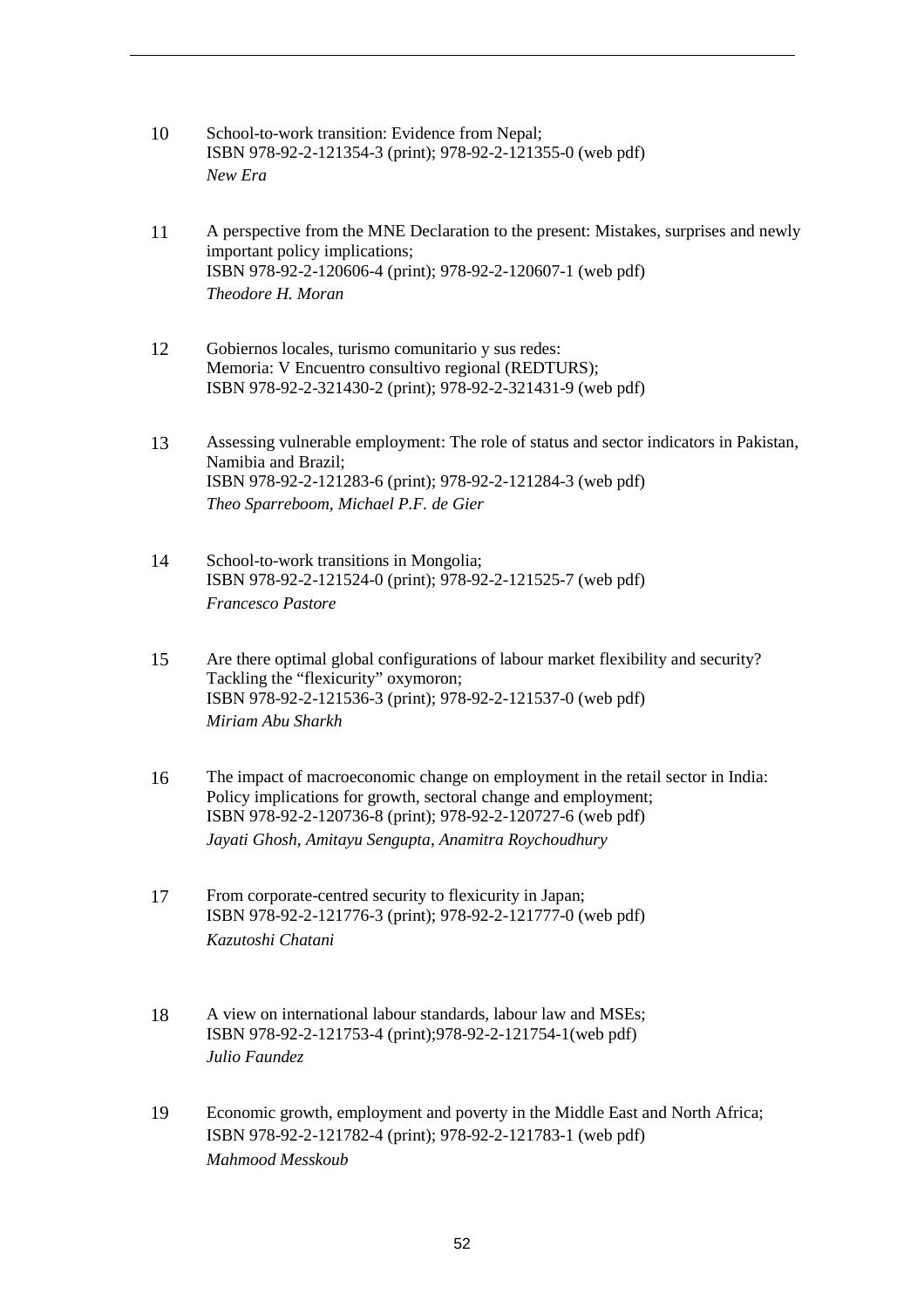10 School-to-work transition: Evidence from Nepal;
ISBN 978-92-2-121354-3 (print); 978-92-2-121355-0 (web pdf)
*New Era*

11 A perspective from the MNE Declaration to the present: Mistakes, surprises and newly important policy implications;
ISBN 978-92-2-120606-4 (print); 978-92-2-120607-1 (web pdf)
*Theodore H. Moran*

12 Gobiernos locales, turismo comunitario y sus redes:
Memoria: V Encuentro consultivo regional (REDTURS);
ISBN 978-92-2-321430-2 (print); 978-92-2-321431-9 (web pdf)

13 Assessing vulnerable employment: The role of status and sector indicators in Pakistan, Namibia and Brazil;
ISBN 978-92-2-121283-6 (print); 978-92-2-121284-3 (web pdf)
*Theo Sparreboom, Michael P.F. de Gier*

14 School-to-work transitions in Mongolia;
ISBN 978-92-2-121524-0 (print); 978-92-2-121525-7 (web pdf)
*Francesco Pastore*

15 Are there optimal global configurations of labour market flexibility and security? Tackling the "flexicurity" oxymoron;
ISBN 978-92-2-121536-3 (print); 978-92-2-121537-0 (web pdf)
*Miriam Abu Sharkh*

16 The impact of macroeconomic change on employment in the retail sector in India: Policy implications for growth, sectoral change and employment;
ISBN 978-92-2-120736-8 (print); 978-92-2-120727-6 (web pdf)
*Jayati Ghosh, Amitayu Sengupta, Anamitra Roychoudhury*

17 From corporate-centred security to flexicurity in Japan;
ISBN 978-92-2-121776-3 (print); 978-92-2-121777-0 (web pdf)
*Kazutoshi Chatani*

18 A view on international labour standards, labour law and MSEs;
ISBN 978-92-2-121753-4 (print);978-92-2-121754-1(web pdf)
*Julio Faundez*

19 Economic growth, employment and poverty in the Middle East and North Africa;
ISBN 978-92-2-121782-4 (print); 978-92-2-121783-1 (web pdf)
*Mahmood Messkoub*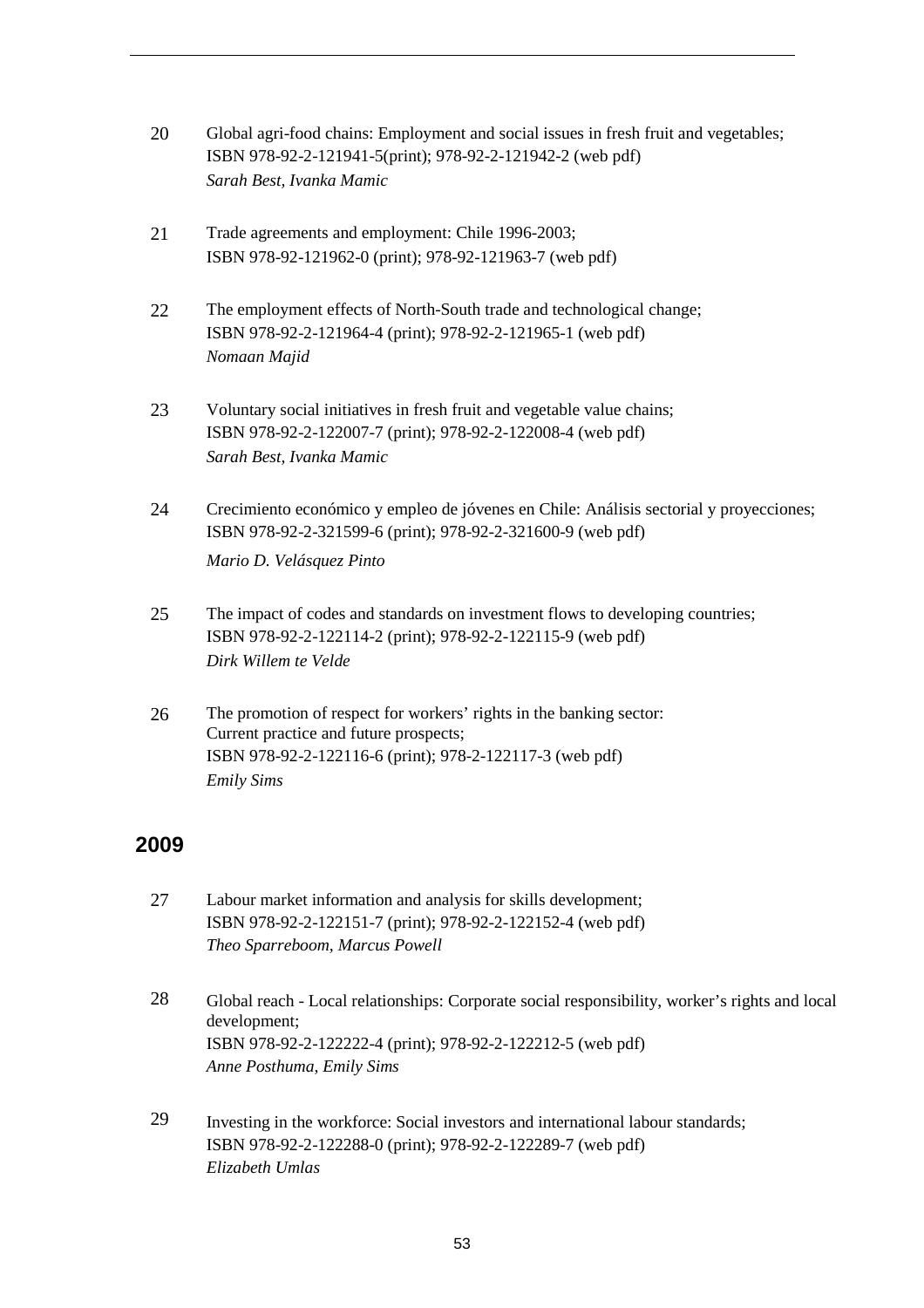20 Global agri-food chains: Employment and social issues in fresh fruit and vegetables;
ISBN 978-92-2-121941-5(print); 978-92-2-121942-2 (web pdf)
*Sarah Best, Ivanka Mamic*

21 Trade agreements and employment: Chile 1996-2003;
ISBN 978-92-121962-0 (print); 978-92-121963-7 (web pdf)

22 The employment effects of North-South trade and technological change;
ISBN 978-92-2-121964-4 (print); 978-92-2-121965-1 (web pdf)
*Nomaan Majid*

23 Voluntary social initiatives in fresh fruit and vegetable value chains;
ISBN 978-92-2-122007-7 (print); 978-92-2-122008-4 (web pdf)
*Sarah Best, Ivanka Mamic*

24 Crecimiento económico y empleo de jóvenes en Chile: Análisis sectorial y proyecciones;
ISBN 978-92-2-321599-6 (print); 978-92-2-321600-9 (web pdf)
*Mario D. Velásquez Pinto*

25 The impact of codes and standards on investment flows to developing countries;
ISBN 978-92-2-122114-2 (print); 978-92-2-122115-9 (web pdf)
*Dirk Willem te Velde*

26 The promotion of respect for workers' rights in the banking sector:
Current practice and future prospects;
ISBN 978-92-2-122116-6 (print); 978-2-122117-3 (web pdf)
*Emily Sims*

## 2009

27 Labour market information and analysis for skills development;
ISBN 978-92-2-122151-7 (print); 978-92-2-122152-4 (web pdf)
*Theo Sparreboom, Marcus Powell*

28 Global reach - Local relationships: Corporate social responsibility, worker's rights and local development;
ISBN 978-92-2-122222-4 (print); 978-92-2-122212-5 (web pdf)
*Anne Posthuma, Emily Sims*

29 Investing in the workforce: Social investors and international labour standards;
ISBN 978-92-2-122288-0 (print); 978-92-2-122289-7 (web pdf)
*Elizabeth Umlas*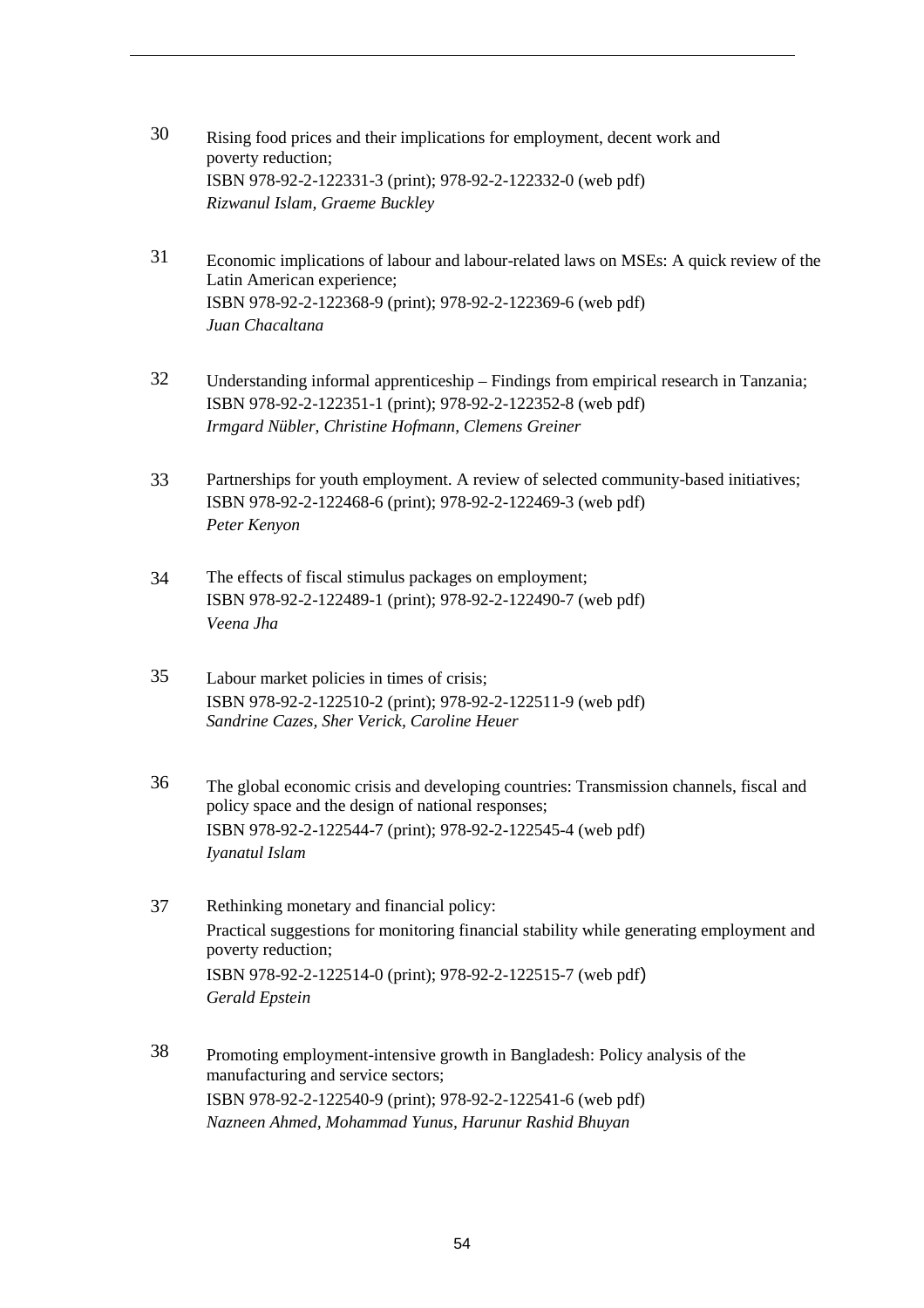30 Rising food prices and their implications for employment, decent work and poverty reduction;
ISBN 978-92-2-122331-3 (print); 978-92-2-122332-0 (web pdf)
*Rizwanul Islam, Graeme Buckley*

31 Economic implications of labour and labour-related laws on MSEs: A quick review of the Latin American experience;
ISBN 978-92-2-122368-9 (print); 978-92-2-122369-6 (web pdf)
*Juan Chacaltana*

32 Understanding informal apprenticeship – Findings from empirical research in Tanzania;
ISBN 978-92-2-122351-1 (print); 978-92-2-122352-8 (web pdf)
*Irmgard Nübler, Christine Hofmann, Clemens Greiner*

33 Partnerships for youth employment. A review of selected community-based initiatives;
ISBN 978-92-2-122468-6 (print); 978-92-2-122469-3 (web pdf)
*Peter Kenyon*

34 The effects of fiscal stimulus packages on employment;
ISBN 978-92-2-122489-1 (print); 978-92-2-122490-7 (web pdf)
*Veena Jha*

35 Labour market policies in times of crisis;
ISBN 978-92-2-122510-2 (print); 978-92-2-122511-9 (web pdf)
*Sandrine Cazes, Sher Verick, Caroline Heuer*

36 The global economic crisis and developing countries: Transmission channels, fiscal and policy space and the design of national responses;
ISBN 978-92-2-122544-7 (print); 978-92-2-122545-4 (web pdf)
*Iyanatul Islam*

37 Rethinking monetary and financial policy:
Practical suggestions for monitoring financial stability while generating employment and poverty reduction;
ISBN 978-92-2-122514-0 (print); 978-92-2-122515-7 (web pdf)
*Gerald Epstein*

38 Promoting employment-intensive growth in Bangladesh: Policy analysis of the manufacturing and service sectors;
ISBN 978-92-2-122540-9 (print); 978-92-2-122541-6 (web pdf)
*Nazneen Ahmed, Mohammad Yunus, Harunur Rashid Bhuyan*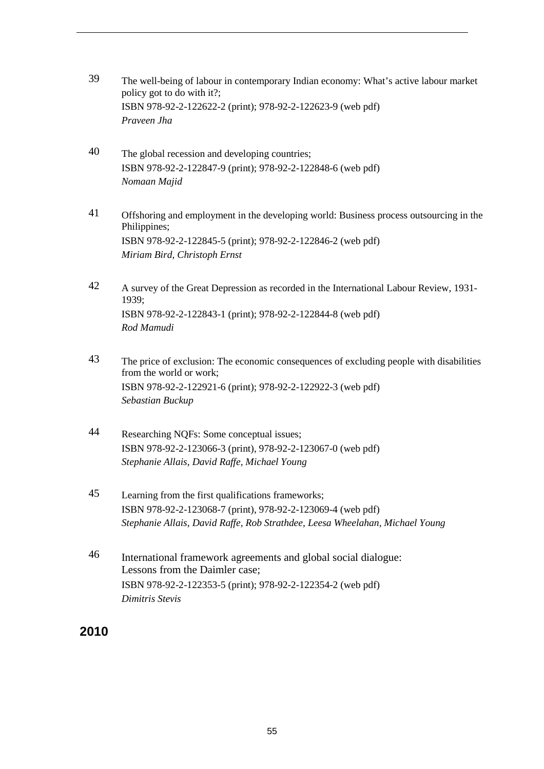39 The well-being of labour in contemporary Indian economy: What's active labour market policy got to do with it?;
ISBN 978-92-2-122622-2 (print); 978-92-2-122623-9 (web pdf)
*Praveen Jha*

40 The global recession and developing countries;
ISBN 978-92-2-122847-9 (print); 978-92-2-122848-6 (web pdf)
*Nomaan Majid*

41 Offshoring and employment in the developing world: Business process outsourcing in the Philippines;
ISBN 978-92-2-122845-5 (print); 978-92-2-122846-2 (web pdf)
*Miriam Bird, Christoph Ernst*

42 A survey of the Great Depression as recorded in the International Labour Review, 1931-1939;
ISBN 978-92-2-122843-1 (print); 978-92-2-122844-8 (web pdf)
*Rod Mamudi*

43 The price of exclusion: The economic consequences of excluding people with disabilities from the world or work;
ISBN 978-92-2-122921-6 (print); 978-92-2-122922-3 (web pdf)
*Sebastian Buckup*

44 Researching NQFs: Some conceptual issues;
ISBN 978-92-2-123066-3 (print), 978-92-2-123067-0 (web pdf)
*Stephanie Allais, David Raffe, Michael Young*

45 Learning from the first qualifications frameworks;
ISBN 978-92-2-123068-7 (print), 978-92-2-123069-4 (web pdf)
*Stephanie Allais, David Raffe, Rob Strathdee, Leesa Wheelahan, Michael Young*

46 International framework agreements and global social dialogue: Lessons from the Daimler case;
ISBN 978-92-2-122353-5 (print); 978-92-2-122354-2 (web pdf)
*Dimitris Stevis*

## 2010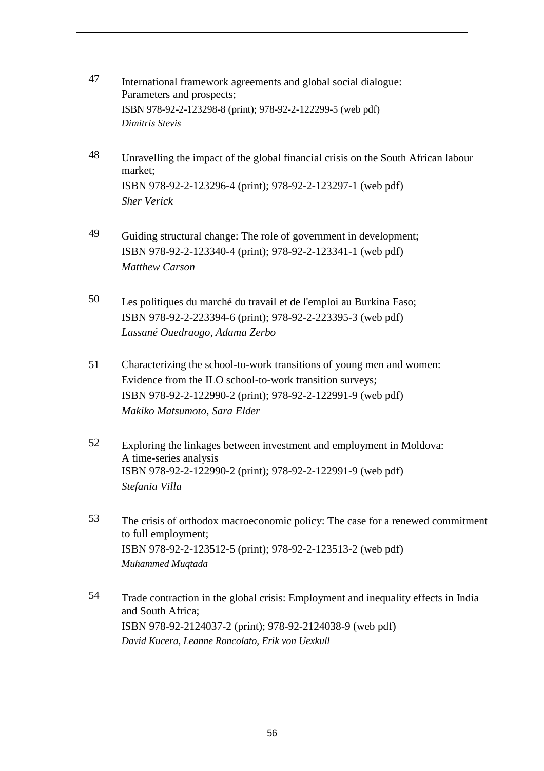47 International framework agreements and global social dialogue: Parameters and prospects;
ISBN 978-92-2-123298-8 (print); 978-92-2-122299-5 (web pdf)
*Dimitris Stevis*

48 Unravelling the impact of the global financial crisis on the South African labour market;
ISBN 978-92-2-123296-4 (print); 978-92-2-123297-1 (web pdf)
*Sher Verick*

49 Guiding structural change: The role of government in development;
ISBN 978-92-2-123340-4 (print); 978-92-2-123341-1 (web pdf)
*Matthew Carson*

50 Les politiques du marché du travail et de l'emploi au Burkina Faso;
ISBN 978-92-2-223394-6 (print); 978-92-2-223395-3 (web pdf)
*Lassané Ouedraogo, Adama Zerbo*

51 Characterizing the school-to-work transitions of young men and women: Evidence from the ILO school-to-work transition surveys;
ISBN 978-92-2-122990-2 (print); 978-92-2-122991-9 (web pdf)
*Makiko Matsumoto, Sara Elder*

52 Exploring the linkages between investment and employment in Moldova: A time-series analysis
ISBN 978-92-2-122990-2 (print); 978-92-2-122991-9 (web pdf)
*Stefania Villa*

53 The crisis of orthodox macroeconomic policy: The case for a renewed commitment to full employment;
ISBN 978-92-2-123512-5 (print); 978-92-2-123513-2 (web pdf)
*Muhammed Muqtada*

54 Trade contraction in the global crisis: Employment and inequality effects in India and South Africa;
ISBN 978-92-2124037-2 (print); 978-92-2124038-9 (web pdf)
*David Kucera, Leanne Roncolato, Erik von Uexkull*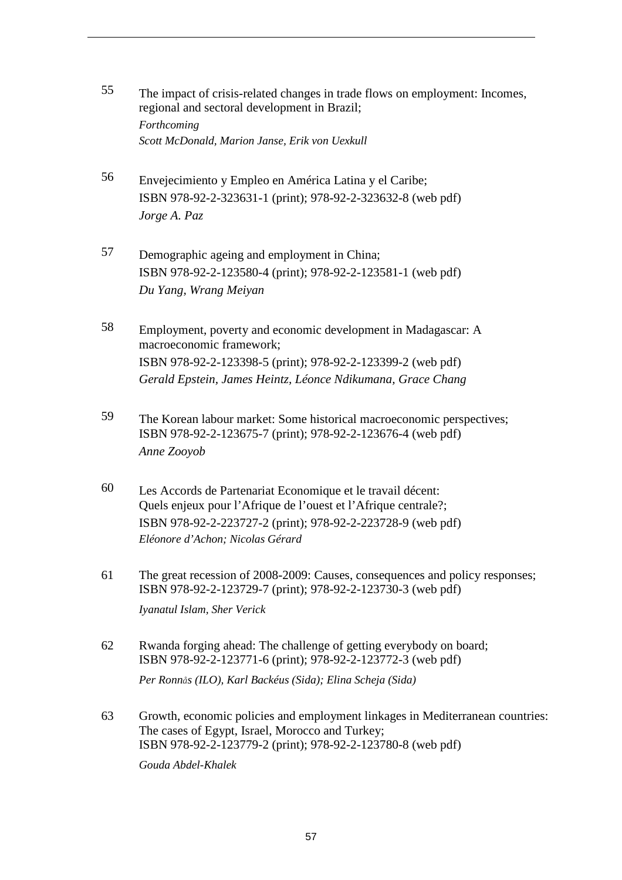55 The impact of crisis-related changes in trade flows on employment: Incomes, regional and sectoral development in Brazil;
*Forthcoming*
*Scott McDonald, Marion Janse, Erik von Uexkull*

56 Envejecimiento y Empleo en América Latina y el Caribe;
ISBN 978-92-2-323631-1 (print); 978-92-2-323632-8 (web pdf)
*Jorge A. Paz*

57 Demographic ageing and employment in China;
ISBN 978-92-2-123580-4 (print); 978-92-2-123581-1 (web pdf)
*Du Yang, Wrang Meiyan*

58 Employment, poverty and economic development in Madagascar: A macroeconomic framework;
ISBN 978-92-2-123398-5 (print); 978-92-2-123399-2 (web pdf)
*Gerald Epstein, James Heintz, Léonce Ndikumana, Grace Chang*

59 The Korean labour market: Some historical macroeconomic perspectives;
ISBN 978-92-2-123675-7 (print); 978-92-2-123676-4 (web pdf)
*Anne Zooyob*

60 Les Accords de Partenariat Economique et le travail décent: Quels enjeux pour l'Afrique de l'ouest et l'Afrique centrale?;
ISBN 978-92-2-223727-2 (print); 978-92-2-223728-9 (web pdf)
*Eléonore d'Achon; Nicolas Gérard*

61 The great recession of 2008-2009: Causes, consequences and policy responses;
ISBN 978-92-2-123729-7 (print); 978-92-2-123730-3 (web pdf)
*Iyanatul Islam, Sher Verick*

62 Rwanda forging ahead: The challenge of getting everybody on board;
ISBN 978-92-2-123771-6 (print); 978-92-2-123772-3 (web pdf)
*Per Ronnås (ILO), Karl Backéus (Sida); Elina Scheja (Sida)*

63 Growth, economic policies and employment linkages in Mediterranean countries: The cases of Egypt, Israel, Morocco and Turkey;
ISBN 978-92-2-123779-2 (print); 978-92-2-123780-8 (web pdf)
*Gouda Abdel-Khalek*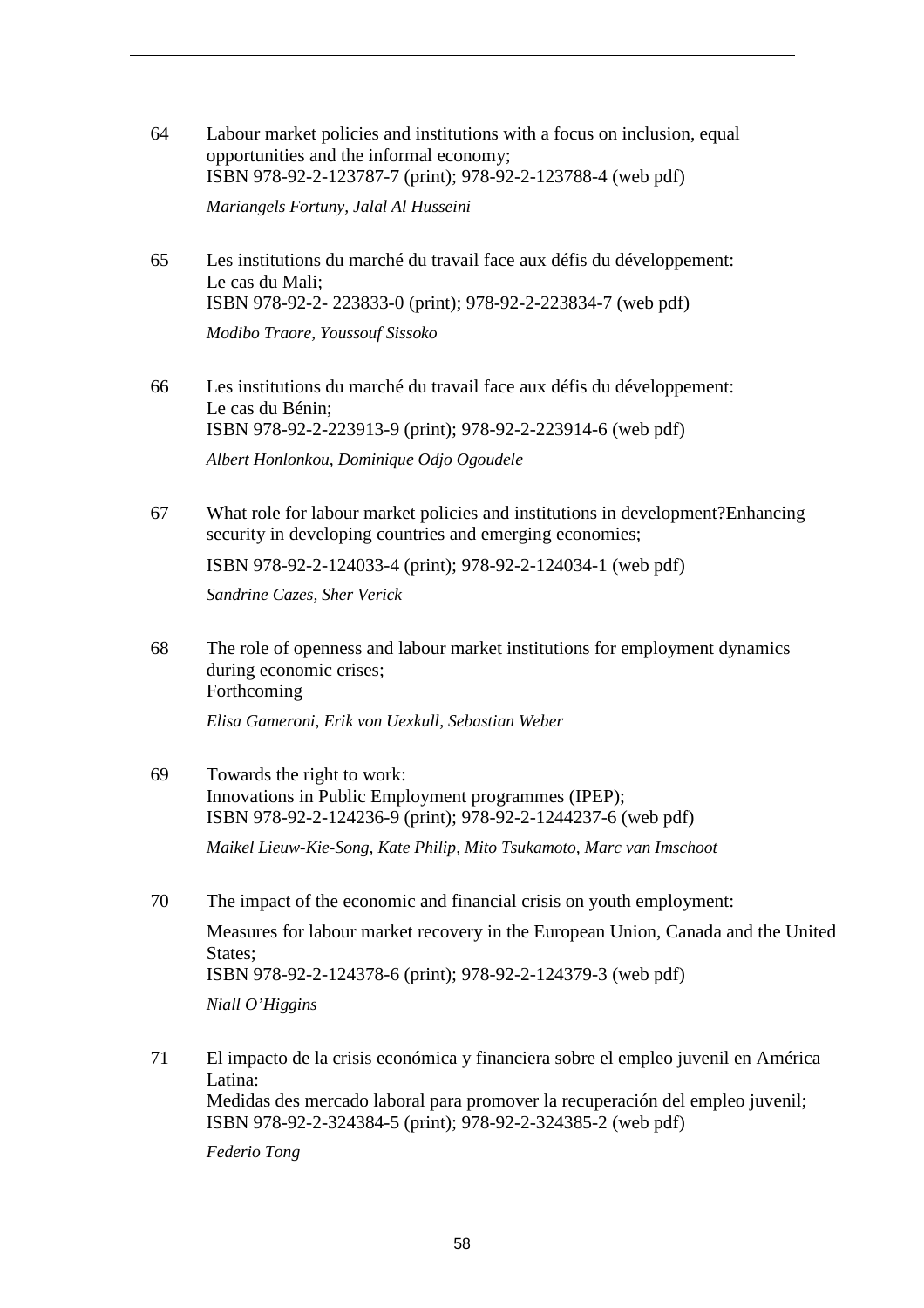64 Labour market policies and institutions with a focus on inclusion, equal opportunities and the informal economy;
ISBN 978-92-2-123787-7 (print); 978-92-2-123788-4 (web pdf)

*Mariangels Fortuny, Jalal Al Husseini*

65 Les institutions du marché du travail face aux défis du développement: Le cas du Mali;
ISBN 978-92-2- 223833-0 (print); 978-92-2-223834-7 (web pdf)

*Modibo Traore, Youssouf Sissoko*

66 Les institutions du marché du travail face aux défis du développement: Le cas du Bénin;
ISBN 978-92-2-223913-9 (print); 978-92-2-223914-6 (web pdf)

*Albert Honlonkou, Dominique Odjo Ogoudele*

67 What role for labour market policies and institutions in development?Enhancing security in developing countries and emerging economies;

ISBN 978-92-2-124033-4 (print); 978-92-2-124034-1 (web pdf)

*Sandrine Cazes, Sher Verick*

68 The role of openness and labour market institutions for employment dynamics during economic crises;
Forthcoming

*Elisa Gameroni, Erik von Uexkull, Sebastian Weber*

69 Towards the right to work:
Innovations in Public Employment programmes (IPEP);
ISBN 978-92-2-124236-9 (print); 978-92-2-1244237-6 (web pdf)

*Maikel Lieuw-Kie-Song, Kate Philip, Mito Tsukamoto, Marc van Imschoot*

70 The impact of the economic and financial crisis on youth employment:

Measures for labour market recovery in the European Union, Canada and the United States;
ISBN 978-92-2-124378-6 (print); 978-92-2-124379-3 (web pdf)

*Niall O'Higgins*

71 El impacto de la crisis económica y financiera sobre el empleo juvenil en América Latina:
Medidas des mercado laboral para promover la recuperación del empleo juvenil;
ISBN 978-92-2-324384-5 (print); 978-92-2-324385-2 (web pdf)

*Federio Tong*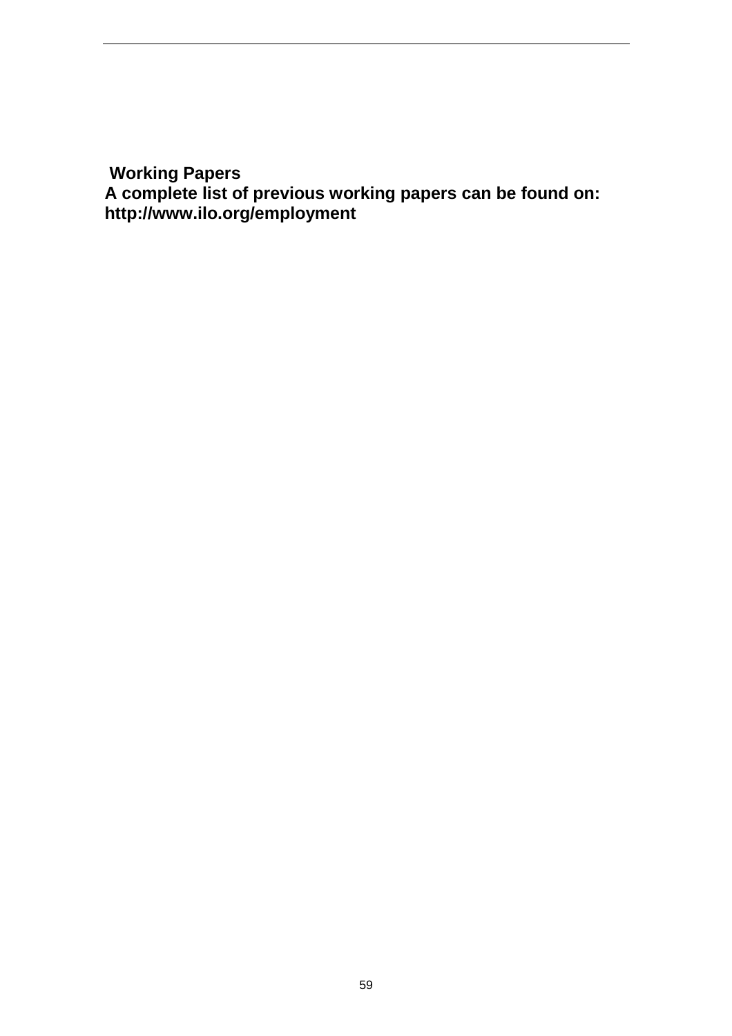**Working Papers**

**A complete list of previous working papers can be found on: http://www.ilo.org/employment**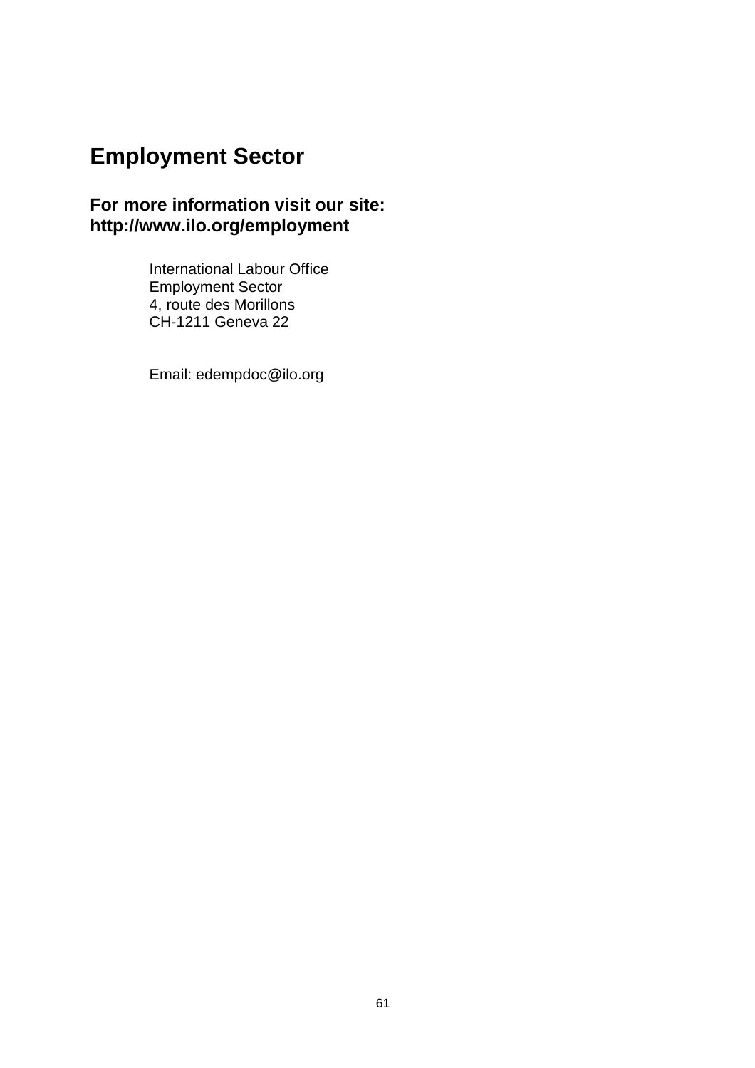# Employment Sector

**For more information visit our site:**
**http://www.ilo.org/employment**

International Labour Office
Employment Sector
4, route des Morillons
CH-1211 Geneva 22

Email: edempdoc@ilo.org